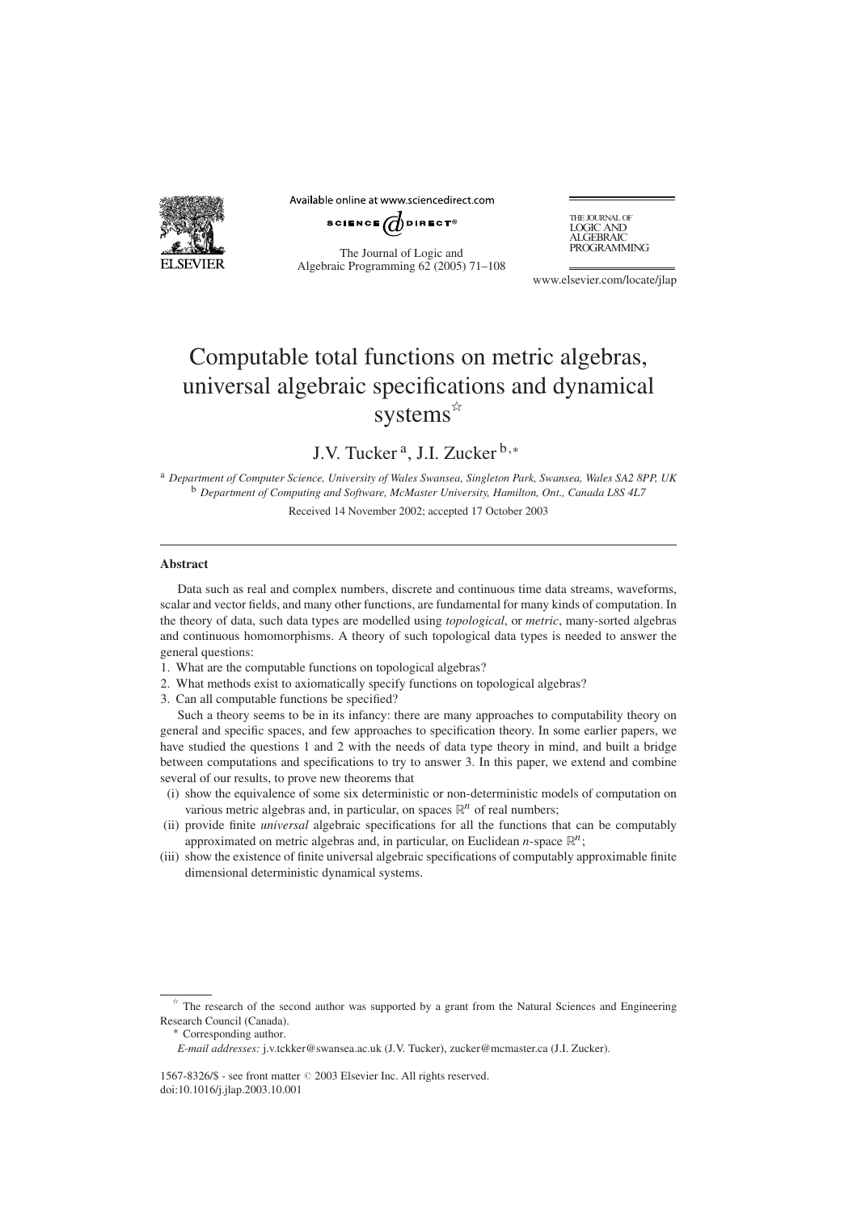# Computable total functions on metric algebras, universal algebraic specifications and dynamical systems ☆

J.V. Tucker [a], J.I. Zucker [b,*]

[a] *Department of Computer Science, University of Wales Swansea, Singleton Park, Swansea, Wales SA2 8PP, UK*
[b] *Department of Computing and Software, McMaster University, Hamilton, Ont., Canada L8S 4L7*

Received 14 November 2002; accepted 17 October 2003

---

## Abstract

Data such as real and complex numbers, discrete and continuous time data streams, waveforms, scalar and vector fields, and many other functions, are fundamental for many kinds of computation. In the theory of data, such data types are modelled using *topological*, or *metric*, many-sorted algebras and continuous homomorphisms. A theory of such topological data types is needed to answer the general questions:

1. What are the computable functions on topological algebras?
2. What methods exist to axiomatically specify functions on topological algebras?
3. Can all computable functions be specified?

Such a theory seems to be in its infancy: there are many approaches to computability theory on general and specific spaces, and few approaches to specification theory. In some earlier papers, we have studied the questions 1 and 2 with the needs of data type theory in mind, and built a bridge between computations and specifications to try to answer 3. In this paper, we extend and combine several of our results, to prove new theorems that

- (i) show the equivalence of some six deterministic or non-deterministic models of computation on various metric algebras and, in particular, on spaces $\mathbb{R}^n$ of real numbers;
- (ii) provide finite *universal* algebraic specifications for all the functions that can be computably approximated on metric algebras and, in particular, on Euclidean $n$-space $\mathbb{R}^n$;
- (iii) show the existence of finite universal algebraic specifications of computably approximable finite dimensional deterministic dynamical systems.

---

☆ The research of the second author was supported by a grant from the Natural Sciences and Engineering Research Council (Canada).

\* Corresponding author.

*E-mail addresses:* j.v.tckker@swansea.ac.uk (J.V. Tucker), zucker@mcmaster.ca (J.I. Zucker).

1567-8326/$ - see front matter © 2003 Elsevier Inc. All rights reserved.
doi:10.1016/j.jlap.2003.10.001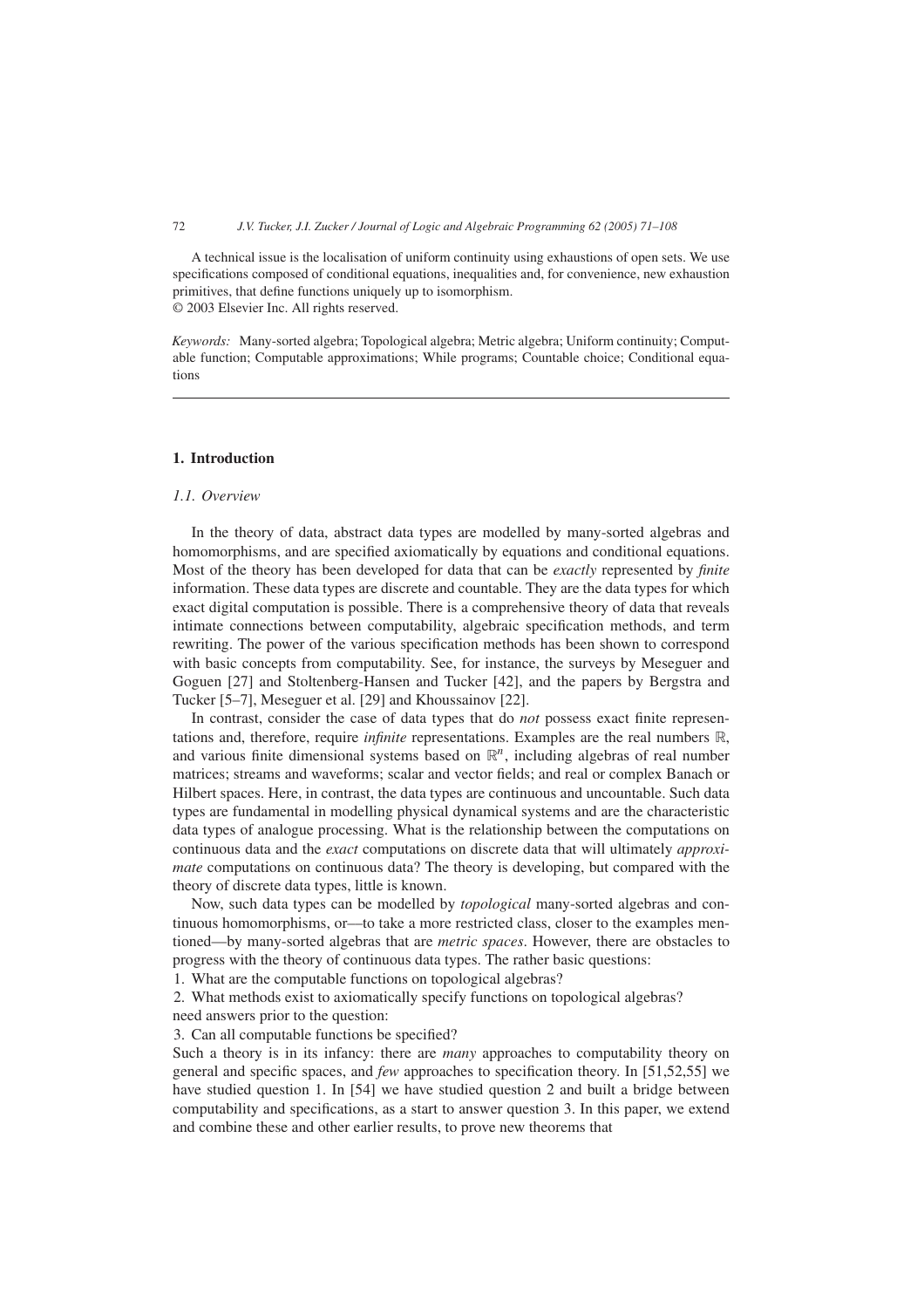A technical issue is the localisation of uniform continuity using exhaustions of open sets. We use specifications composed of conditional equations, inequalities and, for convenience, new exhaustion primitives, that define functions uniquely up to isomorphism.
© 2003 Elsevier Inc. All rights reserved.

*Keywords:* Many-sorted algebra; Topological algebra; Metric algebra; Uniform continuity; Computable function; Computable approximations; While programs; Countable choice; Conditional equations

## 1. Introduction

### *1.1. Overview*

In the theory of data, abstract data types are modelled by many-sorted algebras and homomorphisms, and are specified axiomatically by equations and conditional equations. Most of the theory has been developed for data that can be *exactly* represented by *finite* information. These data types are discrete and countable. They are the data types for which exact digital computation is possible. There is a comprehensive theory of data that reveals intimate connections between computability, algebraic specification methods, and term rewriting. The power of the various specification methods has been shown to correspond with basic concepts from computability. See, for instance, the surveys by Meseguer and Goguen [27] and Stoltenberg-Hansen and Tucker [42], and the papers by Bergstra and Tucker [5–7], Meseguer et al. [29] and Khoussainov [22].

In contrast, consider the case of data types that do *not* possess exact finite representations and, therefore, require *infinite* representations. Examples are the real numbers $\mathbb{R}$, and various finite dimensional systems based on $\mathbb{R}^n$, including algebras of real number matrices; streams and waveforms; scalar and vector fields; and real or complex Banach or Hilbert spaces. Here, in contrast, the data types are continuous and uncountable. Such data types are fundamental in modelling physical dynamical systems and are the characteristic data types of analogue processing. What is the relationship between the computations on continuous data and the *exact* computations on discrete data that will ultimately *approximate* computations on continuous data? The theory is developing, but compared with the theory of discrete data types, little is known.

Now, such data types can be modelled by *topological* many-sorted algebras and continuous homomorphisms, or—to take a more restricted class, closer to the examples mentioned—by many-sorted algebras that are *metric spaces*. However, there are obstacles to progress with the theory of continuous data types. The rather basic questions:

1. What are the computable functions on topological algebras?
2. What methods exist to axiomatically specify functions on topological algebras?

need answers prior to the question:

3. Can all computable functions be specified?

Such a theory is in its infancy: there are *many* approaches to computability theory on general and specific spaces, and *few* approaches to specification theory. In [51,52,55] we have studied question 1. In [54] we have studied question 2 and built a bridge between computability and specifications, as a start to answer question 3. In this paper, we extend and combine these and other earlier results, to prove new theorems that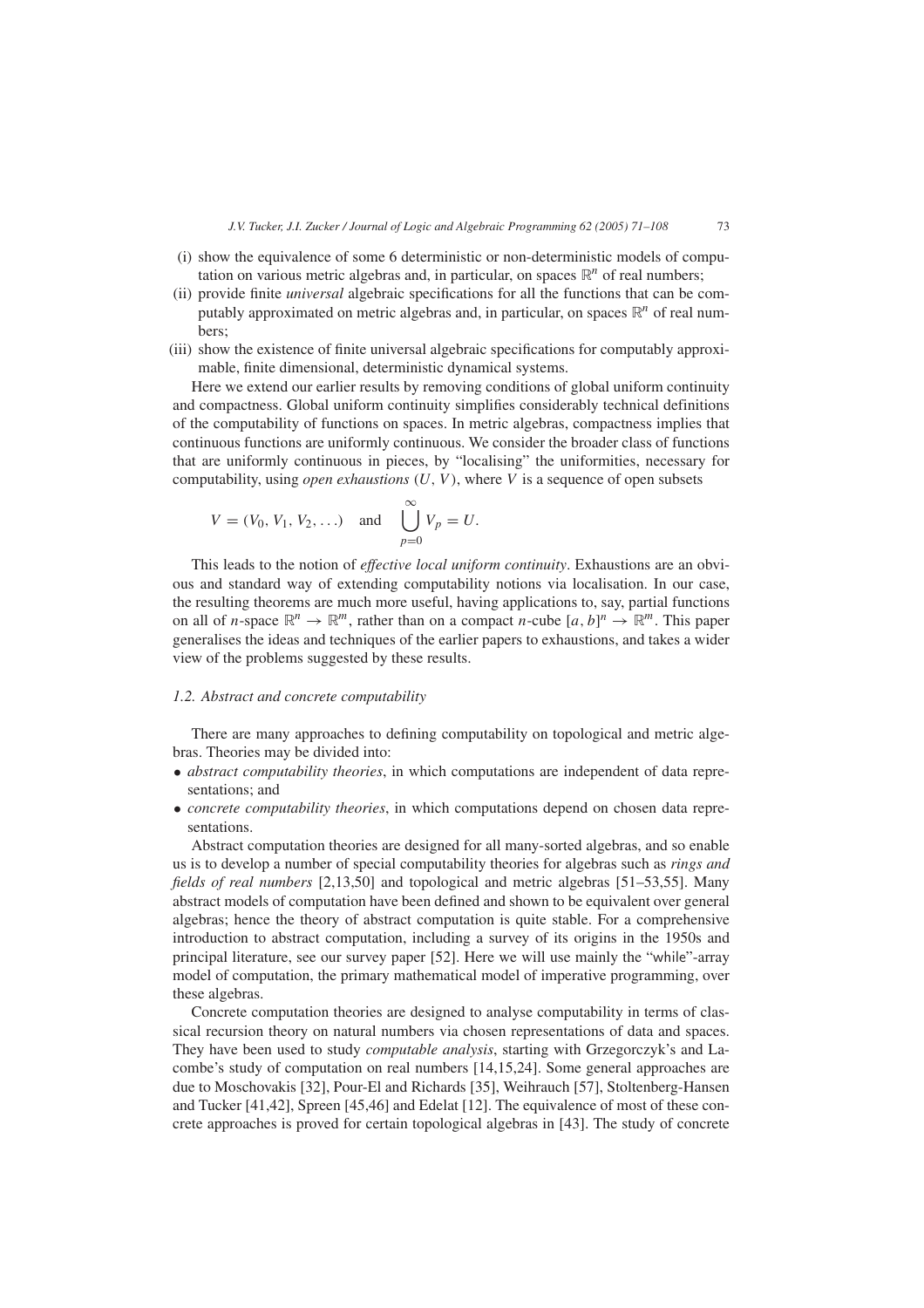(i) show the equivalence of some 6 deterministic or non-deterministic models of computation on various metric algebras and, in particular, on spaces $\mathbb{R}^n$ of real numbers;

(ii) provide finite *universal* algebraic specifications for all the functions that can be computably approximated on metric algebras and, in particular, on spaces $\mathbb{R}^n$ of real numbers;

(iii) show the existence of finite universal algebraic specifications for computably approximable, finite dimensional, deterministic dynamical systems.

Here we extend our earlier results by removing conditions of global uniform continuity and compactness. Global uniform continuity simplifies considerably technical definitions of the computability of functions on spaces. In metric algebras, compactness implies that continuous functions are uniformly continuous. We consider the broader class of functions that are uniformly continuous in pieces, by "localising" the uniformities, necessary for computability, using *open exhaustions* $(U, V)$, where $V$ is a sequence of open subsets

$$V = (V_0, V_1, V_2, \ldots) \quad \text{and} \quad \bigcup_{p=0}^{\infty} V_p = U.$$

This leads to the notion of *effective local uniform continuity*. Exhaustions are an obvious and standard way of extending computability notions via localisation. In our case, the resulting theorems are much more useful, having applications to, say, partial functions on all of $n$-space $\mathbb{R}^n \to \mathbb{R}^m$, rather than on a compact $n$-cube $[a, b]^n \to \mathbb{R}^m$. This paper generalises the ideas and techniques of the earlier papers to exhaustions, and takes a wider view of the problems suggested by these results.

### 1.2. Abstract and concrete computability

There are many approaches to defining computability on topological and metric algebras. Theories may be divided into:

- *abstract computability theories*, in which computations are independent of data representations; and
- *concrete computability theories*, in which computations depend on chosen data representations.

Abstract computation theories are designed for all many-sorted algebras, and so enable us is to develop a number of special computability theories for algebras such as *rings and fields of real numbers* [2,13,50] and topological and metric algebras [51–53,55]. Many abstract models of computation have been defined and shown to be equivalent over general algebras; hence the theory of abstract computation is quite stable. For a comprehensive introduction to abstract computation, including a survey of its origins in the 1950s and principal literature, see our survey paper [52]. Here we will use mainly the "while"-array model of computation, the primary mathematical model of imperative programming, over these algebras.

Concrete computation theories are designed to analyse computability in terms of classical recursion theory on natural numbers via chosen representations of data and spaces. They have been used to study *computable analysis*, starting with Grzegorczyk's and Lacombe's study of computation on real numbers [14,15,24]. Some general approaches are due to Moschovakis [32], Pour-El and Richards [35], Weihrauch [57], Stoltenberg-Hansen and Tucker [41,42], Spreen [45,46] and Edelat [12]. The equivalence of most of these concrete approaches is proved for certain topological algebras in [43]. The study of concrete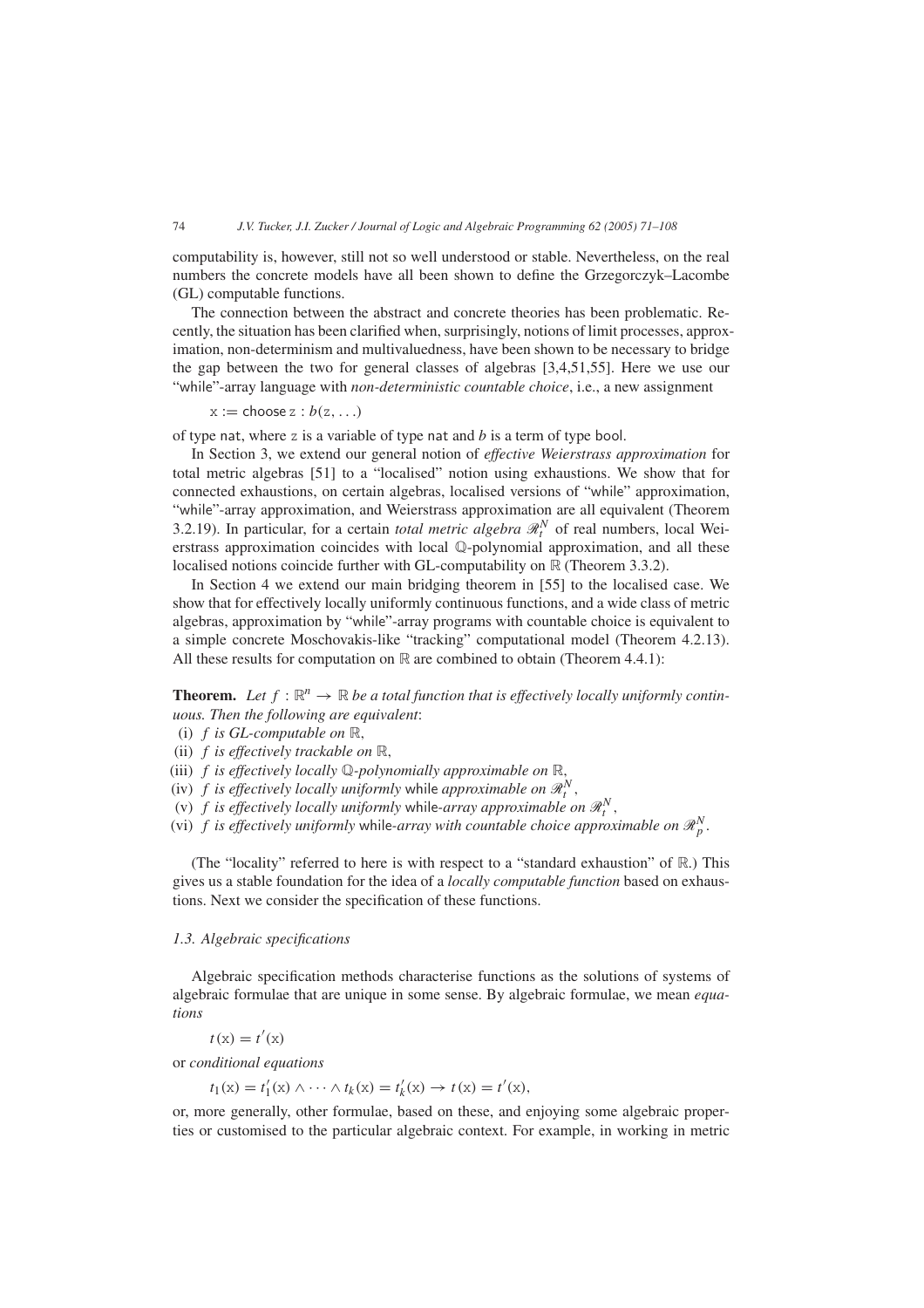computability is, however, still not so well understood or stable. Nevertheless, on the real numbers the concrete models have all been shown to define the Grzegorczyk–Lacombe (GL) computable functions.

The connection between the abstract and concrete theories has been problematic. Recently, the situation has been clarified when, surprisingly, notions of limit processes, approximation, non-determinism and multivaluedness, have been shown to be necessary to bridge the gap between the two for general classes of algebras [3,4,51,55]. Here we use our "while"-array language with *non-deterministic countable choice*, i.e., a new assignment

$$\mathtt{x} := \mathsf{choose}\ \mathtt{z} : b(\mathtt{z}, \ldots)$$

of type nat, where z is a variable of type nat and $b$ is a term of type bool.

In Section 3, we extend our general notion of *effective Weierstrass approximation* for total metric algebras [51] to a "localised" notion using exhaustions. We show that for connected exhaustions, on certain algebras, localised versions of "while" approximation, "while"-array approximation, and Weierstrass approximation are all equivalent (Theorem 3.2.19). In particular, for a certain *total metric algebra* $\mathscr{R}_t^N$ of real numbers, local Weierstrass approximation coincides with local $\mathbb{Q}$-polynomial approximation, and all these localised notions coincide further with GL-computability on $\mathbb{R}$ (Theorem 3.3.2).

In Section 4 we extend our main bridging theorem in [55] to the localised case. We show that for effectively locally uniformly continuous functions, and a wide class of metric algebras, approximation by "while"-array programs with countable choice is equivalent to a simple concrete Moschovakis-like "tracking" computational model (Theorem 4.2.13). All these results for computation on $\mathbb{R}$ are combined to obtain (Theorem 4.4.1):

**Theorem.** *Let $f : \mathbb{R}^n \to \mathbb{R}$ be a total function that is effectively locally uniformly continuous. Then the following are equivalent*:

(i) *$f$ is GL-computable on $\mathbb{R}$*,
(ii) *$f$ is effectively trackable on $\mathbb{R}$*,
(iii) *$f$ is effectively locally $\mathbb{Q}$-polynomially approximable on $\mathbb{R}$*,
(iv) *$f$ is effectively locally uniformly* while *approximable on $\mathscr{R}_t^N$*,
(v) *$f$ is effectively locally uniformly* while*-array approximable on $\mathscr{R}_t^N$*,
(vi) *$f$ is effectively uniformly* while*-array with countable choice approximable on $\mathscr{R}_p^N$*.

(The "locality" referred to here is with respect to a "standard exhaustion" of $\mathbb{R}$.) This gives us a stable foundation for the idea of a *locally computable function* based on exhaustions. Next we consider the specification of these functions.

### 1.3. Algebraic specifications

Algebraic specification methods characterise functions as the solutions of systems of algebraic formulae that are unique in some sense. By algebraic formulae, we mean *equations*

$$t(\mathrm{x}) = t'(\mathrm{x})$$

or *conditional equations*

$$t_1(\mathrm{x}) = t_1'(\mathrm{x}) \wedge \cdots \wedge t_k(\mathrm{x}) = t_k'(\mathrm{x}) \to t(\mathrm{x}) = t'(\mathrm{x}),$$

or, more generally, other formulae, based on these, and enjoying some algebraic properties or customised to the particular algebraic context. For example, in working in metric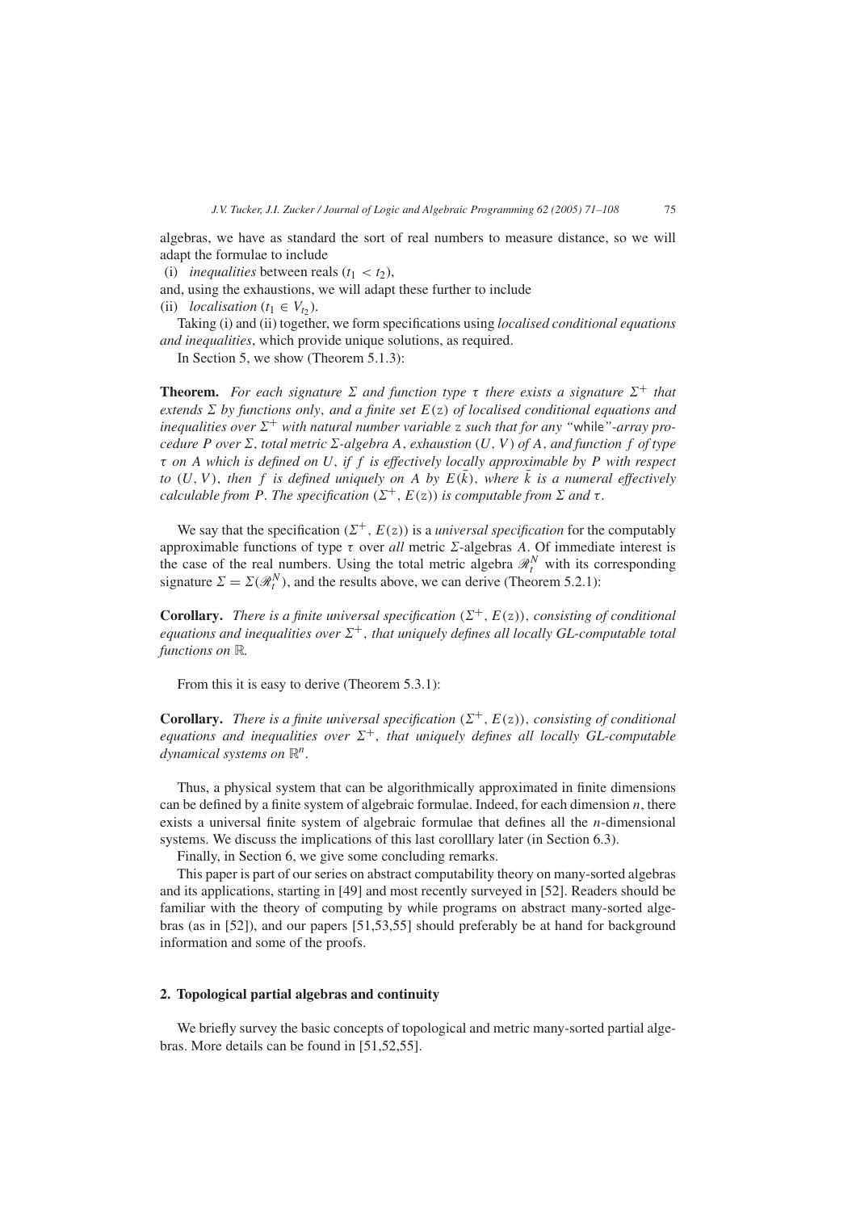algebras, we have as standard the sort of real numbers to measure distance, so we will adapt the formulae to include

(i) *inequalities* between reals ($t_1 < t_2$),

and, using the exhaustions, we will adapt these further to include

(ii) *localisation* ($t_1 \in V_{t_2}$).

Taking (i) and (ii) together, we form specifications using *localised conditional equations and inequalities*, which provide unique solutions, as required.

In Section 5, we show (Theorem 5.1.3):

**Theorem.** *For each signature $\Sigma$ and function type $\tau$ there exists a signature $\Sigma^+$ that extends $\Sigma$ by functions only, and a finite set $E(\mathtt{z})$ of localised conditional equations and inequalities over $\Sigma^+$ with natural number variable* z *such that for any "*while*"-array procedure $P$ over $\Sigma$, total metric $\Sigma$-algebra $A$, exhaustion $(U, V)$ of $A$, and function $f$ of type $\tau$ on $A$ which is defined on $U$, if $f$ is effectively locally approximable by $P$ with respect to $(U, V)$, then $f$ is defined uniquely on $A$ by $E(\bar{k})$, where $\bar{k}$ is a numeral effectively calculable from $P$. The specification $(\Sigma^+, E(\mathtt{z}))$ is computable from $\Sigma$ and $\tau$.*

We say that the specification $(\Sigma^+, E(\mathtt{z}))$ is a *universal specification* for the computably approximable functions of type $\tau$ over *all* metric $\Sigma$-algebras $A$. Of immediate interest is the case of the real numbers. Using the total metric algebra $\mathscr{R}_t^N$ with its corresponding signature $\Sigma = \Sigma(\mathscr{R}_t^N)$, and the results above, we can derive (Theorem 5.2.1):

**Corollary.** *There is a finite universal specification $(\Sigma^+, E(\mathtt{z}))$, consisting of conditional equations and inequalities over $\Sigma^+$, that uniquely defines all locally GL-computable total functions on $\mathbb{R}$.*

From this it is easy to derive (Theorem 5.3.1):

**Corollary.** *There is a finite universal specification $(\Sigma^+, E(\mathtt{z}))$, consisting of conditional equations and inequalities over $\Sigma^+$, that uniquely defines all locally GL-computable dynamical systems on $\mathbb{R}^n$.*

Thus, a physical system that can be algorithmically approximated in finite dimensions can be defined by a finite system of algebraic formulae. Indeed, for each dimension $n$, there exists a universal finite system of algebraic formulae that defines all the $n$-dimensional systems. We discuss the implications of this last corolllary later (in Section 6.3).

Finally, in Section 6, we give some concluding remarks.

This paper is part of our series on abstract computability theory on many-sorted algebras and its applications, starting in [49] and most recently surveyed in [52]. Readers should be familiar with the theory of computing by while programs on abstract many-sorted algebras (as in [52]), and our papers [51,53,55] should preferably be at hand for background information and some of the proofs.

## 2. Topological partial algebras and continuity

We briefly survey the basic concepts of topological and metric many-sorted partial algebras. More details can be found in [51,52,55].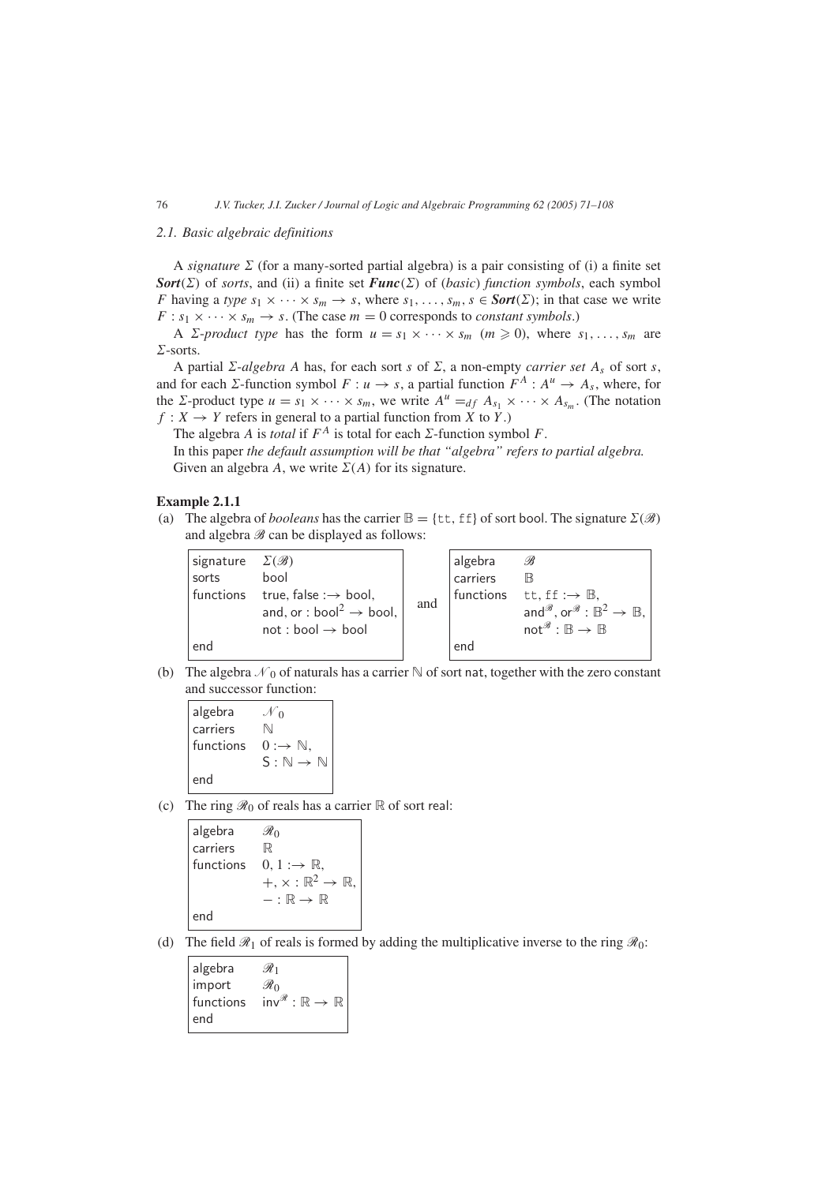### 2.1. Basic algebraic definitions

A *signature* $\Sigma$ (for a many-sorted partial algebra) is a pair consisting of (i) a finite set $\boldsymbol{Sort}(\Sigma)$ of *sorts*, and (ii) a finite set $\boldsymbol{Func}(\Sigma)$ of (*basic*) *function symbols*, each symbol $F$ having a *type* $s_1 \times \cdots \times s_m \to s$, where $s_1, \ldots, s_m, s \in \boldsymbol{Sort}(\Sigma)$; in that case we write $F : s_1 \times \cdots \times s_m \to s$. (The case $m = 0$ corresponds to *constant symbols*.)

A $\Sigma$*-product type* has the form $u = s_1 \times \cdots \times s_m$ $(m \geqslant 0)$, where $s_1, \ldots, s_m$ are $\Sigma$-sorts.

A partial $\Sigma$*-algebra* $A$ has, for each sort $s$ of $\Sigma$, a non-empty *carrier set* $A_s$ of sort $s$, and for each $\Sigma$-function symbol $F : u \to s$, a partial function $F^A : A^u \to A_s$, where, for the $\Sigma$-product type $u = s_1 \times \cdots \times s_m$, we write $A^u =_{df} A_{s_1} \times \cdots \times A_{s_m}$. (The notation $f : X \to Y$ refers in general to a partial function from $X$ to $Y$.)

The algebra $A$ is *total* if $F^A$ is total for each $\Sigma$-function symbol $F$.

In this paper *the default assumption will be that "algebra" refers to partial algebra.*

Given an algebra $A$, we write $\Sigma(A)$ for its signature.

**Example 2.1.1**

(a) The algebra of *booleans* has the carrier $\mathbb{B} = \{\mathtt{tt}, \mathtt{ff}\}$ of sort bool. The signature $\Sigma(\mathscr{B})$ and algebra $\mathscr{B}$ can be displayed as follows:

```
signature   Σ(𝓑)
sorts       bool
functions   true, false :→ bool,
            and, or : bool² → bool,
            not : bool → bool
end
```

and

```
algebra     𝓑
carriers    𝔹
functions   tt, ff :→ 𝔹,
            and^𝓑, or^𝓑 : 𝔹² → 𝔹,
            not^𝓑 : 𝔹 → 𝔹
end
```

(b) The algebra $\mathscr{N}_0$ of naturals has a carrier $\mathbb{N}$ of sort nat, together with the zero constant and successor function:

```
algebra     𝒩₀
carriers    ℕ
functions   0 :→ ℕ,
            S : ℕ → ℕ
end
```

(c) The ring $\mathscr{R}_0$ of reals has a carrier $\mathbb{R}$ of sort real:

```
algebra     ℛ₀
carriers    ℝ
functions   0, 1 :→ ℝ,
            +, × : ℝ² → ℝ,
            − : ℝ → ℝ
end
```

(d) The field $\mathscr{R}_1$ of reals is formed by adding the multiplicative inverse to the ring $\mathscr{R}_0$:

```
algebra     ℛ₁
import      ℛ₀
functions   inv^ℛ : ℝ → ℝ
end
```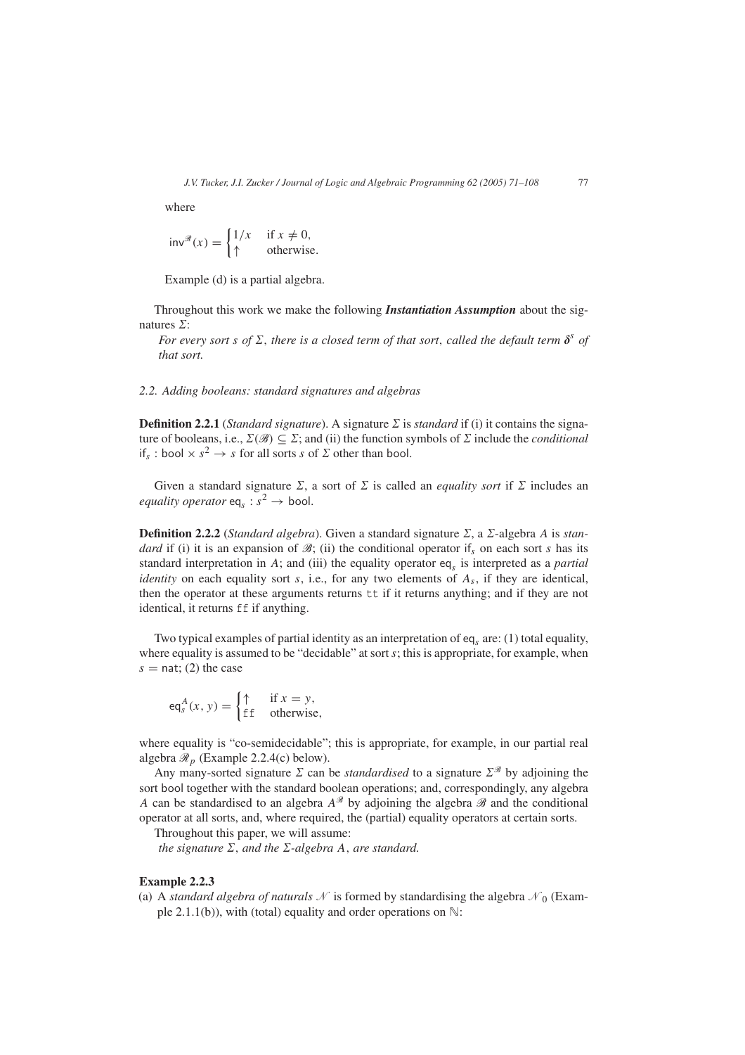where

$$\mathsf{inv}^{\mathscr{R}}(x) = \begin{cases} 1/x & \text{if } x \neq 0, \\ \uparrow & \text{otherwise.} \end{cases}$$

Example (d) is a partial algebra.

Throughout this work we make the following ***Instantiation Assumption*** about the signatures $\Sigma$:

*For every sort $s$ of $\Sigma$, there is a closed term of that sort, called the default term $\boldsymbol{\delta}^s$ of that sort.*

### 2.2. Adding booleans: standard signatures and algebras

**Definition 2.2.1** (*Standard signature*). A signature $\Sigma$ is *standard* if (i) it contains the signature of booleans, i.e., $\Sigma(\mathscr{B}) \subseteq \Sigma$; and (ii) the function symbols of $\Sigma$ include the *conditional* $\mathsf{if}_s : \mathsf{bool} \times s^2 \to s$ for all sorts $s$ of $\Sigma$ other than bool.

Given a standard signature $\Sigma$, a sort of $\Sigma$ is called an *equality sort* if $\Sigma$ includes an *equality operator* $\mathsf{eq}_s : s^2 \to \mathsf{bool}$.

**Definition 2.2.2** (*Standard algebra*). Given a standard signature $\Sigma$, a $\Sigma$-algebra $A$ is *standard* if (i) it is an expansion of $\mathscr{B}$; (ii) the conditional operator $\mathsf{if}_s$ on each sort $s$ has its standard interpretation in $A$; and (iii) the equality operator $\mathsf{eq}_s$ is interpreted as a *partial identity* on each equality sort $s$, i.e., for any two elements of $A_s$, if they are identical, then the operator at these arguments returns tt if it returns anything; and if they are not identical, it returns ff if anything.

Two typical examples of partial identity as an interpretation of $\mathsf{eq}_s$ are: (1) total equality, where equality is assumed to be "decidable" at sort $s$; this is appropriate, for example, when $s = \mathsf{nat}$; (2) the case

$$\mathsf{eq}_s^A(x, y) = \begin{cases} \uparrow & \text{if } x = y, \\ \mathtt{ff} & \text{otherwise,} \end{cases}$$

where equality is "co-semidecidable"; this is appropriate, for example, in our partial real algebra $\mathscr{R}_p$ (Example 2.2.4(c) below).

Any many-sorted signature $\Sigma$ can be *standardised* to a signature $\Sigma^{\mathscr{B}}$ by adjoining the sort bool together with the standard boolean operations; and, correspondingly, any algebra $A$ can be standardised to an algebra $A^{\mathscr{B}}$ by adjoining the algebra $\mathscr{B}$ and the conditional operator at all sorts, and, where required, the (partial) equality operators at certain sorts.

Throughout this paper, we will assume:

*the signature $\Sigma$, and the $\Sigma$-algebra $A$, are standard.*

**Example 2.2.3**

(a) A *standard algebra of naturals* $\mathscr{N}$ is formed by standardising the algebra $\mathscr{N}_0$ (Example 2.1.1(b)), with (total) equality and order operations on $\mathbb{N}$: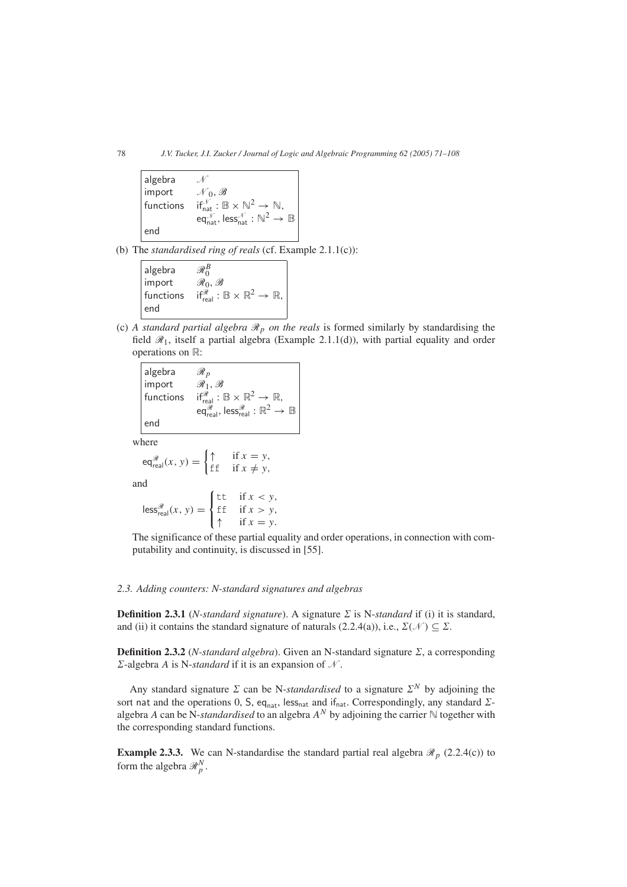```
algebra     𝒩
import      𝒩_0, ℬ
functions   if_nat^𝒩 : 𝔹 × ℕ² → ℕ,
            eq_nat^𝒩, less_nat^𝒩 : ℕ² → 𝔹
end
```

(b) The *standardised ring of reals* (cf. Example 2.1.1(c)):

```
algebra     ℛ_0^B
import      ℛ_0, ℬ
functions   if_real^ℛ : 𝔹 × ℝ² → ℝ,
end
```

(c) *A standard partial algebra $\mathscr{R}_p$ on the reals* is formed similarly by standardising the field $\mathscr{R}_1$, itself a partial algebra (Example 2.1.1(d)), with partial equality and order operations on $\mathbb{R}$:

```
algebra     ℛ_p
import      ℛ_1, ℬ
functions   if_real^ℛ : 𝔹 × ℝ² → ℝ,
            eq_real^ℛ, less_real^ℛ : ℝ² → 𝔹
end
```

where

$$\mathsf{eq}^{\mathscr{R}}_{\mathsf{real}}(x, y) = \begin{cases} \uparrow & \text{if } x = y, \\ \mathtt{ff} & \text{if } x \neq y, \end{cases}$$

and

$$\mathsf{less}^{\mathscr{R}}_{\mathsf{real}}(x, y) = \begin{cases} \mathtt{tt} & \text{if } x < y, \\ \mathtt{ff} & \text{if } x > y, \\ \uparrow & \text{if } x = y. \end{cases}$$

The significance of these partial equality and order operations, in connection with computability and continuity, is discussed in [55].

### *2.3. Adding counters: N-standard signatures and algebras*

**Definition 2.3.1** (*N-standard signature*). A signature $\Sigma$ is N-*standard* if (i) it is standard, and (ii) it contains the standard signature of naturals (2.2.4(a)), i.e., $\Sigma(\mathscr{N}) \subseteq \Sigma$.

**Definition 2.3.2** (*N-standard algebra*). Given an N-standard signature $\Sigma$, a corresponding $\Sigma$-algebra $A$ is N-*standard* if it is an expansion of $\mathscr{N}$.

Any standard signature $\Sigma$ can be N-*standardised* to a signature $\Sigma^N$ by adjoining the sort nat and the operations 0, S, $\mathsf{eq}_{\mathsf{nat}}$, $\mathsf{less}_{\mathsf{nat}}$ and $\mathsf{if}_{\mathsf{nat}}$. Correspondingly, any standard $\Sigma$-algebra $A$ can be N-*standardised* to an algebra $A^N$ by adjoining the carrier $\mathbb{N}$ together with the corresponding standard functions.

**Example 2.3.3.** We can N-standardise the standard partial real algebra $\mathscr{R}_p$ (2.2.4(c)) to form the algebra $\mathscr{R}_p^N$.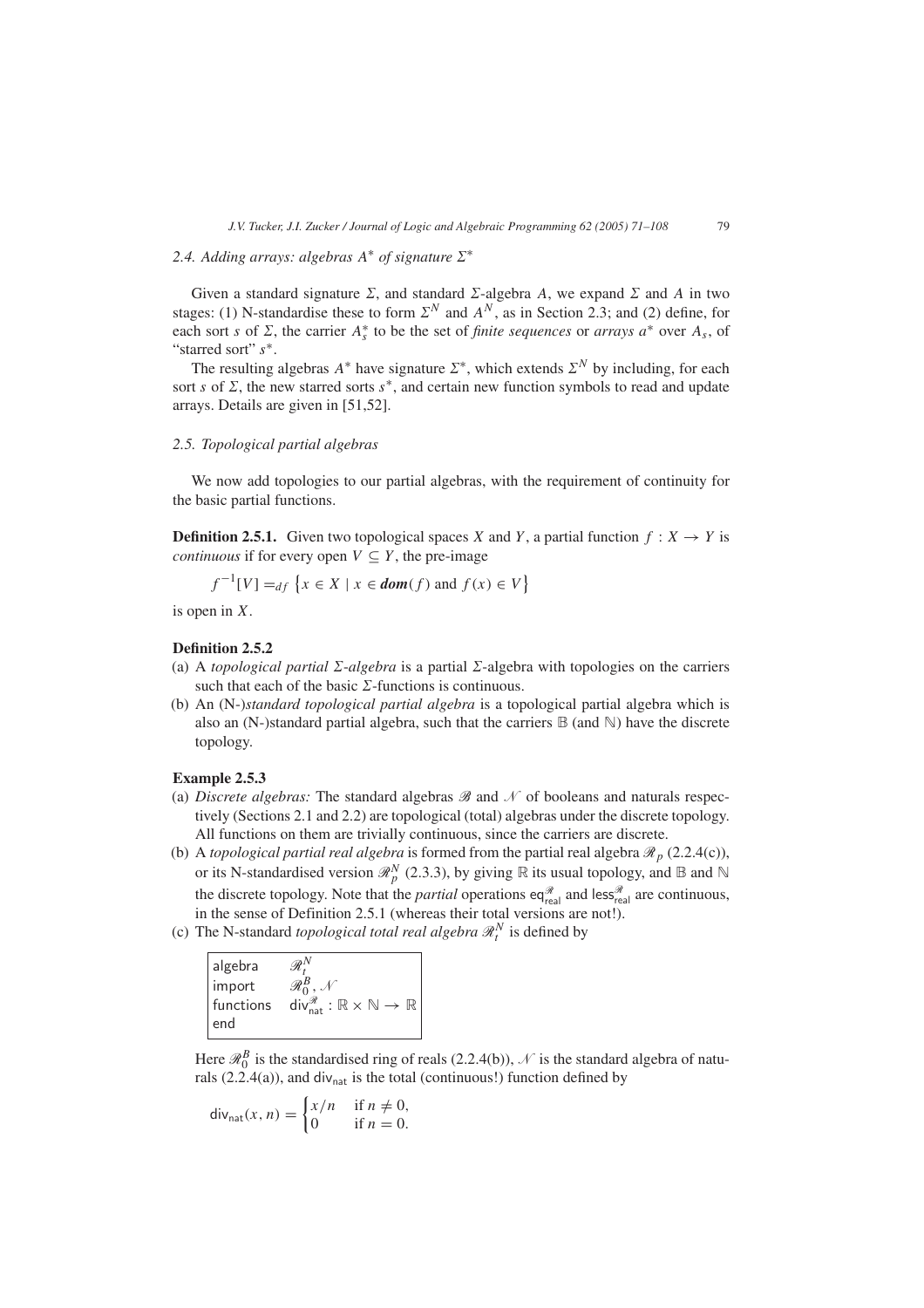### 2.4. Adding arrays: algebras $A^*$ of signature $\Sigma^*$

Given a standard signature $\Sigma$, and standard $\Sigma$-algebra $A$, we expand $\Sigma$ and $A$ in two stages: (1) N-standardise these to form $\Sigma^N$ and $A^N$, as in Section 2.3; and (2) define, for each sort $s$ of $\Sigma$, the carrier $A_s^*$ to be the set of *finite sequences* or *arrays* $a^*$ over $A_s$, of "starred sort" $s^*$.

The resulting algebras $A^*$ have signature $\Sigma^*$, which extends $\Sigma^N$ by including, for each sort $s$ of $\Sigma$, the new starred sorts $s^*$, and certain new function symbols to read and update arrays. Details are given in [51,52].

### 2.5. Topological partial algebras

We now add topologies to our partial algebras, with the requirement of continuity for the basic partial functions.

**Definition 2.5.1.** Given two topological spaces $X$ and $Y$, a partial function $f : X \to Y$ is *continuous* if for every open $V \subseteq Y$, the pre-image

$$f^{-1}[V] =_{df} \{x \in X \mid x \in \boldsymbol{dom}(f) \text{ and } f(x) \in V\}$$

is open in $X$.

**Definition 2.5.2**

(a) A *topological partial $\Sigma$-algebra* is a partial $\Sigma$-algebra with topologies on the carriers such that each of the basic $\Sigma$-functions is continuous.

(b) An (N-)*standard topological partial algebra* is a topological partial algebra which is also an (N-)standard partial algebra, such that the carriers $\mathbb{B}$ (and $\mathbb{N}$) have the discrete topology.

**Example 2.5.3**

(a) *Discrete algebras:* The standard algebras $\mathscr{B}$ and $\mathscr{N}$ of booleans and naturals respectively (Sections 2.1 and 2.2) are topological (total) algebras under the discrete topology. All functions on them are trivially continuous, since the carriers are discrete.

(b) A *topological partial real algebra* is formed from the partial real algebra $\mathscr{R}_p$ (2.2.4(c)), or its N-standardised version $\mathscr{R}_p^N$ (2.3.3), by giving $\mathbb{R}$ its usual topology, and $\mathbb{B}$ and $\mathbb{N}$ the discrete topology. Note that the *partial* operations $\mathsf{eq}^{\mathscr{R}}_{\mathsf{real}}$ and $\mathsf{less}^{\mathscr{R}}_{\mathsf{real}}$ are continuous, in the sense of Definition 2.5.1 (whereas their total versions are not!).

(c) The N-standard *topological total real algebra* $\mathscr{R}_t^N$ is defined by

```
algebra     R_t^N
import      R_0^B, N
functions   div_nat^R : ℝ × ℕ → ℝ
end
```

Here $\mathscr{R}_0^B$ is the standardised ring of reals (2.2.4(b)), $\mathscr{N}$ is the standard algebra of naturals (2.2.4(a)), and $\mathsf{div}_{\mathsf{nat}}$ is the total (continuous!) function defined by

$$\mathsf{div}_{\mathsf{nat}}(x, n) = \begin{cases} x/n & \text{if } n \neq 0, \\ 0 & \text{if } n = 0. \end{cases}$$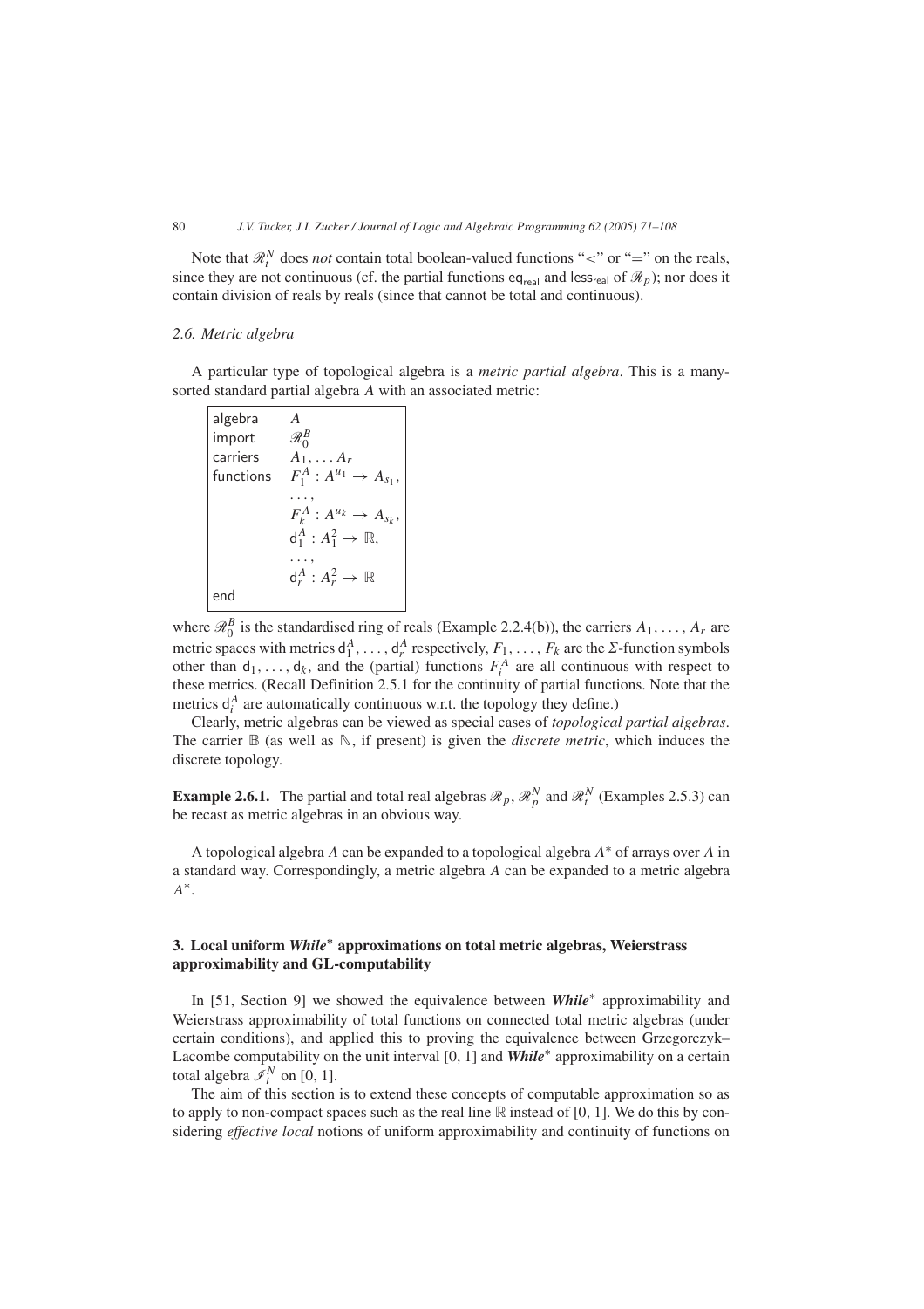Note that $\mathscr{R}_t^N$ does *not* contain total boolean-valued functions "<" or "=" on the reals, since they are not continuous (cf. the partial functions $\mathsf{eq}_{\mathsf{real}}$ and $\mathsf{less}_{\mathsf{real}}$ of $\mathscr{R}_p$); nor does it contain division of reals by reals (since that cannot be total and continuous).

### 2.6. Metric algebra

A particular type of topological algebra is a *metric partial algebra*. This is a many-sorted standard partial algebra $A$ with an associated metric:

```
algebra     A
import      R_0^B
carriers    A_1, ... A_r
functions   F_1^A : A^{u_1} → A_{s_1},
            ...,
            F_k^A : A^{u_k} → A_{s_k},
            d_1^A : A_1^2 → ℝ,
            ...,
            d_r^A : A_r^2 → ℝ
end
```

where $\mathscr{R}_0^B$ is the standardised ring of reals (Example 2.2.4(b)), the carriers $A_1, \ldots, A_r$ are metric spaces with metrics $\mathsf{d}_1^A, \ldots, \mathsf{d}_r^A$ respectively, $F_1, \ldots, F_k$ are the $\Sigma$-function symbols other than $\mathsf{d}_1, \ldots, \mathsf{d}_k$, and the (partial) functions $F_i^A$ are all continuous with respect to these metrics. (Recall Definition 2.5.1 for the continuity of partial functions. Note that the metrics $\mathsf{d}_i^A$ are automatically continuous w.r.t. the topology they define.)

Clearly, metric algebras can be viewed as special cases of *topological partial algebras*. The carrier $\mathbb{B}$ (as well as $\mathbb{N}$, if present) is given the *discrete metric*, which induces the discrete topology.

**Example 2.6.1.** The partial and total real algebras $\mathscr{R}_p$, $\mathscr{R}_p^N$ and $\mathscr{R}_t^N$ (Examples 2.5.3) can be recast as metric algebras in an obvious way.

A topological algebra $A$ can be expanded to a topological algebra $A^*$ of arrays over $A$ in a standard way. Correspondingly, a metric algebra $A$ can be expanded to a metric algebra $A^*$.

## 3. Local uniform *While*\* approximations on total metric algebras, Weierstrass approximability and GL-computability

In [51, Section 9] we showed the equivalence between ***While***\* approximability and Weierstrass approximability of total functions on connected total metric algebras (under certain conditions), and applied this to proving the equivalence between Grzegorczyk–Lacombe computability on the unit interval [0, 1] and ***While***\* approximability on a certain total algebra $\mathscr{I}_t^N$ on [0, 1].

The aim of this section is to extend these concepts of computable approximation so as to apply to non-compact spaces such as the real line $\mathbb{R}$ instead of [0, 1]. We do this by considering *effective local* notions of uniform approximability and continuity of functions on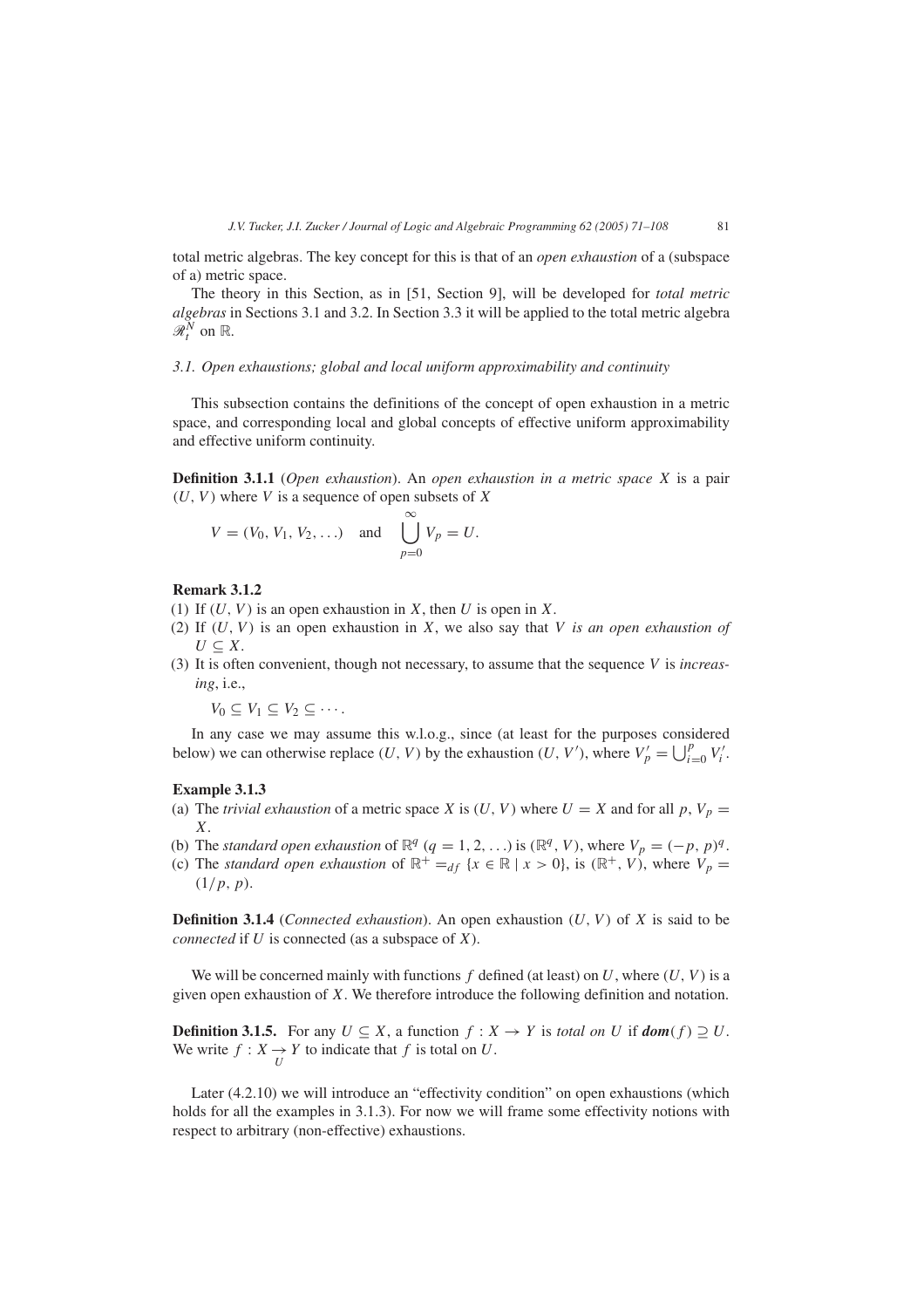total metric algebras. The key concept for this is that of an *open exhaustion* of a (subspace of a) metric space.

The theory in this Section, as in [51, Section 9], will be developed for *total metric algebras* in Sections 3.1 and 3.2. In Section 3.3 it will be applied to the total metric algebra $\mathscr{R}_t^N$ on $\mathbb{R}$.

### 3.1. Open exhaustions; global and local uniform approximability and continuity

This subsection contains the definitions of the concept of open exhaustion in a metric space, and corresponding local and global concepts of effective uniform approximability and effective uniform continuity.

**Definition 3.1.1** (*Open exhaustion*). An *open exhaustion in a metric space $X$* is a pair $(U, V)$ where $V$ is a sequence of open subsets of $X$

$$V = (V_0, V_1, V_2, \ldots) \quad \text{and} \quad \bigcup_{p=0}^{\infty} V_p = U.$$

**Remark 3.1.2**

(1) If $(U, V)$ is an open exhaustion in $X$, then $U$ is open in $X$.
(2) If $(U, V)$ is an open exhaustion in $X$, we also say that $V$ *is an open exhaustion of* $U \subseteq X$.
(3) It is often convenient, though not necessary, to assume that the sequence $V$ is *increasing*, i.e.,

$V_0 \subseteq V_1 \subseteq V_2 \subseteq \cdots.$

In any case we may assume this w.l.o.g., since (at least for the purposes considered below) we can otherwise replace $(U, V)$ by the exhaustion $(U, V')$, where $V'_p = \bigcup_{i=0}^{p} V'_i$.

**Example 3.1.3**

(a) The *trivial exhaustion* of a metric space $X$ is $(U, V)$ where $U = X$ and for all $p$, $V_p = X$.
(b) The *standard open exhaustion* of $\mathbb{R}^q$ $(q = 1, 2, \ldots)$ is $(\mathbb{R}^q, V)$, where $V_p = (-p, p)^q$.
(c) The *standard open exhaustion* of $\mathbb{R}^+ =_{df} \{x \in \mathbb{R} \mid x > 0\}$, is $(\mathbb{R}^+, V)$, where $V_p = (1/p, p)$.

**Definition 3.1.4** (*Connected exhaustion*). An open exhaustion $(U, V)$ of $X$ is said to be *connected* if $U$ is connected (as a subspace of $X$).

We will be concerned mainly with functions $f$ defined (at least) on $U$, where $(U, V)$ is a given open exhaustion of $X$. We therefore introduce the following definition and notation.

**Definition 3.1.5.** For any $U \subseteq X$, a function $f : X \to Y$ is *total on $U$* if $\boldsymbol{dom}(f) \supseteq U$. We write $f : X \underset{U}{\to} Y$ to indicate that $f$ is total on $U$.

Later (4.2.10) we will introduce an "effectivity condition" on open exhaustions (which holds for all the examples in 3.1.3). For now we will frame some effectivity notions with respect to arbitrary (non-effective) exhaustions.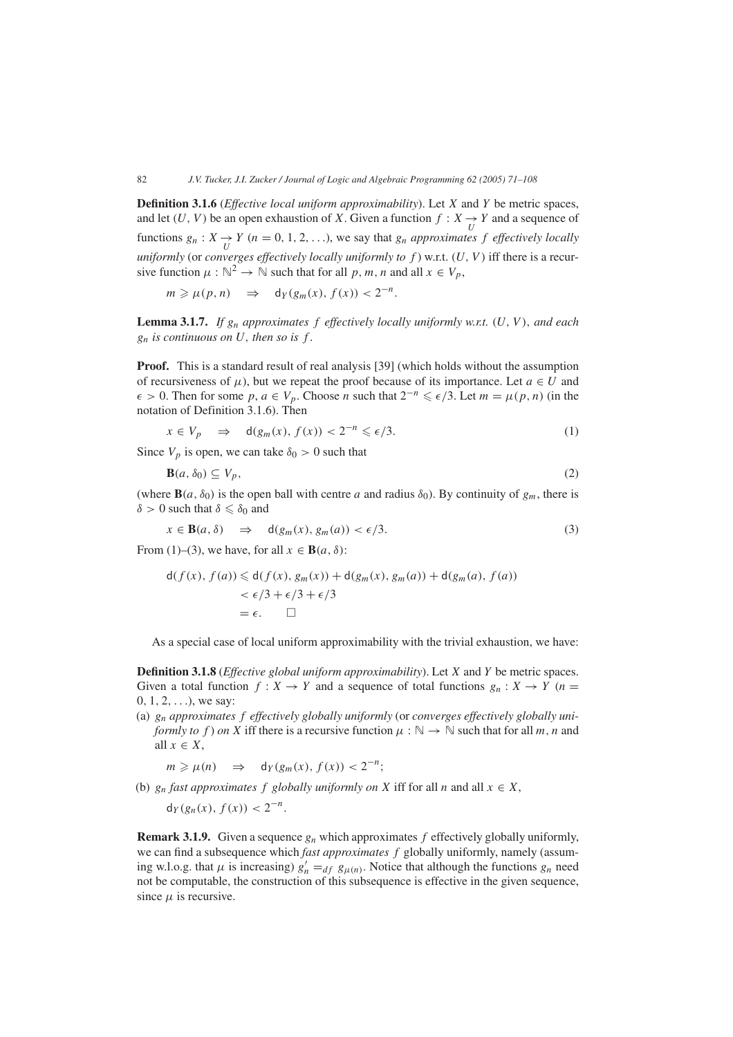**Definition 3.1.6** (*Effective local uniform approximability*). Let $X$ and $Y$ be metric spaces, and let $(U, V)$ be an open exhaustion of $X$. Given a function $f : X \underset{U}{\to} Y$ and a sequence of functions $g_n : X \underset{U}{\to} Y$ $(n = 0, 1, 2, \ldots)$, we say that $g_n$ *approximates* $f$ *effectively locally uniformly* (or *converges effectively locally uniformly to* $f$) w.r.t. $(U, V)$ iff there is a recursive function $\mu : \mathbb{N}^2 \to \mathbb{N}$ such that for all $p, m, n$ and all $x \in V_p$,

$$m \geqslant \mu(p, n) \quad \Rightarrow \quad \mathsf{d}_Y(g_m(x), f(x)) < 2^{-n}.$$

**Lemma 3.1.7.** *If $g_n$ approximates $f$ effectively locally uniformly w.r.t. $(U, V)$, and each $g_n$ is continuous on $U$, then so is $f$.*

**Proof.** This is a standard result of real analysis [39] (which holds without the assumption of recursiveness of $\mu$), but we repeat the proof because of its importance. Let $a \in U$ and $\epsilon > 0$. Then for some $p$, $a \in V_p$. Choose $n$ such that $2^{-n} \leqslant \epsilon/3$. Let $m = \mu(p, n)$ (in the notation of Definition 3.1.6). Then

$$x \in V_p \quad \Rightarrow \quad \mathsf{d}(g_m(x), f(x)) < 2^{-n} \leqslant \epsilon/3. \tag{1}$$

Since $V_p$ is open, we can take $\delta_0 > 0$ such that

$$\mathbf{B}(a, \delta_0) \subseteq V_p, \tag{2}$$

(where $\mathbf{B}(a, \delta_0)$ is the open ball with centre $a$ and radius $\delta_0$). By continuity of $g_m$, there is $\delta > 0$ such that $\delta \leqslant \delta_0$ and

$$x \in \mathbf{B}(a, \delta) \quad \Rightarrow \quad \mathsf{d}(g_m(x), g_m(a)) < \epsilon/3. \tag{3}$$

From (1)–(3), we have, for all $x \in \mathbf{B}(a, \delta)$:

$$\begin{aligned}
\mathsf{d}(f(x), f(a)) &\leqslant \mathsf{d}(f(x), g_m(x)) + \mathsf{d}(g_m(x), g_m(a)) + \mathsf{d}(g_m(a), f(a)) \\
&< \epsilon/3 + \epsilon/3 + \epsilon/3 \\
&= \epsilon. \qquad \square
\end{aligned}$$

As a special case of local uniform approximability with the trivial exhaustion, we have:

**Definition 3.1.8** (*Effective global uniform approximability*). Let $X$ and $Y$ be metric spaces. Given a total function $f : X \to Y$ and a sequence of total functions $g_n : X \to Y$ $(n = 0, 1, 2, \ldots)$, we say:

(a) $g_n$ *approximates* $f$ *effectively globally uniformly* (or *converges effectively globally uniformly to* $f$) *on* $X$ iff there is a recursive function $\mu : \mathbb{N} \to \mathbb{N}$ such that for all $m, n$ and all $x \in X$,

$$m \geqslant \mu(n) \quad \Rightarrow \quad \mathsf{d}_Y(g_m(x), f(x)) < 2^{-n};$$

(b) $g_n$ *fast approximates* $f$ *globally uniformly on* $X$ iff for all $n$ and all $x \in X$,

$$\mathsf{d}_Y(g_n(x), f(x)) < 2^{-n}.$$

**Remark 3.1.9.** Given a sequence $g_n$ which approximates $f$ effectively globally uniformly, we can find a subsequence which *fast approximates* $f$ globally uniformly, namely (assuming w.l.o.g. that $\mu$ is increasing) $g'_n =_{df} g_{\mu(n)}$. Notice that although the functions $g_n$ need not be computable, the construction of this subsequence is effective in the given sequence, since $\mu$ is recursive.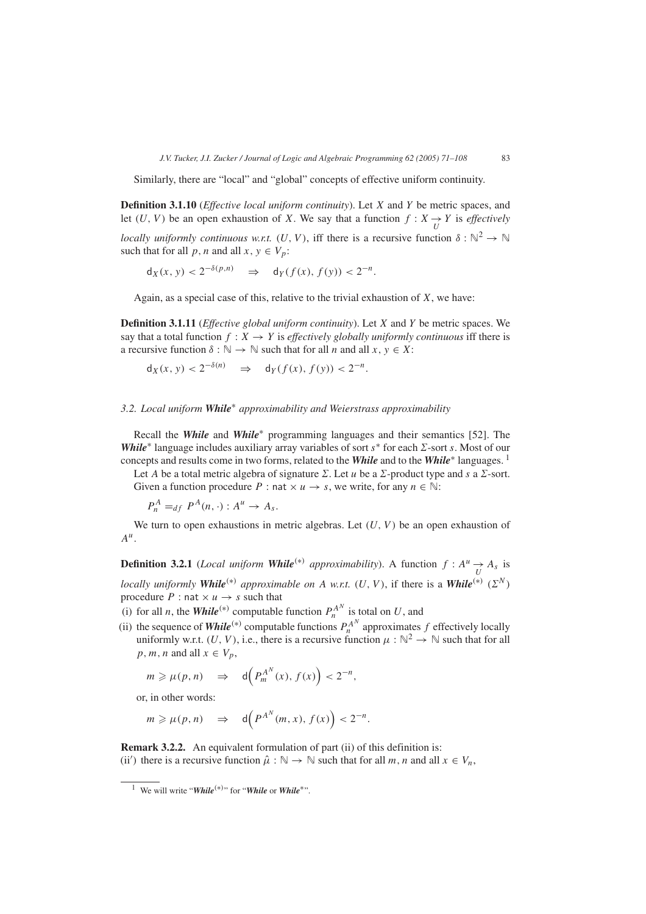Similarly, there are "local" and "global" concepts of effective uniform continuity.

**Definition 3.1.10** (*Effective local uniform continuity*). Let $X$ and $Y$ be metric spaces, and let $(U, V)$ be an open exhaustion of $X$. We say that a function $f : X \underset{U}{\rightarrow} Y$ is *effectively locally uniformly continuous w.r.t.* $(U, V)$, iff there is a recursive function $\delta : \mathbb{N}^2 \to \mathbb{N}$ such that for all $p, n$ and all $x, y \in V_p$:

$$\mathsf{d}_X(x, y) < 2^{-\delta(p,n)} \quad \Rightarrow \quad \mathsf{d}_Y(f(x), f(y)) < 2^{-n}.$$

Again, as a special case of this, relative to the trivial exhaustion of $X$, we have:

**Definition 3.1.11** (*Effective global uniform continuity*). Let $X$ and $Y$ be metric spaces. We say that a total function $f : X \to Y$ is *effectively globally uniformly continuous* iff there is a recursive function $\delta : \mathbb{N} \to \mathbb{N}$ such that for all $n$ and all $x, y \in X$:

$$\mathsf{d}_X(x, y) < 2^{-\delta(n)} \quad \Rightarrow \quad \mathsf{d}_Y(f(x), f(y)) < 2^{-n}.$$

### 3.2. Local uniform *While*$^*$ approximability and Weierstrass approximability

Recall the ***While*** and ***While***$^*$ programming languages and their semantics [52]. The ***While***$^*$ language includes auxiliary array variables of sort $s^*$ for each $\Sigma$-sort $s$. Most of our concepts and results come in two forms, related to the ***While*** and to the ***While***$^*$ languages. [1]

Let $A$ be a total metric algebra of signature $\Sigma$. Let $u$ be a $\Sigma$-product type and $s$ a $\Sigma$-sort. Given a function procedure $P : \mathsf{nat} \times u \to s$, we write, for any $n \in \mathbb{N}$:

$$P_n^A =_{df} P^A(n, \cdot) : A^u \to A_s.$$

We turn to open exhaustions in metric algebras. Let $(U, V)$ be an open exhaustion of $A^u$.

**Definition 3.2.1** (*Local uniform* ***While***$^{(*)}$ *approximability*). A function $f : A^u \underset{U}{\rightarrow} A_s$ is *locally uniformly* ***While***$^{(*)}$ *approximable on A w.r.t.* $(U, V)$, if there is a ***While***$^{(*)}$ $(\Sigma^N)$ procedure $P : \mathsf{nat} \times u \to s$ such that

(i) for all $n$, the ***While***$^{(*)}$ computable function $P_n^{A^N}$ is total on $U$, and

(ii) the sequence of ***While***$^{(*)}$ computable functions $P_n^{A^N}$ approximates $f$ effectively locally uniformly w.r.t. $(U, V)$, i.e., there is a recursive function $\mu : \mathbb{N}^2 \to \mathbb{N}$ such that for all $p, m, n$ and all $x \in V_p$,

$$m \geqslant \mu(p, n) \quad \Rightarrow \quad \mathsf{d}\Big(P_m^{A^N}(x), f(x)\Big) < 2^{-n},$$

or, in other words:

$$m \geqslant \mu(p, n) \quad \Rightarrow \quad \mathsf{d}\Big(P^{A^N}(m, x), f(x)\Big) < 2^{-n}.$$

**Remark 3.2.2.** An equivalent formulation of part (ii) of this definition is:
(ii′) there is a recursive function $\hat{\mu} : \mathbb{N} \to \mathbb{N}$ such that for all $m, n$ and all $x \in V_n$,

[1] We will write "***While***$^{(*)}$" for "***While*** or ***While***$^*$".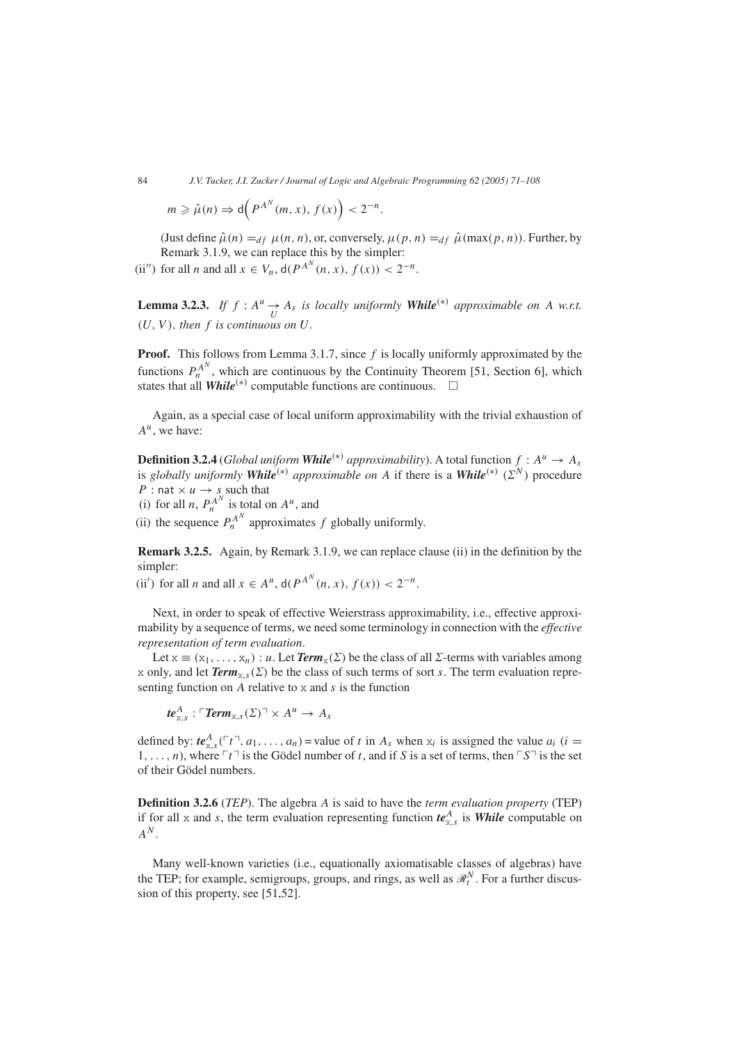$$m \geqslant \hat{\mu}(n) \Rightarrow \mathsf{d}\Big(P^{A^N}(m, x),\, f(x)\Big) < 2^{-n}.$$

(Just define $\hat{\mu}(n) =_{df} \mu(n, n)$, or, conversely, $\mu(p, n) =_{df} \hat{\mu}(\max(p, n))$. Further, by Remark 3.1.9, we can replace this by the simpler:

(ii$''$) for all $n$ and all $x \in V_n$, $\mathsf{d}(P^{A^N}(n, x), f(x)) < 2^{-n}$.

**Lemma 3.2.3.** *If $f : A^u \underset{U}{\rightarrow} A_s$ is locally uniformly **While**$^{(*)}$ approximable on $A$ w.r.t. $(U, V)$, then $f$ is continuous on $U$.*

**Proof.** This follows from Lemma 3.1.7, since $f$ is locally uniformly approximated by the functions $P_n^{A^N}$, which are continuous by the Continuity Theorem [51, Section 6], which states that all ***While***$^{(*)}$ computable functions are continuous. □

Again, as a special case of local uniform approximability with the trivial exhaustion of $A^u$, we have:

**Definition 3.2.4** (*Global uniform **While**$^{(*)}$ approximability*). A total function $f : A^u \rightarrow A_s$ is *globally uniformly **While**$^{(*)}$ approximable on $A$* if there is a ***While***$^{(*)}$ $(\Sigma^N)$ procedure $P : \mathsf{nat} \times u \rightarrow s$ such that

(i) for all $n$, $P_n^{A^N}$ is total on $A^u$, and

(ii) the sequence $P_n^{A^N}$ approximates $f$ globally uniformly.

**Remark 3.2.5.** Again, by Remark 3.1.9, we can replace clause (ii) in the definition by the simpler:

(ii$'$) for all $n$ and all $x \in A^u$, $\mathsf{d}(P^{A^N}(n, x), f(x)) < 2^{-n}$.

Next, in order to speak of effective Weierstrass approximability, i.e., effective approximability by a sequence of terms, we need some terminology in connection with the *effective representation of term evaluation*.

Let $\mathtt{x} \equiv (\mathtt{x}_1, \ldots, \mathtt{x}_n) : u$. Let $\boldsymbol{Term}_{\mathtt{x}}(\Sigma)$ be the class of all $\Sigma$-terms with variables among $\mathtt{x}$ only, and let $\boldsymbol{Term}_{\mathtt{x},s}(\Sigma)$ be the class of such terms of sort $s$. The term evaluation representing function on $A$ relative to $\mathtt{x}$ and $s$ is the function

$$\boldsymbol{te}^A_{\mathtt{x},s} : \ulcorner \boldsymbol{Term}_{\mathtt{x},s}(\Sigma) \urcorner \times A^u \rightarrow A_s$$

defined by: $\boldsymbol{te}^A_{\mathtt{x},s}(\ulcorner t \urcorner, a_1, \ldots, a_n) =$ value of $t$ in $A_s$ when $\mathtt{x}_i$ is assigned the value $a_i$ ($i = 1, \ldots, n$), where $\ulcorner t \urcorner$ is the Gödel number of $t$, and if $S$ is a set of terms, then $\ulcorner S \urcorner$ is the set of their Gödel numbers.

**Definition 3.2.6** (*TEP*). The algebra $A$ is said to have the *term evaluation property* (TEP) if for all $\mathtt{x}$ and $s$, the term evaluation representing function $\boldsymbol{te}^A_{\mathtt{x},s}$ is ***While*** computable on $A^N$.

Many well-known varieties (i.e., equationally axiomatisable classes of algebras) have the TEP; for example, semigroups, groups, and rings, as well as $\mathscr{R}_t^N$. For a further discussion of this property, see [51,52].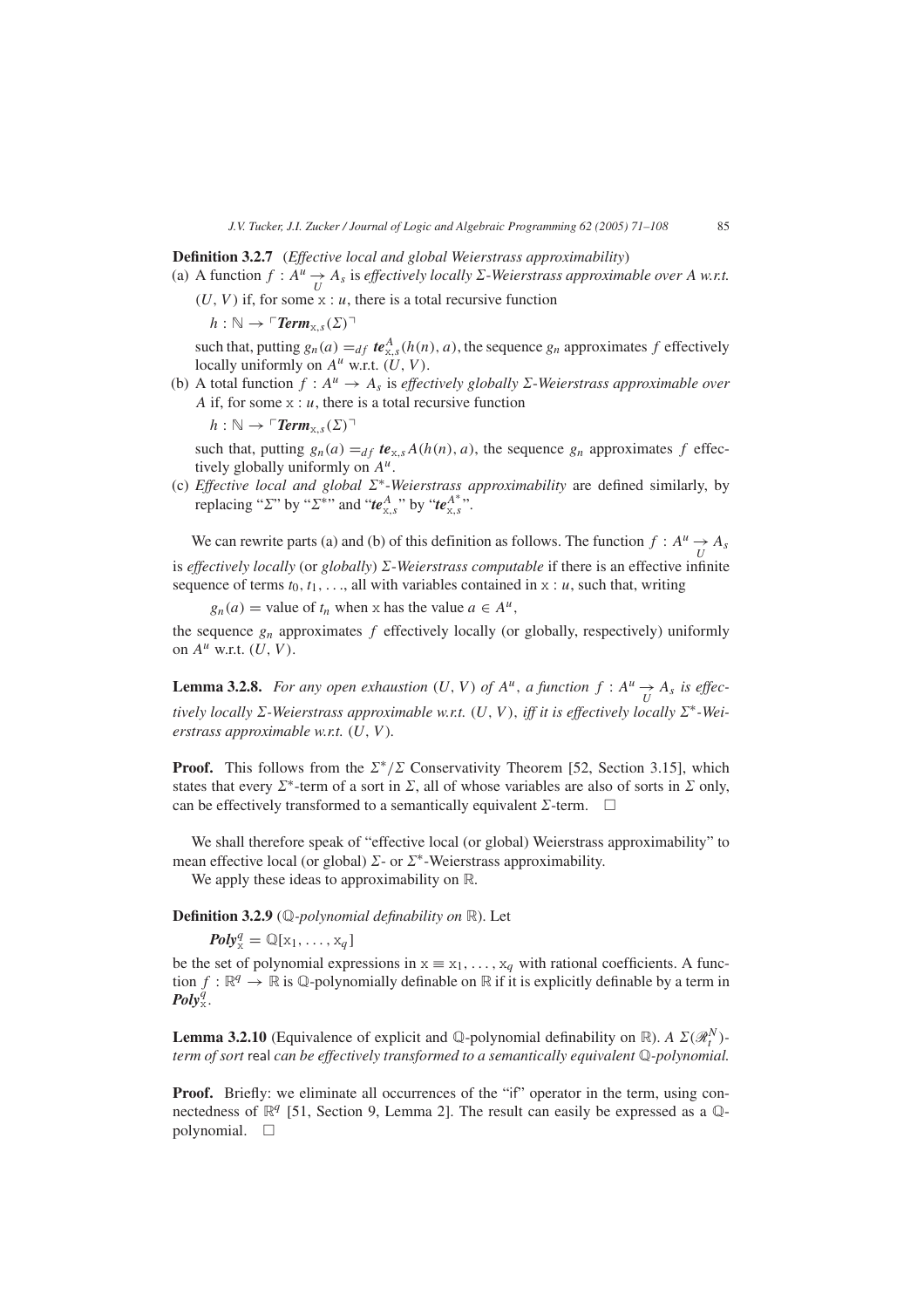**Definition 3.2.7** (*Effective local and global Weierstrass approximability*)

(a) A function $f : A^u \underset{U}{\rightarrow} A_s$ is *effectively locally $\Sigma$-Weierstrass approximable over $A$ w.r.t.* $(U, V)$ if, for some $\mathtt{x} : u$, there is a total recursive function

$h : \mathbb{N} \rightarrow \ulcorner \boldsymbol{Term}_{\mathtt{x},s}(\Sigma) \urcorner$

such that, putting $g_n(a) =_{df} \boldsymbol{te}^A_{\mathtt{x},s}(h(n), a)$, the sequence $g_n$ approximates $f$ effectively locally uniformly on $A^u$ w.r.t. $(U, V)$.

(b) A total function $f : A^u \rightarrow A_s$ is *effectively globally $\Sigma$-Weierstrass approximable over* $A$ if, for some $\mathtt{x} : u$, there is a total recursive function

$h : \mathbb{N} \rightarrow \ulcorner \boldsymbol{Term}_{\mathtt{x},s}(\Sigma) \urcorner$

such that, putting $g_n(a) =_{df} \boldsymbol{te}_{\mathtt{x},s} A(h(n), a)$, the sequence $g_n$ approximates $f$ effectively globally uniformly on $A^u$.

(c) *Effective local and global $\Sigma^*$-Weierstrass approximability* are defined similarly, by replacing "$\Sigma$" by "$\Sigma^*$" and "$\boldsymbol{te}^A_{\mathtt{x},s}$" by "$\boldsymbol{te}^{A^*}_{\mathtt{x},s}$".

We can rewrite parts (a) and (b) of this definition as follows. The function $f : A^u \underset{U}{\rightarrow} A_s$ is *effectively locally* (or *globally*) *$\Sigma$-Weierstrass computable* if there is an effective infinite sequence of terms $t_0, t_1, \ldots$, all with variables contained in $\mathtt{x} : u$, such that, writing

$g_n(a) =$ value of $t_n$ when $\mathtt{x}$ has the value $a \in A^u$,

the sequence $g_n$ approximates $f$ effectively locally (or globally, respectively) uniformly on $A^u$ w.r.t. $(U, V)$.

**Lemma 3.2.8.** *For any open exhaustion $(U, V)$ of $A^u$, a function $f : A^u \underset{U}{\rightarrow} A_s$ is effectively locally $\Sigma$-Weierstrass approximable w.r.t. $(U, V)$, iff it is effectively locally $\Sigma^*$-Weierstrass approximable w.r.t. $(U, V)$.*

**Proof.** This follows from the $\Sigma^*/\Sigma$ Conservativity Theorem [52, Section 3.15], which states that every $\Sigma^*$-term of a sort in $\Sigma$, all of whose variables are also of sorts in $\Sigma$ only, can be effectively transformed to a semantically equivalent $\Sigma$-term. □

We shall therefore speak of "effective local (or global) Weierstrass approximability" to mean effective local (or global) $\Sigma$- or $\Sigma^*$-Weierstrass approximability.

We apply these ideas to approximability on $\mathbb{R}$.

**Definition 3.2.9** (*$\mathbb{Q}$-polynomial definability on* $\mathbb{R}$). Let

$\boldsymbol{Poly}^q_{\mathtt{x}} = \mathbb{Q}[\mathtt{x}_1, \ldots, \mathtt{x}_q]$

be the set of polynomial expressions in $\mathtt{x} \equiv \mathtt{x}_1, \ldots, \mathtt{x}_q$ with rational coefficients. A function $f : \mathbb{R}^q \rightarrow \mathbb{R}$ is $\mathbb{Q}$-polynomially definable on $\mathbb{R}$ if it is explicitly definable by a term in $\boldsymbol{Poly}^q_{\mathtt{x}}$.

**Lemma 3.2.10** (Equivalence of explicit and $\mathbb{Q}$-polynomial definability on $\mathbb{R}$). *A $\Sigma(\mathscr{R}^N_t)$-term of sort* real *can be effectively transformed to a semantically equivalent $\mathbb{Q}$-polynomial.*

**Proof.** Briefly: we eliminate all occurrences of the "if" operator in the term, using connectedness of $\mathbb{R}^q$ [51, Section 9, Lemma 2]. The result can easily be expressed as a $\mathbb{Q}$-polynomial. □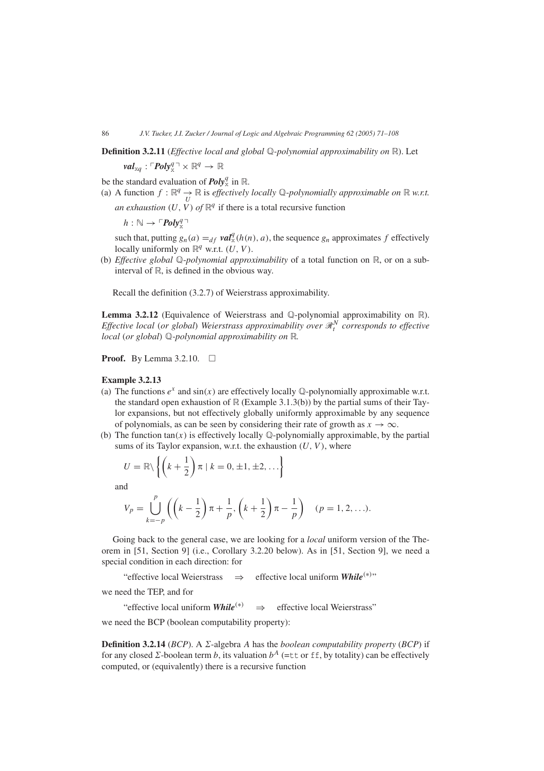**Definition 3.2.11** (*Effective local and global $\mathbb{Q}$-polynomial approximability on $\mathbb{R}$*). Let

$$\boldsymbol{val}_{\mathtt{x}q} : \ulcorner \boldsymbol{Poly}^q_{\mathtt{x}} \urcorner \times \mathbb{R}^q \to \mathbb{R}$$

be the standard evaluation of $\boldsymbol{Poly}^q_{\mathtt{x}}$ in $\mathbb{R}$.

(a) A function $f : \mathbb{R}^q \underset{U}{\to} \mathbb{R}$ is *effectively locally $\mathbb{Q}$-polynomially approximable on $\mathbb{R}$ w.r.t. an exhaustion $(U, V)$ of $\mathbb{R}^q$* if there is a total recursive function

$$h : \mathbb{N} \to \ulcorner \boldsymbol{Poly}^q_{\mathtt{x}} \urcorner$$

such that, putting $g_n(a) =_{df} \boldsymbol{val}^q_{\mathtt{x}}(h(n), a)$, the sequence $g_n$ approximates $f$ effectively locally uniformly on $\mathbb{R}^q$ w.r.t. $(U, V)$.

(b) *Effective global $\mathbb{Q}$-polynomial approximability* of a total function on $\mathbb{R}$, or on a subinterval of $\mathbb{R}$, is defined in the obvious way.

Recall the definition (3.2.7) of Weierstrass approximability.

**Lemma 3.2.12** (Equivalence of Weierstrass and $\mathbb{Q}$-polynomial approximability on $\mathbb{R}$). *Effective local* (*or global*) *Weierstrass approximability over $\mathscr{R}^N_t$ corresponds to effective local* (*or global*) *$\mathbb{Q}$-polynomial approximability on $\mathbb{R}$.*

**Proof.** By Lemma 3.2.10. □

**Example 3.2.13**

(a) The functions $e^x$ and $\sin(x)$ are effectively locally $\mathbb{Q}$-polynomially approximable w.r.t. the standard open exhaustion of $\mathbb{R}$ (Example 3.1.3(b)) by the partial sums of their Taylor expansions, but not effectively globally uniformly approximable by any sequence of polynomials, as can be seen by considering their rate of growth as $x \to \infty$.

(b) The function $\tan(x)$ is effectively locally $\mathbb{Q}$-polynomially approximable, by the partial sums of its Taylor expansion, w.r.t. the exhaustion $(U, V)$, where

$$U = \mathbb{R} \backslash \left\{ \left(k + \frac{1}{2}\right)\pi \mid k = 0, \pm 1, \pm 2, \ldots \right\}$$

and

$$V_p = \bigcup_{k=-p}^{p} \left( \left(k - \frac{1}{2}\right)\pi + \frac{1}{p}, \left(k + \frac{1}{2}\right)\pi - \frac{1}{p} \right) \quad (p = 1, 2, \ldots).$$

Going back to the general case, we are looking for a *local* uniform version of the Theorem in [51, Section 9] (i.e., Corollary 3.2.20 below). As in [51, Section 9], we need a special condition in each direction: for

"effective local Weierstrass $\quad\Rightarrow\quad$ effective local uniform $\boldsymbol{While}^{(*)}$"

we need the TEP, and for

"effective local uniform $\boldsymbol{While}^{(*)}$ $\quad\Rightarrow\quad$ effective local Weierstrass"

we need the BCP (boolean computability property):

**Definition 3.2.14** (*BCP*). A $\Sigma$-algebra $A$ has the *boolean computability property* (*BCP*) if for any closed $\Sigma$-boolean term $b$, its valuation $b^A$ (=`tt` or `ff`, by totality) can be effectively computed, or (equivalently) there is a recursive function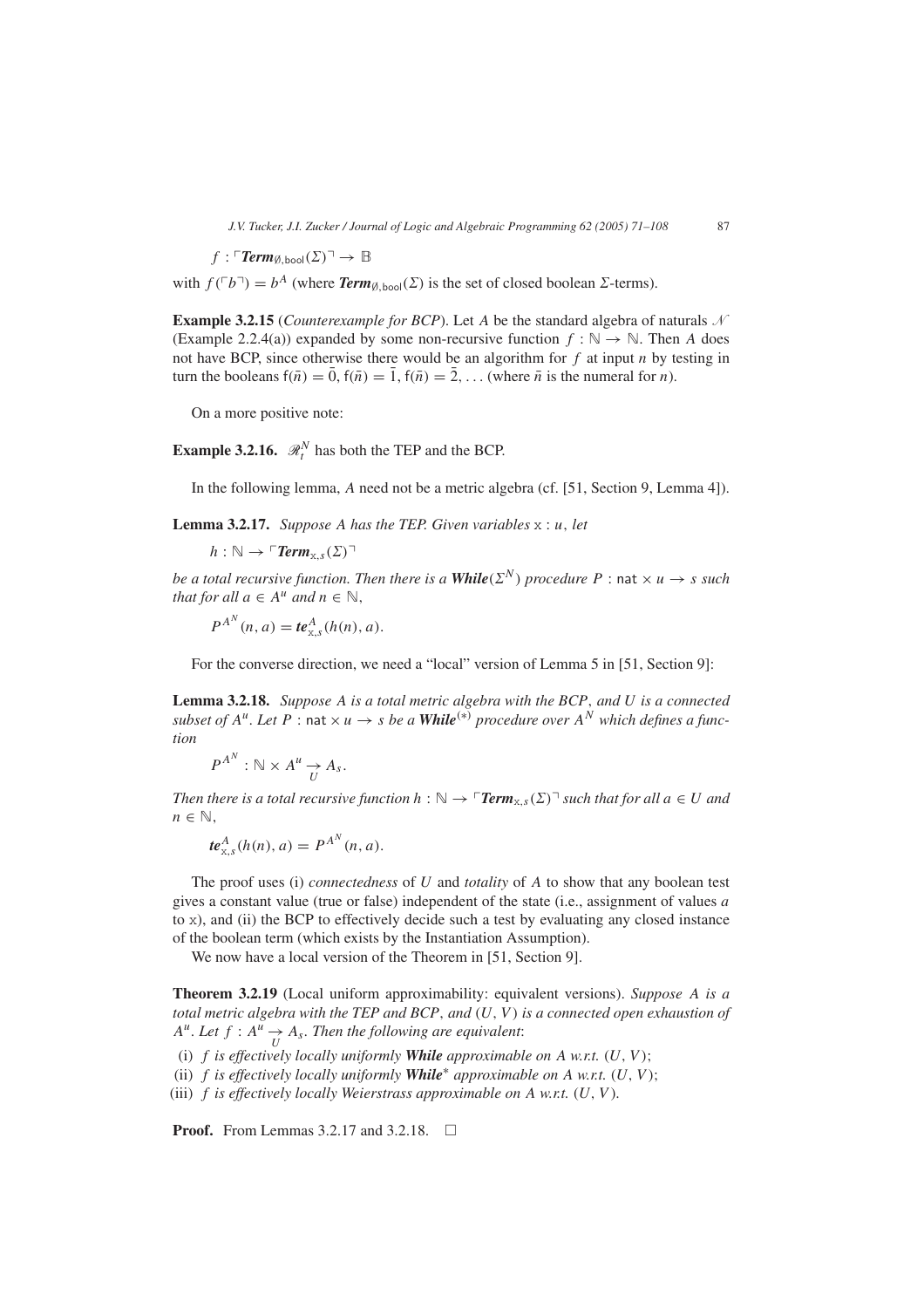$$f : \ulcorner \boldsymbol{Term}_{\emptyset,\mathsf{bool}}(\Sigma)\urcorner \to \mathbb{B}$$

with $f(\ulcorner b \urcorner) = b^A$ (where $\boldsymbol{Term}_{\emptyset,\mathsf{bool}}(\Sigma)$ is the set of closed boolean $\Sigma$-terms).

**Example 3.2.15** (*Counterexample for BCP*). Let $A$ be the standard algebra of naturals $\mathcal{N}$ (Example 2.2.4(a)) expanded by some non-recursive function $f : \mathbb{N} \to \mathbb{N}$. Then $A$ does not have BCP, since otherwise there would be an algorithm for $f$ at input $n$ by testing in turn the booleans $\mathsf{f}(\bar{n}) = \bar{0}$, $\mathsf{f}(\bar{n}) = \bar{1}$, $\mathsf{f}(\bar{n}) = \bar{2}$, ... (where $\bar{n}$ is the numeral for $n$).

On a more positive note:

**Example 3.2.16.** $\mathscr{R}_t^N$ has both the TEP and the BCP.

In the following lemma, $A$ need not be a metric algebra (cf. [51, Section 9, Lemma 4]).

**Lemma 3.2.17.** *Suppose $A$ has the TEP. Given variables $\mathtt{x} : u$, let*

$$h : \mathbb{N} \to \ulcorner \boldsymbol{Term}_{\mathtt{x},s}(\Sigma)\urcorner$$

*be a total recursive function. Then there is a $\boldsymbol{While}(\Sigma^N)$ procedure $P : \mathsf{nat} \times u \to s$ such that for all $a \in A^u$ and $n \in \mathbb{N}$,*

$$P^{A^N}(n, a) = \boldsymbol{te}^A_{\mathtt{x},s}(h(n), a).$$

For the converse direction, we need a "local" version of Lemma 5 in [51, Section 9]:

**Lemma 3.2.18.** *Suppose $A$ is a total metric algebra with the BCP, and $U$ is a connected subset of $A^u$. Let $P : \mathsf{nat} \times u \to s$ be a $\boldsymbol{While}^{(*)}$ procedure over $A^N$ which defines a function*

$$P^{A^N} : \mathbb{N} \times A^u \underset{U}{\to} A_s.$$

*Then there is a total recursive function $h : \mathbb{N} \to \ulcorner \boldsymbol{Term}_{\mathtt{x},s}(\Sigma)\urcorner$ such that for all $a \in U$ and $n \in \mathbb{N}$,*

$$\boldsymbol{te}^A_{\mathtt{x},s}(h(n), a) = P^{A^N}(n, a).$$

The proof uses (i) *connectedness* of $U$ and *totality* of $A$ to show that any boolean test gives a constant value (true or false) independent of the state (i.e., assignment of values $a$ to $\mathtt{x}$), and (ii) the BCP to effectively decide such a test by evaluating any closed instance of the boolean term (which exists by the Instantiation Assumption).

We now have a local version of the Theorem in [51, Section 9].

**Theorem 3.2.19** (Local uniform approximability: equivalent versions). *Suppose $A$ is a total metric algebra with the TEP and BCP, and $(U, V)$ is a connected open exhaustion of $A^u$. Let $f : A^u \underset{U}{\to} A_s$. Then the following are equivalent*:

(i) *$f$ is effectively locally uniformly $\boldsymbol{While}$ approximable on $A$ w.r.t. $(U, V)$*;

(ii) *$f$ is effectively locally uniformly $\boldsymbol{While}^*$ approximable on $A$ w.r.t. $(U, V)$*;

(iii) *$f$ is effectively locally Weierstrass approximable on $A$ w.r.t. $(U, V)$.*

**Proof.** From Lemmas 3.2.17 and 3.2.18. $\square$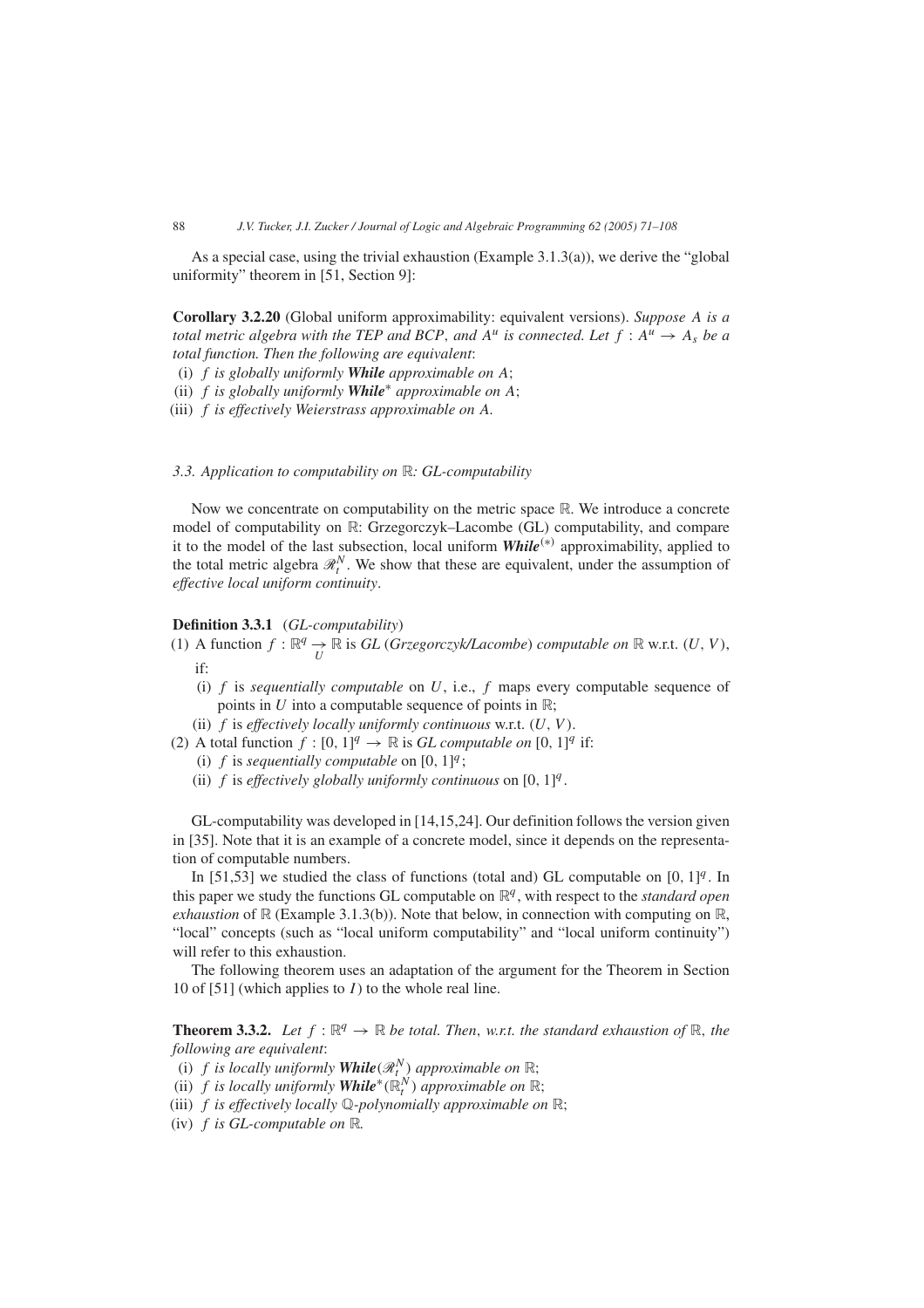As a special case, using the trivial exhaustion (Example 3.1.3(a)), we derive the "global uniformity" theorem in [51, Section 9]:

**Corollary 3.2.20** (Global uniform approximability: equivalent versions). *Suppose $A$ is a total metric algebra with the TEP and BCP, and $A^u$ is connected. Let $f : A^u \to A_s$ be a total function. Then the following are equivalent*:

(i) *$f$ is globally uniformly **While** approximable on $A$*;

(ii) *$f$ is globally uniformly **While**$^*$ approximable on $A$*;

(iii) *$f$ is effectively Weierstrass approximable on $A$.*

### 3.3. Application to computability on $\mathbb{R}$: GL-computability

Now we concentrate on computability on the metric space $\mathbb{R}$. We introduce a concrete model of computability on $\mathbb{R}$: Grzegorczyk–Lacombe (GL) computability, and compare it to the model of the last subsection, local uniform ***While***$^{(*)}$ approximability, applied to the total metric algebra $\mathscr{R}_t^N$. We show that these are equivalent, under the assumption of *effective local uniform continuity*.

**Definition 3.3.1** (*GL-computability*)

(1) A function $f : \mathbb{R}^q \underset{U}{\to} \mathbb{R}$ is *GL* (*Grzegorczyk/Lacombe*) *computable on* $\mathbb{R}$ w.r.t. $(U, V)$, if:

  (i) $f$ is *sequentially computable* on $U$, i.e., $f$ maps every computable sequence of points in $U$ into a computable sequence of points in $\mathbb{R}$;

  (ii) $f$ is *effectively locally uniformly continuous* w.r.t. $(U, V)$.

(2) A total function $f : [0, 1]^q \to \mathbb{R}$ is *GL computable on* $[0, 1]^q$ if:

  (i) $f$ is *sequentially computable* on $[0, 1]^q$;

  (ii) $f$ is *effectively globally uniformly continuous* on $[0, 1]^q$.

GL-computability was developed in [14,15,24]. Our definition follows the version given in [35]. Note that it is an example of a concrete model, since it depends on the representation of computable numbers.

In [51,53] we studied the class of functions (total and) GL computable on $[0, 1]^q$. In this paper we study the functions GL computable on $\mathbb{R}^q$, with respect to the *standard open exhaustion* of $\mathbb{R}$ (Example 3.1.3(b)). Note that below, in connection with computing on $\mathbb{R}$, "local" concepts (such as "local uniform computability" and "local uniform continuity") will refer to this exhaustion.

The following theorem uses an adaptation of the argument for the Theorem in Section 10 of [51] (which applies to $I$) to the whole real line.

**Theorem 3.3.2.** *Let $f : \mathbb{R}^q \to \mathbb{R}$ be total. Then, w.r.t. the standard exhaustion of $\mathbb{R}$, the following are equivalent*:

(i) *$f$ is locally uniformly **While**$(\mathscr{R}_t^N)$ approximable on $\mathbb{R}$*;

(ii) *$f$ is locally uniformly **While**$^*(\mathbb{R}_t^N)$ approximable on $\mathbb{R}$*;

(iii) *$f$ is effectively locally $\mathbb{Q}$-polynomially approximable on $\mathbb{R}$*;

(iv) *$f$ is GL-computable on $\mathbb{R}$.*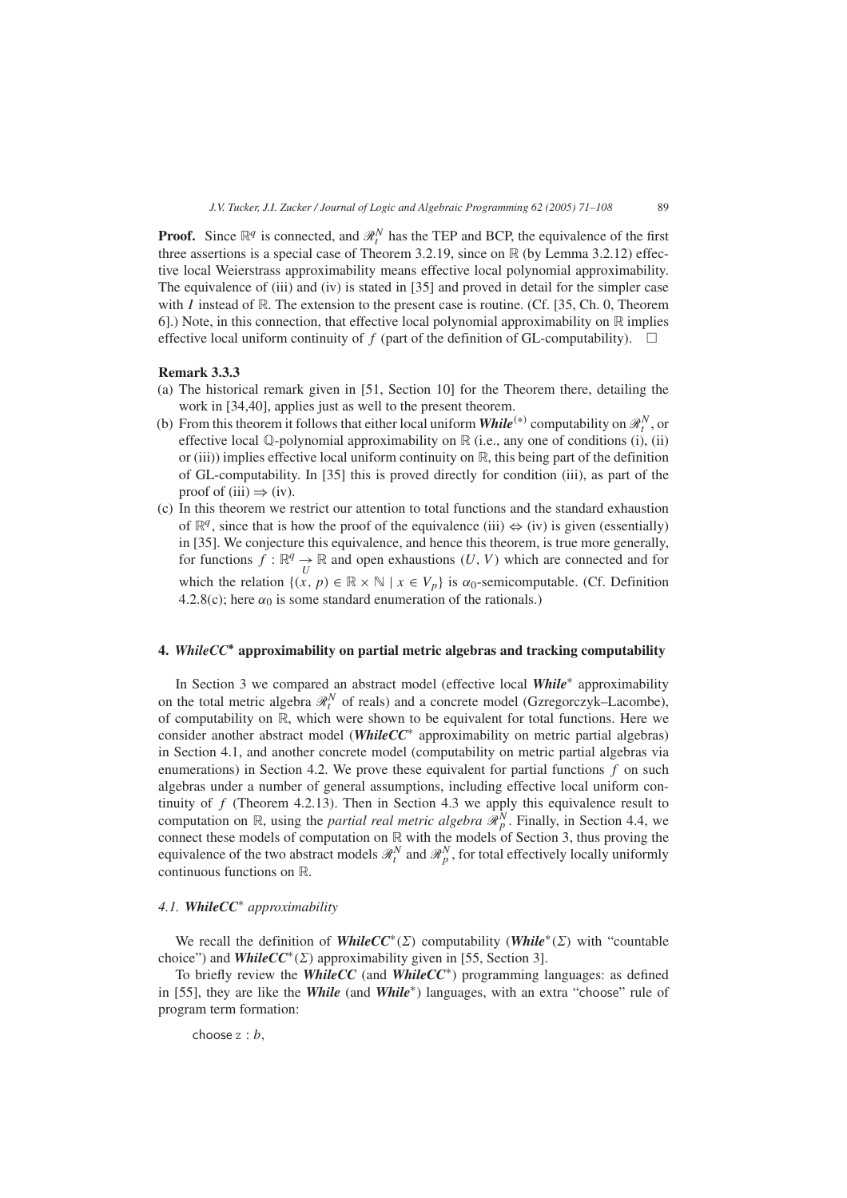**Proof.** Since $\mathbb{R}^q$ is connected, and $\mathscr{R}_t^N$ has the TEP and BCP, the equivalence of the first three assertions is a special case of Theorem 3.2.19, since on $\mathbb{R}$ (by Lemma 3.2.12) effective local Weierstrass approximability means effective local polynomial approximability. The equivalence of (iii) and (iv) is stated in [35] and proved in detail for the simpler case with $I$ instead of $\mathbb{R}$. The extension to the present case is routine. (Cf. [35, Ch. 0, Theorem 6].) Note, in this connection, that effective local polynomial approximability on $\mathbb{R}$ implies effective local uniform continuity of $f$ (part of the definition of GL-computability). $\square$

**Remark 3.3.3**

(a) The historical remark given in [51, Section 10] for the Theorem there, detailing the work in [34,40], applies just as well to the present theorem.

(b) From this theorem it follows that either local uniform ***While***$^{(*)}$ computability on $\mathscr{R}_t^N$, or effective local $\mathbb{Q}$-polynomial approximability on $\mathbb{R}$ (i.e., any one of conditions (i), (ii) or (iii)) implies effective local uniform continuity on $\mathbb{R}$, this being part of the definition of GL-computability. In [35] this is proved directly for condition (iii), as part of the proof of (iii) $\Rightarrow$ (iv).

(c) In this theorem we restrict our attention to total functions and the standard exhaustion of $\mathbb{R}^q$, since that is how the proof of the equivalence (iii) $\Leftrightarrow$ (iv) is given (essentially) in [35]. We conjecture this equivalence, and hence this theorem, is true more generally, for functions $f : \mathbb{R}^q \underset{U}{\rightarrow} \mathbb{R}$ and open exhaustions $(U, V)$ which are connected and for which the relation $\{(x, p) \in \mathbb{R} \times \mathbb{N} \mid x \in V_p\}$ is $\alpha_0$-semicomputable. (Cf. Definition 4.2.8(c); here $\alpha_0$ is some standard enumeration of the rationals.)

## 4. *WhileCC*\* approximability on partial metric algebras and tracking computability

In Section 3 we compared an abstract model (effective local ***While***\* approximability on the total metric algebra $\mathscr{R}_t^N$ of reals) and a concrete model (Gzregorczyk–Lacombe), of computability on $\mathbb{R}$, which were shown to be equivalent for total functions. Here we consider another abstract model (***WhileCC***\* approximability on metric partial algebras) in Section 4.1, and another concrete model (computability on metric partial algebras via enumerations) in Section 4.2. We prove these equivalent for partial functions $f$ on such algebras under a number of general assumptions, including effective local uniform continuity of $f$ (Theorem 4.2.13). Then in Section 4.3 we apply this equivalence result to computation on $\mathbb{R}$, using the *partial real metric algebra* $\mathscr{R}_p^N$. Finally, in Section 4.4, we connect these models of computation on $\mathbb{R}$ with the models of Section 3, thus proving the equivalence of the two abstract models $\mathscr{R}_t^N$ and $\mathscr{R}_p^N$, for total effectively locally uniformly continuous functions on $\mathbb{R}$.

### 4.1. *WhileCC*\* *approximability*

We recall the definition of ***WhileCC***$^*(\Sigma)$ computability (***While***$^*(\Sigma)$ with "countable choice") and ***WhileCC***$^*(\Sigma)$ approximability given in [55, Section 3].

To briefly review the ***WhileCC*** (and ***WhileCC***\*) programming languages: as defined in [55], they are like the ***While*** (and ***While***\*) languages, with an extra "choose" rule of program term formation:

choose z : $b$,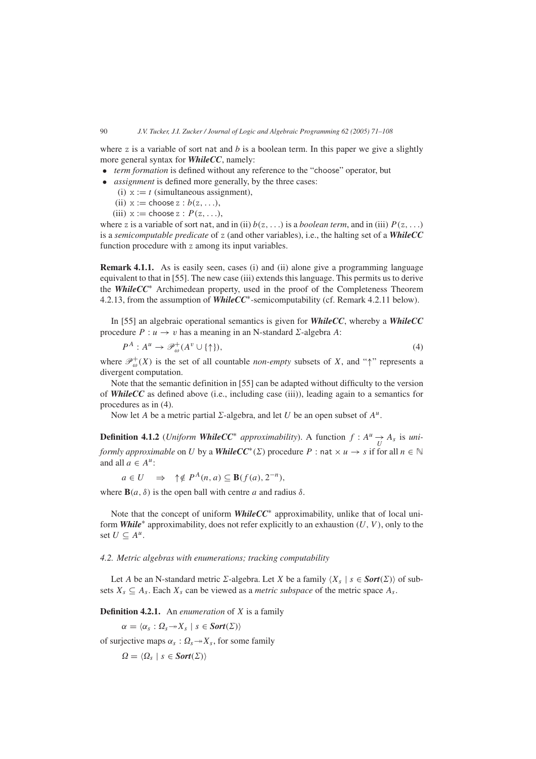where z is a variable of sort nat and $b$ is a boolean term. In this paper we give a slightly more general syntax for ***WhileCC***, namely:

- *term formation* is defined without any reference to the "choose" operator, but
- *assignment* is defined more generally, by the three cases:
  (i) $\mathrm{x} := t$ (simultaneous assignment),
  (ii) $\mathrm{x} := \mathsf{choose}\ \mathrm{z} : b(\mathrm{z}, \ldots)$,
  (iii) $\mathrm{x} := \mathsf{choose}\ \mathrm{z} : P(\mathrm{z}, \ldots)$,

where z is a variable of sort nat, and in (ii) $b(\mathrm{z}, \ldots)$ is a *boolean term*, and in (iii) $P(\mathrm{z}, \ldots)$ is a *semicomputable predicate* of z (and other variables), i.e., the halting set of a ***WhileCC*** function procedure with z among its input variables.

**Remark 4.1.1.** As is easily seen, cases (i) and (ii) alone give a programming language equivalent to that in [55]. The new case (iii) extends this language. This permits us to derive the ***WhileCC****\* Archimedean property, used in the proof of the Completeness Theorem 4.2.13, from the assumption of ***WhileCC****\*-semicomputability (cf. Remark 4.2.11 below).

In [55] an algebraic operational semantics is given for ***WhileCC***, whereby a ***WhileCC*** procedure $P : u \to v$ has a meaning in an N-standard $\Sigma$-algebra $A$:

$$P^A : A^u \to \mathscr{P}^+_\omega(A^v \cup \{\uparrow\}), \tag{4}$$

where $\mathscr{P}^+_\omega(X)$ is the set of all countable *non-empty* subsets of $X$, and "$\uparrow$" represents a divergent computation.

Note that the semantic definition in [55] can be adapted without difficulty to the version of ***WhileCC*** as defined above (i.e., including case (iii)), leading again to a semantics for procedures as in (4).

Now let $A$ be a metric partial $\Sigma$-algebra, and let $U$ be an open subset of $A^u$.

**Definition 4.1.2** (*Uniform* ***WhileCC****\* *approximability*). A function $f : A^u \underset{U}{\to} A_s$ is *uniformly approximable* on $U$ by a ***WhileCC****\*$(\Sigma)$ procedure $P : \mathsf{nat} \times u \to s$ if for all $n \in \mathbb{N}$ and all $a \in A^u$:

$$a \in U \quad \Rightarrow \quad \uparrow \notin P^A(n, a) \subseteq \mathbf{B}(f(a), 2^{-n}),$$

where $\mathbf{B}(a, \delta)$ is the open ball with centre $a$ and radius $\delta$.

Note that the concept of uniform ***WhileCC****\* approximability, unlike that of local uniform ***While****\* approximability, does not refer explicitly to an exhaustion $(U, V)$, only to the set $U \subseteq A^u$.

### *4.2. Metric algebras with enumerations; tracking computability*

Let $A$ be an N-standard metric $\Sigma$-algebra. Let $X$ be a family $\langle X_s \mid s \in \boldsymbol{Sort}(\Sigma)\rangle$ of subsets $X_s \subseteq A_s$. Each $X_s$ can be viewed as a *metric subspace* of the metric space $A_s$.

**Definition 4.2.1.** An *enumeration* of $X$ is a family

$$\alpha = \langle \alpha_s : \Omega_s \twoheadrightarrow X_s \mid s \in \boldsymbol{Sort}(\Sigma)\rangle$$

of surjective maps $\alpha_s : \Omega_s \twoheadrightarrow X_s$, for some family

$$\Omega = \langle \Omega_s \mid s \in \boldsymbol{Sort}(\Sigma)\rangle$$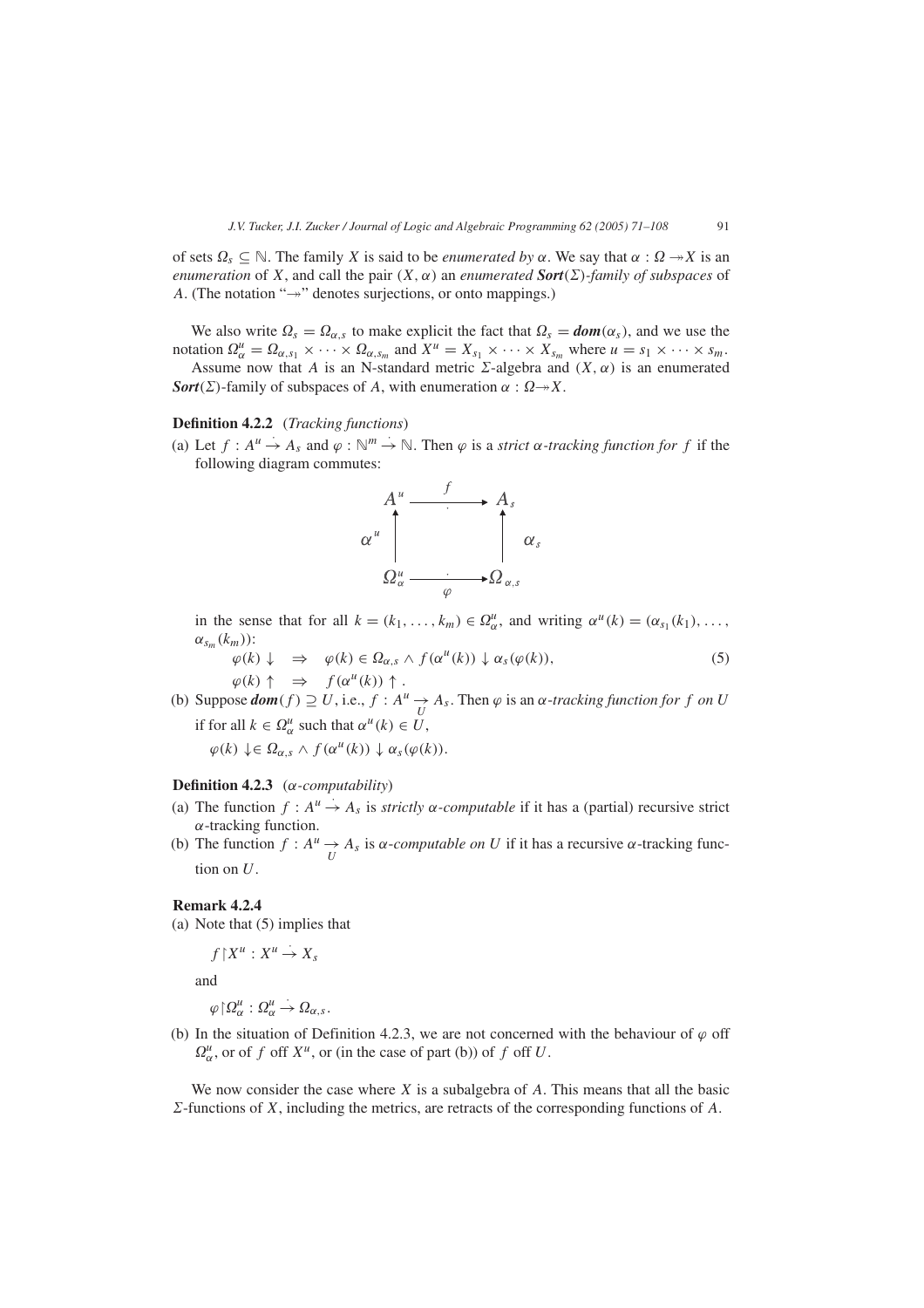of sets $\Omega_s \subseteq \mathbb{N}$. The family $X$ is said to be *enumerated by* $\alpha$. We say that $\alpha : \Omega \twoheadrightarrow X$ is an *enumeration* of $X$, and call the pair $(X, \alpha)$ an *enumerated* $\boldsymbol{Sort}(\Sigma)$*-family of subspaces* of $A$. (The notation "$\twoheadrightarrow$" denotes surjections, or onto mappings.)

We also write $\Omega_s = \Omega_{\alpha,s}$ to make explicit the fact that $\Omega_s = \boldsymbol{dom}(\alpha_s)$, and we use the notation $\Omega^u_\alpha = \Omega_{\alpha,s_1} \times \cdots \times \Omega_{\alpha,s_m}$ and $X^u = X_{s_1} \times \cdots \times X_{s_m}$ where $u = s_1 \times \cdots \times s_m$.

Assume now that $A$ is an N-standard metric $\Sigma$-algebra and $(X, \alpha)$ is an enumerated $\boldsymbol{Sort}(\Sigma)$-family of subspaces of $A$, with enumeration $\alpha : \Omega \twoheadrightarrow X$.

**Definition 4.2.2** (*Tracking functions*)

(a) Let $f : A^u \overset{\cdot}{\to} A_s$ and $\varphi : \mathbb{N}^m \overset{\cdot}{\to} \mathbb{N}$. Then $\varphi$ is a *strict* $\alpha$*-tracking function for* $f$ if the following diagram commutes:

$$
\begin{array}{ccc}
A^u & \xrightarrow{\;\;f\;\;} & A_s \\
\alpha^u \uparrow & & \uparrow \alpha_s \\
\Omega^u_\alpha & \xrightarrow[\varphi]{} & \Omega_{\alpha,s}
\end{array}
$$

in the sense that for all $k = (k_1, \ldots, k_m) \in \Omega^u_\alpha$, and writing $\alpha^u(k) = (\alpha_{s_1}(k_1), \ldots, \alpha_{s_m}(k_m))$:

$$
\begin{aligned}
&\varphi(k) \downarrow \;\;\Rightarrow\;\; \varphi(k) \in \Omega_{\alpha,s} \wedge f(\alpha^u(k)) \downarrow \alpha_s(\varphi(k)), \\
&\varphi(k) \uparrow \;\;\Rightarrow\;\; f(\alpha^u(k)) \uparrow .
\end{aligned}
\tag{5}
$$

(b) Suppose $\boldsymbol{dom}(f) \supseteq U$, i.e., $f : A^u \underset{U}{\to} A_s$. Then $\varphi$ is an $\alpha$*-tracking function for* $f$ *on* $U$ if for all $k \in \Omega^u_\alpha$ such that $\alpha^u(k) \in U$,

$\varphi(k) \downarrow \in \Omega_{\alpha,s} \wedge f(\alpha^u(k)) \downarrow \alpha_s(\varphi(k))$.

**Definition 4.2.3** ($\alpha$*-computability*)

(a) The function $f : A^u \overset{\cdot}{\to} A_s$ is *strictly* $\alpha$*-computable* if it has a (partial) recursive strict $\alpha$-tracking function.

(b) The function $f : A^u \underset{U}{\to} A_s$ is $\alpha$*-computable on* $U$ if it has a recursive $\alpha$-tracking function on $U$.

**Remark 4.2.4**

(a) Note that (5) implies that

$f \restriction X^u : X^u \overset{\cdot}{\to} X_s$

and

$\varphi \restriction \Omega^u_\alpha : \Omega^u_\alpha \overset{\cdot}{\to} \Omega_{\alpha,s}$.

(b) In the situation of Definition 4.2.3, we are not concerned with the behaviour of $\varphi$ off $\Omega^u_\alpha$, or of $f$ off $X^u$, or (in the case of part (b)) of $f$ off $U$.

We now consider the case where $X$ is a subalgebra of $A$. This means that all the basic $\Sigma$-functions of $X$, including the metrics, are retracts of the corresponding functions of $A$.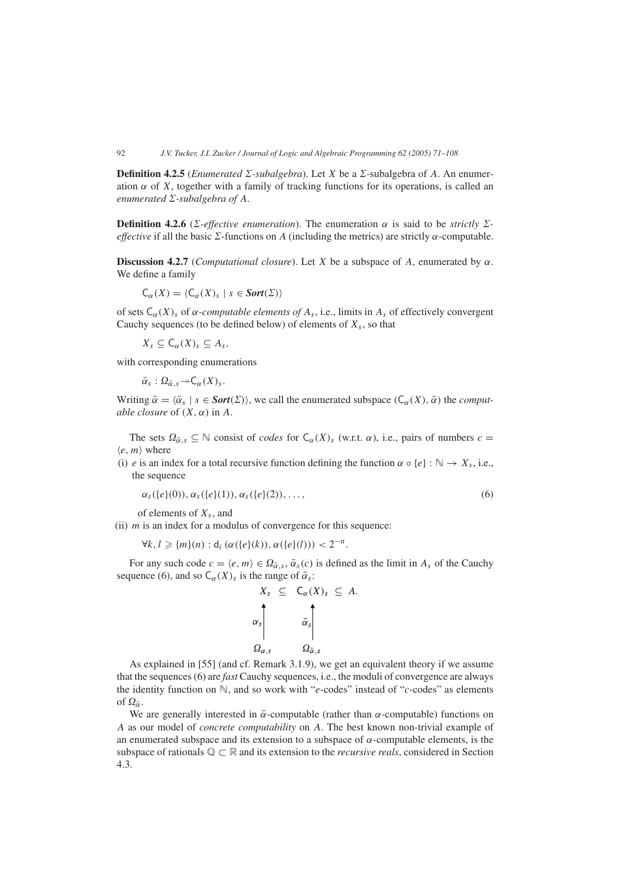**Definition 4.2.5** (*Enumerated $\Sigma$-subalgebra*). Let $X$ be a $\Sigma$-subalgebra of $A$. An enumeration $\alpha$ of $X$, together with a family of tracking functions for its operations, is called an *enumerated $\Sigma$-subalgebra of $A$*.

**Definition 4.2.6** (*$\Sigma$-effective enumeration*). The enumeration $\alpha$ is said to be *strictly $\Sigma$-effective* if all the basic $\Sigma$-functions on $A$ (including the metrics) are strictly $\alpha$-computable.

**Discussion 4.2.7** (*Computational closure*). Let $X$ be a subspace of $A$, enumerated by $\alpha$. We define a family

$$\mathsf{C}_\alpha(X) = \langle \mathsf{C}_\alpha(X)_s \mid s \in \boldsymbol{Sort}(\Sigma)\rangle$$

of sets $\mathsf{C}_\alpha(X)_s$ of *$\alpha$-computable elements of $A_s$*, i.e., limits in $A_s$ of effectively convergent Cauchy sequences (to be defined below) of elements of $X_s$, so that

$$X_s \subseteq \mathsf{C}_\alpha(X)_s \subseteq A_s,$$

with corresponding enumerations

$$\bar{\alpha}_s : \Omega_{\bar{\alpha},s} \twoheadrightarrow \mathsf{C}_\alpha(X)_s.$$

Writing $\bar{\alpha} = \langle \bar{\alpha}_s \mid s \in \boldsymbol{Sort}(\Sigma)\rangle$, we call the enumerated subspace $(\mathsf{C}_\alpha(X), \bar{\alpha})$ the *computable closure* of $(X, \alpha)$ in $A$.

The sets $\Omega_{\bar{\alpha},s} \subseteq \mathbb{N}$ consist of *codes* for $\mathsf{C}_\alpha(X)_s$ (w.r.t. $\alpha$), i.e., pairs of numbers $c = \langle e, m\rangle$ where

(i) $e$ is an index for a total recursive function defining the function $\alpha \circ \{e\} : \mathbb{N} \to X_s$, i.e., the sequence

$$\alpha_s(\{e\}(0)), \alpha_s(\{e\}(1)), \alpha_s(\{e\}(2)), \ldots, \tag{6}$$

of elements of $X_s$, and

(ii) $m$ is an index for a modulus of convergence for this sequence:

$$\forall k, l \geqslant \{m\}(n) : \mathsf{d}_i\,(\alpha(\{e\}(k)), \alpha(\{e\}(l))) < 2^{-n}.$$

For any such code $c = \langle e, m\rangle \in \Omega_{\bar{\alpha},s}$, $\bar{\alpha}_s(c)$ is defined as the limit in $A_s$ of the Cauchy sequence (6), and so $\mathsf{C}_\alpha(X)_s$ is the range of $\bar{\alpha}_s$:

$$\begin{array}{ccccc} X_s & \subseteq & \mathsf{C}_\alpha(X)_s & \subseteq & A. \\ \uparrow{\scriptstyle \alpha_s} & & \uparrow{\scriptstyle \bar{\alpha}_s} & & \\ \Omega_{\alpha,s} & & \Omega_{\bar{\alpha},s} & & \end{array}$$

As explained in [55] (and cf. Remark 3.1.9), we get an equivalent theory if we assume that the sequences (6) are *fast* Cauchy sequences, i.e., the moduli of convergence are always the identity function on $\mathbb{N}$, and so work with "$e$-codes" instead of "$c$-codes" as elements of $\Omega_{\bar{\alpha}}$.

We are generally interested in $\bar{\alpha}$-computable (rather than $\alpha$-computable) functions on $A$ as our model of *concrete computability* on $A$. The best known non-trivial example of an enumerated subspace and its extension to a subspace of $\alpha$-computable elements, is the subspace of rationals $\mathbb{Q} \subset \mathbb{R}$ and its extension to the *recursive reals*, considered in Section 4.3.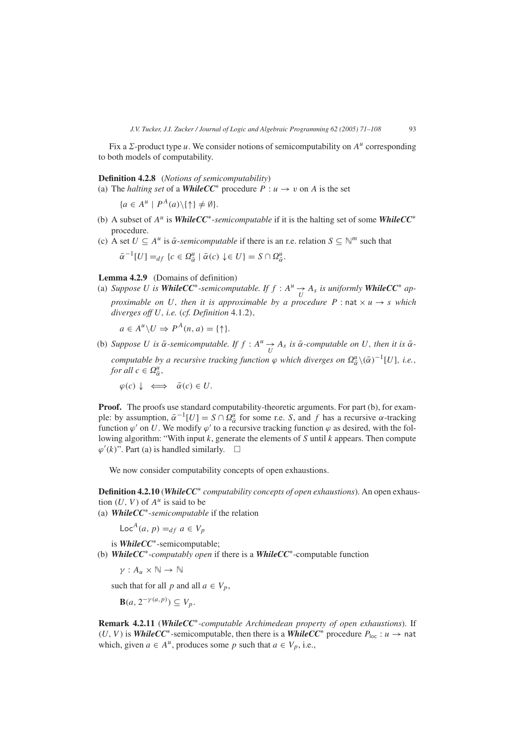Fix a $\Sigma$-product type $u$. We consider notions of semicomputability on $A^u$ corresponding to both models of computability.

**Definition 4.2.8** (*Notions of semicomputability*)

(a) The *halting set* of a ***WhileCC****** procedure $P : u \to v$ on $A$ is the set

$$\{a \in A^u \mid P^A(a)\backslash\{\uparrow\} \neq \emptyset\}.$$

(b) A subset of $A^u$ is ***WhileCC****-semicomputable* if it is the halting set of some ***WhileCC**** procedure.

(c) A set $U \subseteq A^u$ is *$\bar{\alpha}$-semicomputable* if there is an r.e. relation $S \subseteq \mathbb{N}^m$ such that

$$\bar{\alpha}^{-1}[U] =_{df} \{c \in \Omega^u_{\bar{\alpha}} \mid \bar{\alpha}(c) \downarrow \in U\} = S \cap \Omega^u_{\bar{\alpha}}.$$

**Lemma 4.2.9** (Domains of definition)

(a) *Suppose $U$ is **WhileCC****-semicomputable. If $f : A^u \underset{U}{\to} A_s$ is uniformly **WhileCC**** *approximable on $U$, then it is approximable by a procedure $P : \mathsf{nat} \times u \to s$ which diverges off $U$, i.e.* (*cf. Definition* 4.1.2),

$$a \in A^u \backslash U \Rightarrow P^A(n, a) = \{\uparrow\}.$$

(b) *Suppose $U$ is $\bar{\alpha}$-semicomputable. If $f : A^u \underset{U}{\to} A_s$ is $\bar{\alpha}$-computable on $U$, then it is $\bar{\alpha}$-computable by a recursive tracking function $\varphi$ which diverges on $\Omega^u_{\bar{\alpha}} \backslash (\bar{\alpha})^{-1}[U]$, i.e., for all $c \in \Omega^u_{\bar{\alpha}}$,*

$$\varphi(c)\downarrow \iff \bar{\alpha}(c) \in U.$$

**Proof.** The proofs use standard computability-theoretic arguments. For part (b), for example: by assumption, $\bar{\alpha}^{-1}[U] = S \cap \Omega^u_{\bar{\alpha}}$ for some r.e. $S$, and $f$ has a recursive $\alpha$-tracking function $\varphi'$ on $U$. We modify $\varphi'$ to a recursive tracking function $\varphi$ as desired, with the following algorithm: "With input $k$, generate the elements of $S$ until $k$ appears. Then compute $\varphi'(k)$". Part (a) is handled similarly. $\square$

We now consider computability concepts of open exhaustions.

**Definition 4.2.10** (***WhileCC**** *computability concepts of open exhaustions*). An open exhaustion $(U, V)$ of $A^u$ is said to be

(a) ***WhileCC****-semicomputable* if the relation

$$\mathsf{Loc}^A(a, p) =_{df} a \in V_p$$

is ***WhileCC****-semicomputable;

(b) ***WhileCC****-computably open* if there is a ***WhileCC****-computable function

$$\gamma : A_u \times \mathbb{N} \to \mathbb{N}$$

such that for all $p$ and all $a \in V_p$,

$$\mathbf{B}(a, 2^{-\gamma(a,p)}) \subseteq V_p.$$

**Remark 4.2.11** (***WhileCC****-computable Archimedean property of open exhaustions*). If $(U, V)$ is ***WhileCC****-semicomputable, then there is a ***WhileCC**** procedure $P_{\mathsf{loc}} : u \to \mathsf{nat}$ which, given $a \in A^u$, produces some $p$ such that $a \in V_p$, i.e.,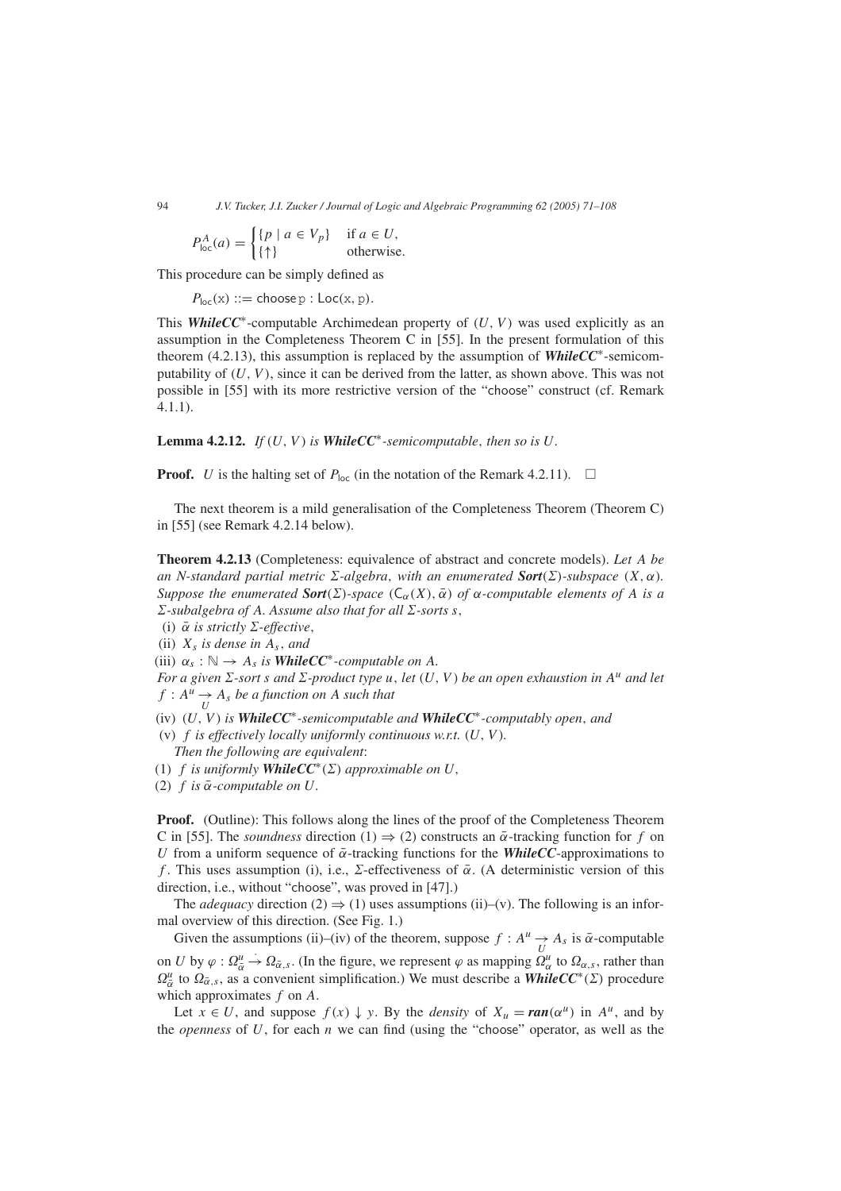$$P^A_{\mathsf{loc}}(a) = \begin{cases} \{p \mid a \in V_p\} & \text{if } a \in U, \\ \{\uparrow\} & \text{otherwise.} \end{cases}$$

This procedure can be simply defined as

$$P_{\mathsf{loc}}(\mathtt{x}) ::= \mathsf{choose}\,\mathtt{p} : \mathsf{Loc}(\mathtt{x}, \mathtt{p}).$$

This ***WhileCC****-computable Archimedean property of $(U, V)$ was used explicitly as an assumption in the Completeness Theorem C in [55]. In the present formulation of this theorem (4.2.13), this assumption is replaced by the assumption of ***WhileCC****-semicomputability of $(U, V)$, since it can be derived from the latter, as shown above. This was not possible in [55] with its more restrictive version of the "choose" construct (cf. Remark 4.1.1).

**Lemma 4.2.12.** *If $(U, V)$ is* ***WhileCC****-semicomputable, then so is $U$.*

**Proof.** $U$ is the halting set of $P_{\mathsf{loc}}$ (in the notation of the Remark 4.2.11). $\square$

The next theorem is a mild generalisation of the Completeness Theorem (Theorem C) in [55] (see Remark 4.2.14 below).

**Theorem 4.2.13** (Completeness: equivalence of abstract and concrete models). *Let $A$ be an $N$-standard partial metric $\Sigma$-algebra, with an enumerated* ***Sort***$(\Sigma)$*-subspace $(X, \alpha)$. Suppose the enumerated* ***Sort***$(\Sigma)$*-space $(\mathsf{C}_\alpha(X), \bar{\alpha})$ of $\alpha$-computable elements of $A$ is a $\Sigma$-subalgebra of $A$. Assume also that for all $\Sigma$-sorts $s$,*

(i) *$\bar{\alpha}$ is strictly $\Sigma$-effective,*
(ii) *$X_s$ is dense in $A_s$, and*
(iii) *$\alpha_s : \mathbb{N} \to A_s$ is* ***WhileCC****-computable on $A$.*

*For a given $\Sigma$-sort $s$ and $\Sigma$-product type $u$, let $(U, V)$ be an open exhaustion in $A^u$ and let $f : A^u \underset{U}{\to} A_s$ be a function on $A$ such that*

(iv) *$(U, V)$ is* ***WhileCC****-semicomputable and* ***WhileCC****-computably open, and*
(v) *$f$ is effectively locally uniformly continuous w.r.t. $(U, V)$.*

*Then the following are equivalent:*

(1) *$f$ is uniformly* ***WhileCC****$(\Sigma)$ *approximable on $U$,*
(2) *$f$ is $\bar{\alpha}$-computable on $U$.*

**Proof.** (Outline): This follows along the lines of the proof of the Completeness Theorem C in [55]. The *soundness* direction (1) $\Rightarrow$ (2) constructs an $\bar{\alpha}$-tracking function for $f$ on $U$ from a uniform sequence of $\bar{\alpha}$-tracking functions for the ***WhileCC***-approximations to $f$. This uses assumption (i), i.e., $\Sigma$-effectiveness of $\bar{\alpha}$. (A deterministic version of this direction, i.e., without "choose", was proved in [47].)

The *adequacy* direction (2) $\Rightarrow$ (1) uses assumptions (ii)–(v). The following is an informal overview of this direction. (See Fig. 1.)

Given the assumptions (ii)–(iv) of the theorem, suppose $f : A^u \underset{U}{\to} A_s$ is $\bar{\alpha}$-computable on $U$ by $\varphi : \Omega^u_{\bar{\alpha}} \overset{\cdot}{\to} \Omega_{\bar{\alpha},s}$. (In the figure, we represent $\varphi$ as mapping $\Omega^u_\alpha$ to $\Omega_{\alpha,s}$, rather than $\Omega^u_{\bar{\alpha}}$ to $\Omega_{\bar{\alpha},s}$, as a convenient simplification.) We must describe a ***WhileCC****$(\Sigma)$ procedure which approximates $f$ on $A$.

Let $x \in U$, and suppose $f(x) \downarrow y$. By the *density* of $X_u = \boldsymbol{ran}(\alpha^u)$ in $A^u$, and by the *openness* of $U$, for each $n$ we can find (using the "choose" operator, as well as the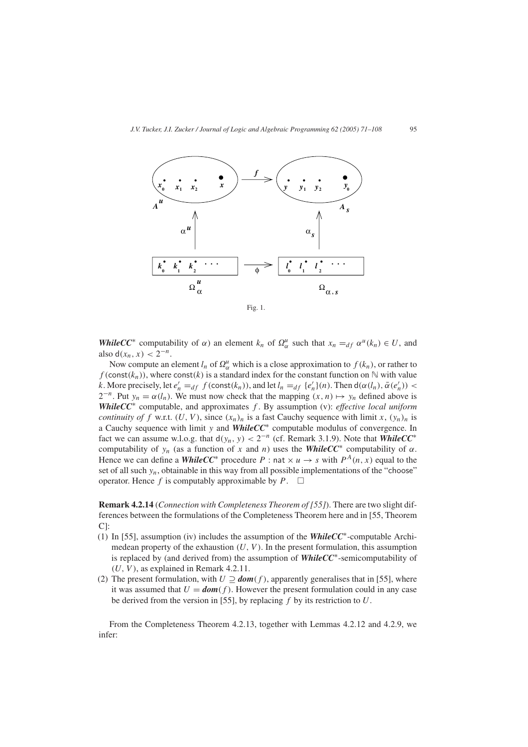Fig. 1.

***WhileCC**** computability of $\alpha$) an element $k_n$ of $\Omega^u_\alpha$ such that $x_n =_{df} \alpha^u(k_n) \in U$, and also $\mathsf{d}(x_n, x) < 2^{-n}$.

Now compute an element $l_n$ of $\Omega^u_\alpha$ which is a close approximation to $f(k_n)$, or rather to $f(\mathsf{const}(k_n))$, where $\mathsf{const}(k)$ is a standard index for the constant function on $\mathbb{N}$ with value $k$. More precisely, let $e'_n =_{df} f(\mathsf{const}(k_n))$, and let $l_n =_{df} \{e'_n\}(n)$. Then $\mathsf{d}(\alpha(l_n), \bar{\alpha}(e'_n)) < 2^{-n}$. Put $y_n = \alpha(l_n)$. We must now check that the mapping $(x, n) \mapsto y_n$ defined above is ***WhileCC**** computable, and approximates $f$. By assumption (v): *effective local uniform continuity of* $f$ w.r.t. $(U, V)$, since $(x_n)_n$ is a fast Cauchy sequence with limit $x$, $(y_n)_n$ is a Cauchy sequence with limit $y$ and ***WhileCC**** computable modulus of convergence. In fact we can assume w.l.o.g. that $\mathsf{d}(y_n, y) < 2^{-n}$ (cf. Remark 3.1.9). Note that ***WhileCC**** computability of $y_n$ (as a function of $x$ and $n$) uses the ***WhileCC**** computability of $\alpha$. Hence we can define a ***WhileCC**** procedure $P : \mathsf{nat} \times u \to s$ with $P^A(n, x)$ equal to the set of all such $y_n$, obtainable in this way from all possible implementations of the "choose" operator. Hence $f$ is computably approximable by $P$. $\square$

**Remark 4.2.14** (*Connection with Completeness Theorem of [55]*). There are two slight differences between the formulations of the Completeness Theorem here and in [55, Theorem C]:

(1) In [55], assumption (iv) includes the assumption of the ***WhileCC****-computable Archimedean property of the exhaustion $(U, V)$. In the present formulation, this assumption is replaced by (and derived from) the assumption of ***WhileCC****-semicomputability of $(U, V)$, as explained in Remark 4.2.11.

(2) The present formulation, with $U \supseteq \boldsymbol{dom}(f)$, apparently generalises that in [55], where it was assumed that $U = \boldsymbol{dom}(f)$. However the present formulation could in any case be derived from the version in [55], by replacing $f$ by its restriction to $U$.

From the Completeness Theorem 4.2.13, together with Lemmas 4.2.12 and 4.2.9, we infer: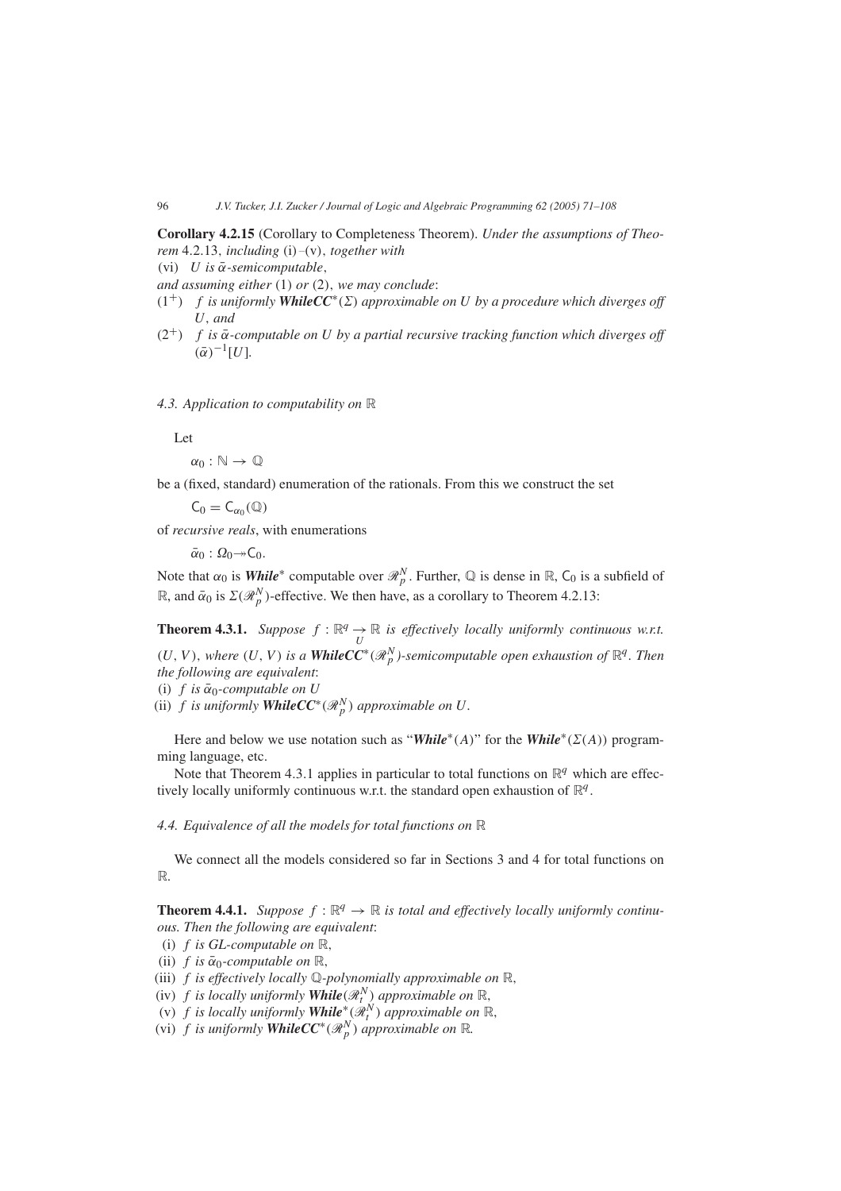**Corollary 4.2.15** (Corollary to Completeness Theorem). *Under the assumptions of Theorem* 4.2.13, *including* (i)–(v), *together with*

(vi) *$U$ is $\bar{\alpha}$-semicomputable*,

*and assuming either* (1) *or* (2), *we may conclude*:

($1^+$) *$f$ is uniformly **WhileCC***$^*(\Sigma)$ *approximable on $U$ by a procedure which diverges off $U$*, *and*

($2^+$) *$f$ is $\bar{\alpha}$-computable on $U$ by a partial recursive tracking function which diverges off $(\bar{\alpha})^{-1}[U]$.*

*4.3. Application to computability on* $\mathbb{R}$

Let

$$\alpha_0 : \mathbb{N} \to \mathbb{Q}$$

be a (fixed, standard) enumeration of the rationals. From this we construct the set

$$\mathsf{C}_0 = \mathsf{C}_{\alpha_0}(\mathbb{Q})$$

of *recursive reals*, with enumerations

$$\bar{\alpha}_0 : \Omega_0 \twoheadrightarrow \mathsf{C}_0.$$

Note that $\alpha_0$ is ***While***$^*$ computable over $\mathscr{R}_p^N$. Further, $\mathbb{Q}$ is dense in $\mathbb{R}$, $\mathsf{C}_0$ is a subfield of $\mathbb{R}$, and $\bar{\alpha}_0$ is $\Sigma(\mathscr{R}_p^N)$-effective. We then have, as a corollary to Theorem 4.2.13:

**Theorem 4.3.1.** *Suppose $f : \mathbb{R}^q \underset{U}{\to} \mathbb{R}$ is effectively locally uniformly continuous w.r.t. $(U, V)$, where $(U, V)$ is a **WhileCC***$^*(\mathscr{R}_p^N)$*-semicomputable open exhaustion of $\mathbb{R}^q$. Then the following are equivalent*:

(i) *$f$ is $\bar{\alpha}_0$-computable on $U$*

(ii) *$f$ is uniformly **WhileCC***$^*(\mathscr{R}_p^N)$ *approximable on $U$.*

Here and below we use notation such as "***While***$^*(A)$" for the ***While***$^*(\Sigma(A))$ programming language, etc.

Note that Theorem 4.3.1 applies in particular to total functions on $\mathbb{R}^q$ which are effectively locally uniformly continuous w.r.t. the standard open exhaustion of $\mathbb{R}^q$.

*4.4. Equivalence of all the models for total functions on* $\mathbb{R}$

We connect all the models considered so far in Sections 3 and 4 for total functions on $\mathbb{R}$.

**Theorem 4.4.1.** *Suppose $f : \mathbb{R}^q \to \mathbb{R}$ is total and effectively locally uniformly continuous. Then the following are equivalent*:

(i) *$f$ is GL-computable on $\mathbb{R}$,*

(ii) *$f$ is $\bar{\alpha}_0$-computable on $\mathbb{R}$,*

(iii) *$f$ is effectively locally $\mathbb{Q}$-polynomially approximable on $\mathbb{R}$,*

(iv) *$f$ is locally uniformly **While**$(\mathscr{R}_t^N)$ approximable on $\mathbb{R}$,*

(v) *$f$ is locally uniformly **While***$^*(\mathscr{R}_t^N)$ *approximable on $\mathbb{R}$,*

(vi) *$f$ is uniformly **WhileCC***$^*(\mathscr{R}_p^N)$ *approximable on $\mathbb{R}$.*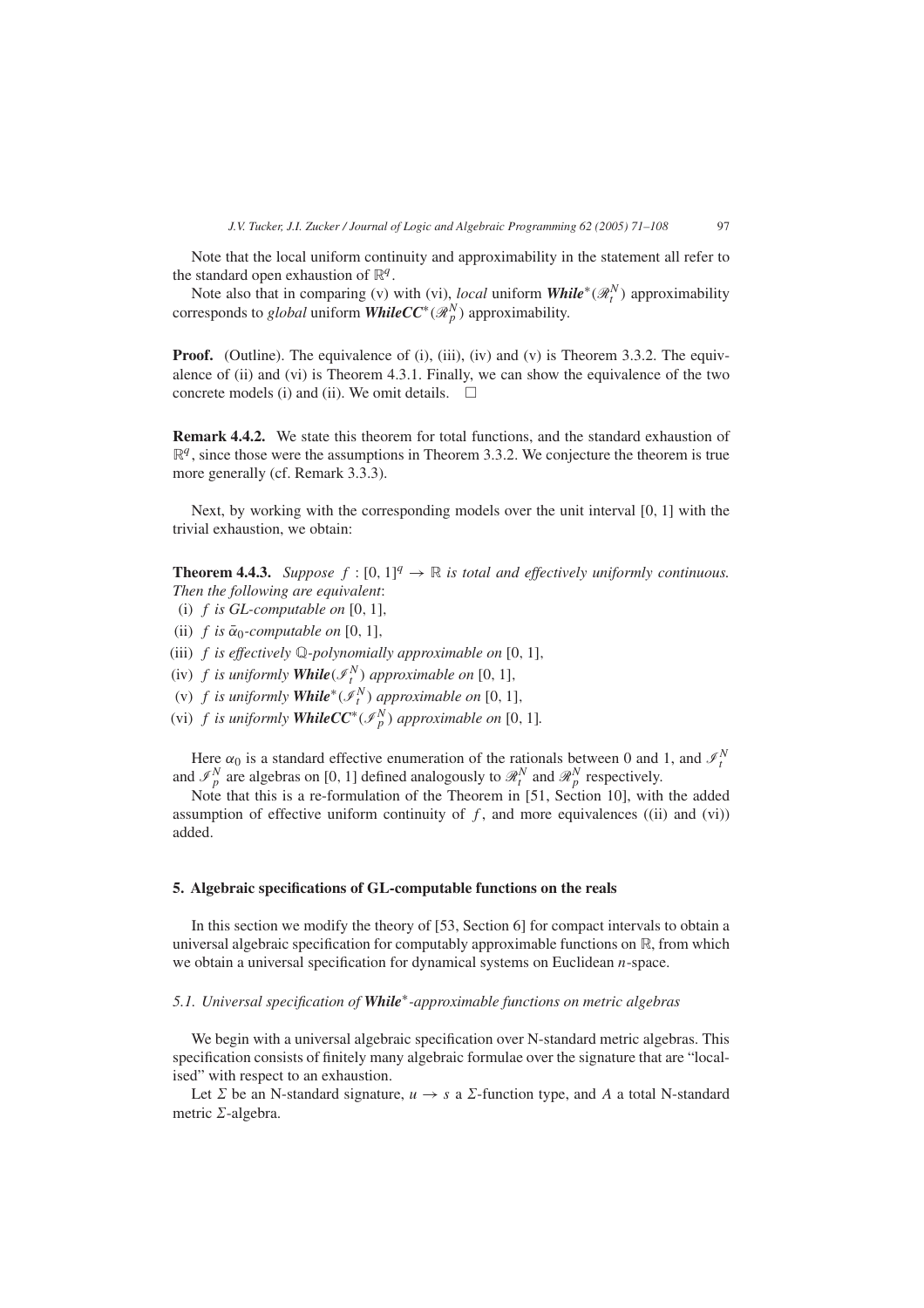Note that the local uniform continuity and approximability in the statement all refer to the standard open exhaustion of $\mathbb{R}^q$.

Note also that in comparing (v) with (vi), *local* uniform ***While***$^*(\mathscr{R}_t^N)$ approximability corresponds to *global* uniform ***WhileCC***$^*(\mathscr{R}_p^N)$ approximability.

**Proof.** (Outline). The equivalence of (i), (iii), (iv) and (v) is Theorem 3.3.2. The equivalence of (ii) and (vi) is Theorem 4.3.1. Finally, we can show the equivalence of the two concrete models (i) and (ii). We omit details. □

**Remark 4.4.2.** We state this theorem for total functions, and the standard exhaustion of $\mathbb{R}^q$, since those were the assumptions in Theorem 3.3.2. We conjecture the theorem is true more generally (cf. Remark 3.3.3).

Next, by working with the corresponding models over the unit interval [0, 1] with the trivial exhaustion, we obtain:

**Theorem 4.4.3.** *Suppose* $f : [0, 1]^q \to \mathbb{R}$ *is total and effectively uniformly continuous. Then the following are equivalent*:

(i) $f$ *is GL-computable on* [0, 1],

(ii) $f$ *is* $\bar{\alpha}_0$*-computable on* [0, 1],

(iii) $f$ *is effectively* $\mathbb{Q}$*-polynomially approximable on* [0, 1],

(iv) $f$ *is uniformly* ***While***$(\mathscr{I}_t^N)$ *approximable on* [0, 1],

(v) $f$ *is uniformly* ***While***$^*(\mathscr{I}_t^N)$ *approximable on* [0, 1],

(vi) $f$ *is uniformly* ***WhileCC***$^*(\mathscr{I}_p^N)$ *approximable on* [0, 1].

Here $\alpha_0$ is a standard effective enumeration of the rationals between 0 and 1, and $\mathscr{I}_t^N$ and $\mathscr{I}_p^N$ are algebras on [0, 1] defined analogously to $\mathscr{R}_t^N$ and $\mathscr{R}_p^N$ respectively.

Note that this is a re-formulation of the Theorem in [51, Section 10], with the added assumption of effective uniform continuity of $f$, and more equivalences ((ii) and (vi)) added.

## 5. Algebraic specifications of GL-computable functions on the reals

In this section we modify the theory of [53, Section 6] for compact intervals to obtain a universal algebraic specification for computably approximable functions on $\mathbb{R}$, from which we obtain a universal specification for dynamical systems on Euclidean $n$-space.

### 5.1. Universal specification of *While*$^*$-approximable functions on metric algebras

We begin with a universal algebraic specification over N-standard metric algebras. This specification consists of finitely many algebraic formulae over the signature that are "localised" with respect to an exhaustion.

Let $\Sigma$ be an N-standard signature, $u \to s$ a $\Sigma$-function type, and $A$ a total N-standard metric $\Sigma$-algebra.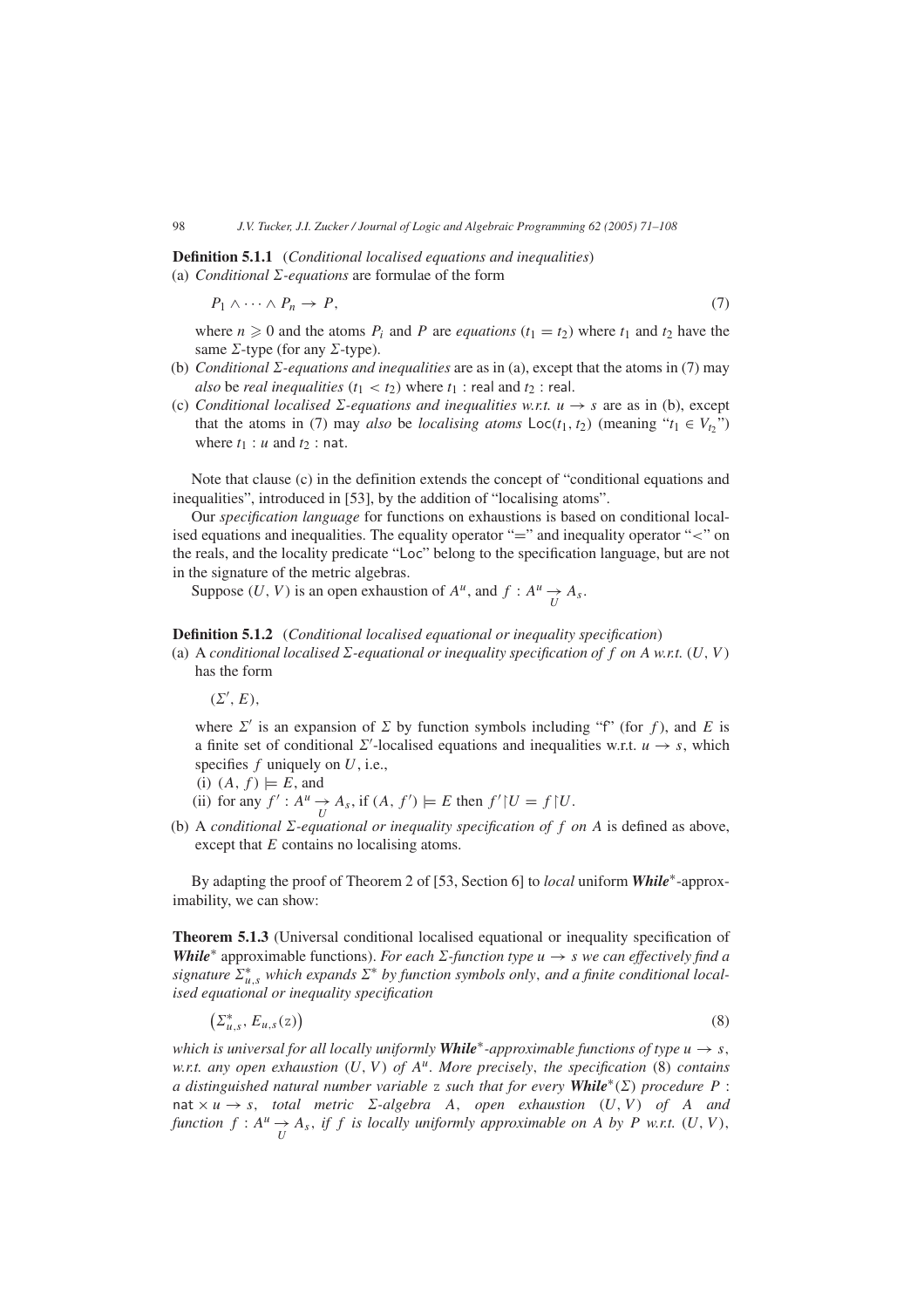**Definition 5.1.1** (*Conditional localised equations and inequalities*)

(a) *Conditional $\Sigma$-equations* are formulae of the form

$$P_1 \wedge \cdots \wedge P_n \to P, \tag{7}$$

where $n \geqslant 0$ and the atoms $P_i$ and $P$ are *equations* $(t_1 = t_2)$ where $t_1$ and $t_2$ have the same $\Sigma$-type (for any $\Sigma$-type).

(b) *Conditional $\Sigma$-equations and inequalities* are as in (a), except that the atoms in (7) may *also* be *real inequalities* $(t_1 < t_2)$ where $t_1 : \mathsf{real}$ and $t_2 : \mathsf{real}$.

(c) *Conditional localised $\Sigma$-equations and inequalities w.r.t. $u \to s$* are as in (b), except that the atoms in (7) may *also* be *localising atoms* $\mathsf{Loc}(t_1, t_2)$ (meaning "$t_1 \in V_{t_2}$") where $t_1 : u$ and $t_2 : \mathsf{nat}$.

Note that clause (c) in the definition extends the concept of "conditional equations and inequalities", introduced in [53], by the addition of "localising atoms".

Our *specification language* for functions on exhaustions is based on conditional localised equations and inequalities. The equality operator "$=$" and inequality operator "$<$" on the reals, and the locality predicate "Loc" belong to the specification language, but are not in the signature of the metric algebras.

Suppose $(U, V)$ is an open exhaustion of $A^u$, and $f : A^u \underset{U}{\to} A_s$.

**Definition 5.1.2** (*Conditional localised equational or inequality specification*)

(a) A *conditional localised $\Sigma$-equational or inequality specification of $f$ on $A$ w.r.t. $(U, V)$* has the form

$(\Sigma', E)$,

where $\Sigma'$ is an expansion of $\Sigma$ by function symbols including "f" (for $f$), and $E$ is a finite set of conditional $\Sigma'$-localised equations and inequalities w.r.t. $u \to s$, which specifies $f$ uniquely on $U$, i.e.,

(i) $(A, f) \models E$, and

(ii) for any $f' : A^u \underset{U}{\to} A_s$, if $(A, f') \models E$ then $f' \restriction U = f \restriction U$.

(b) A *conditional $\Sigma$-equational or inequality specification of $f$ on $A$* is defined as above, except that $E$ contains no localising atoms.

By adapting the proof of Theorem 2 of [53, Section 6] to *local* uniform ***While****-approximability, we can show:

**Theorem 5.1.3** (Universal conditional localised equational or inequality specification of ***While**** approximable functions). *For each $\Sigma$-function type $u \to s$ we can effectively find a signature $\Sigma^*_{u,s}$ which expands $\Sigma^*$ by function symbols only, and a finite conditional localised equational or inequality specification*

$$\left(\Sigma^*_{u,s}, E_{u,s}(\mathrm{z})\right) \tag{8}$$

*which is universal for all locally uniformly **While***-approximable functions of type $u \to s$, w.r.t. any open exhaustion $(U, V)$ of $A^u$. More precisely, the specification (8) contains a distinguished natural number variable z such that for every **While***$(\Sigma)$ procedure $P$ : $\mathsf{nat} \times u \to s$, total metric $\Sigma$-algebra $A$, open exhaustion $(U, V)$ of $A$ and function $f : A^u \underset{U}{\to} A_s$, if $f$ is locally uniformly approximable on $A$ by $P$ w.r.t. $(U, V)$,*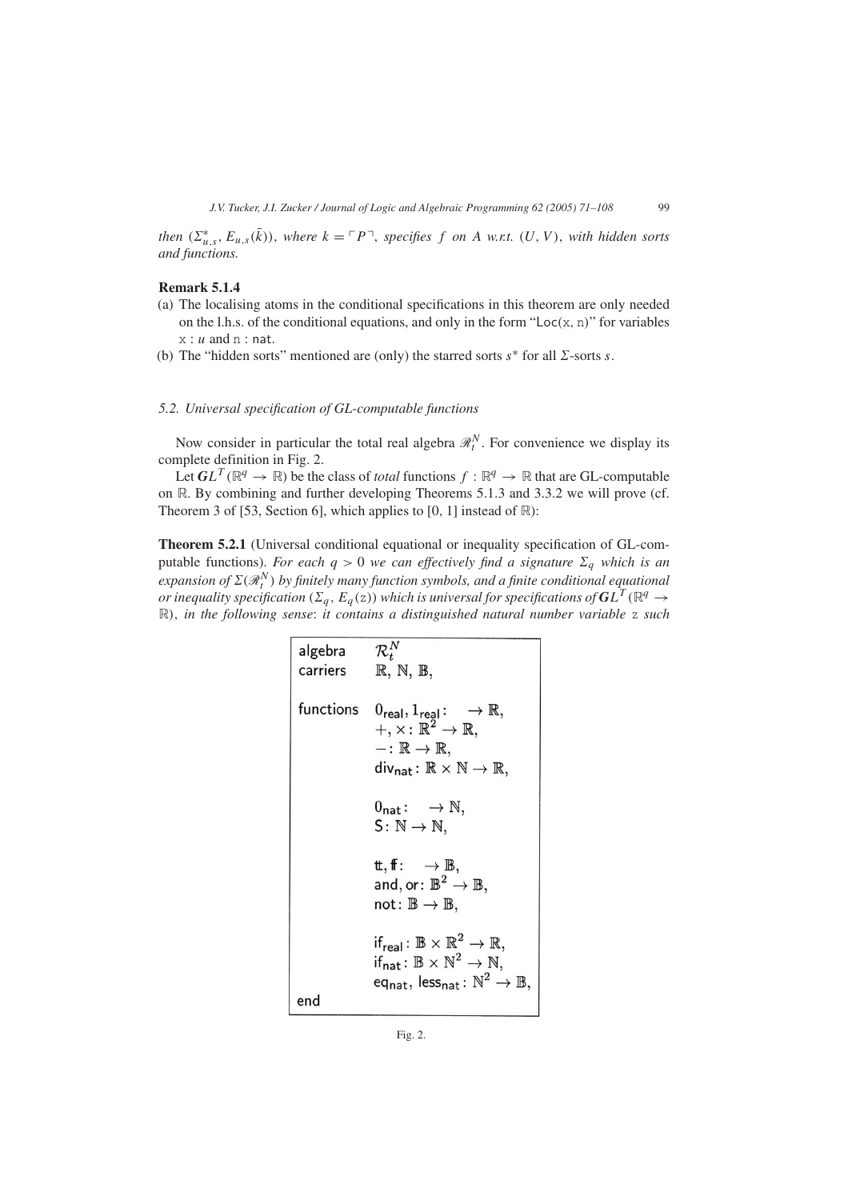*then* $(\Sigma^*_{u,s}, E_{u,s}(\bar{k}))$*, where* $k = \ulcorner P \urcorner$*, specifies* $f$ *on* $A$ *w.r.t.* $(U, V)$*, with hidden sorts and functions.*

**Remark 5.1.4**

(a) The localising atoms in the conditional specifications in this theorem are only needed on the l.h.s. of the conditional equations, and only in the form "Loc(x, n)" for variables x : $u$ and n : nat.

(b) The "hidden sorts" mentioned are (only) the starred sorts $s^*$ for all $\Sigma$-sorts $s$.

### *5.2. Universal specification of GL-computable functions*

Now consider in particular the total real algebra $\mathscr{R}_t^N$. For convenience we display its complete definition in Fig. 2.

Let $\boldsymbol{GL}^T(\mathbb{R}^q \to \mathbb{R})$ be the class of *total* functions $f : \mathbb{R}^q \to \mathbb{R}$ that are GL-computable on $\mathbb{R}$. By combining and further developing Theorems 5.1.3 and 3.3.2 we will prove (cf. Theorem 3 of [53, Section 6], which applies to [0, 1] instead of $\mathbb{R}$):

**Theorem 5.2.1** (Universal conditional equational or inequality specification of GL-computable functions). *For each* $q > 0$ *we can effectively find a signature* $\Sigma_q$ *which is an expansion of* $\Sigma(\mathscr{R}_t^N)$ *by finitely many function symbols, and a finite conditional equational or inequality specification* $(\Sigma_q, E_q(\mathtt{z}))$ *which is universal for specifications of* $\boldsymbol{GL}^T(\mathbb{R}^q \to \mathbb{R})$*, in the following sense*: *it contains a distinguished natural number variable* z *such*

```
algebra     R_t^N
carriers    ℝ, ℕ, 𝔹,

functions   0_real, 1_real:   → ℝ,
            +, ×: ℝ² → ℝ,
            −: ℝ → ℝ,
            div_nat: ℝ × ℕ → ℝ,

            0_nat:   → ℕ,
            S: ℕ → ℕ,

            tt, ff:   → 𝔹,
            and, or: 𝔹² → 𝔹,
            not: 𝔹 → 𝔹,

            if_real: 𝔹 × ℝ² → ℝ,
            if_nat: 𝔹 × ℕ² → ℕ,
            eq_nat, less_nat: ℕ² → 𝔹,
end
```

Fig. 2.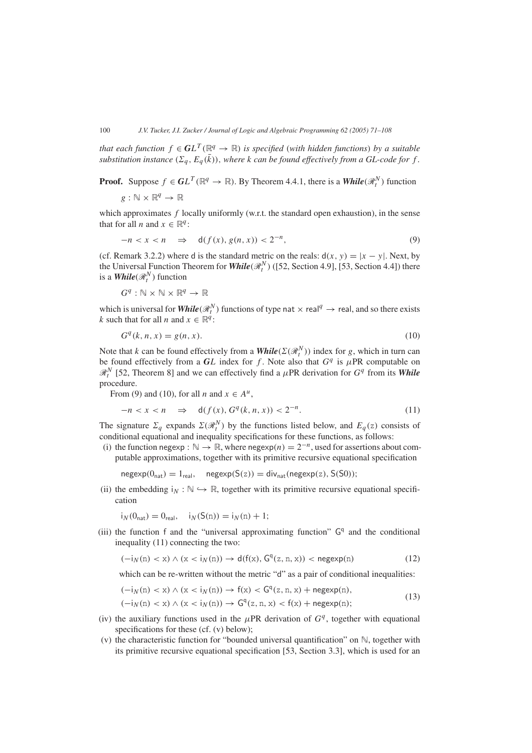*that each function $f \in \boldsymbol{GL}^T(\mathbb{R}^q \to \mathbb{R})$ is specified (with hidden functions) by a suitable substitution instance $(\Sigma_q, E_q(\bar{k}))$, where $k$ can be found effectively from a GL-code for $f$.*

**Proof.** Suppose $f \in \boldsymbol{GL}^T(\mathbb{R}^q \to \mathbb{R})$. By Theorem 4.4.1, there is a $\boldsymbol{While}(\mathscr{R}_t^N)$ function

$$g : \mathbb{N} \times \mathbb{R}^q \to \mathbb{R}$$

which approximates $f$ locally uniformly (w.r.t. the standard open exhaustion), in the sense that for all $n$ and $x \in \mathbb{R}^q$:

$$-n < x < n \quad \Rightarrow \quad \mathsf{d}(f(x), g(n, x)) < 2^{-n}, \tag{9}$$

(cf. Remark 3.2.2) where $\mathsf{d}$ is the standard metric on the reals: $\mathsf{d}(x, y) = |x - y|$. Next, by the Universal Function Theorem for $\boldsymbol{While}(\mathscr{R}_t^N)$ ([52, Section 4.9], [53, Section 4.4]) there is a $\boldsymbol{While}(\mathscr{R}_t^N)$ function

$$G^q : \mathbb{N} \times \mathbb{N} \times \mathbb{R}^q \to \mathbb{R}$$

which is universal for $\boldsymbol{While}(\mathscr{R}_t^N)$ functions of type $\mathsf{nat} \times \mathsf{real}^q \to \mathsf{real}$, and so there exists $k$ such that for all $n$ and $x \in \mathbb{R}^q$:

$$G^q(k, n, x) = g(n, x). \tag{10}$$

Note that $k$ can be found effectively from a $\boldsymbol{While}(\Sigma(\mathscr{R}_t^N))$ index for $g$, which in turn can be found effectively from a $\boldsymbol{GL}$ index for $f$. Note also that $G^q$ is $\mu$PR computable on $\mathscr{R}_t^N$ [52, Theorem 8] and we can effectively find a $\mu$PR derivation for $G^q$ from its $\boldsymbol{While}$ procedure.

From (9) and (10), for all $n$ and $x \in A^u$,

$$-n < x < n \quad \Rightarrow \quad \mathsf{d}(f(x), G^q(k, n, x)) < 2^{-n}. \tag{11}$$

The signature $\Sigma_q$ expands $\Sigma(\mathscr{R}_t^N)$ by the functions listed below, and $E_q(\mathtt{z})$ consists of conditional equational and inequality specifications for these functions, as follows:

(i) the function $\mathsf{negexp} : \mathbb{N} \to \mathbb{R}$, where $\mathsf{negexp}(n) = 2^{-n}$, used for assertions about computable approximations, together with its primitive recursive equational specification

$$\mathsf{negexp}(0_{\mathsf{nat}}) = 1_{\mathsf{real}}, \quad \mathsf{negexp}(\mathsf{S}(\mathtt{z})) = \mathsf{div}_{\mathsf{nat}}(\mathsf{negexp}(\mathtt{z}), \mathsf{S}(\mathsf{S}0));$$

(ii) the embedding $\mathsf{i}_N : \mathbb{N} \hookrightarrow \mathbb{R}$, together with its primitive recursive equational specification

$$\mathsf{i}_N(0_{\mathsf{nat}}) = 0_{\mathsf{real}}, \quad \mathsf{i}_N(\mathsf{S}(\mathtt{n})) = \mathsf{i}_N(\mathtt{n}) + 1;$$

(iii) the function $\mathsf{f}$ and the "universal approximating function" $\mathsf{G}^q$ and the conditional inequality (11) connecting the two:

$$(-\mathsf{i}_N(\mathtt{n}) < \mathtt{x}) \wedge (\mathtt{x} < \mathsf{i}_N(\mathtt{n})) \rightarrow \mathsf{d}(\mathsf{f}(\mathtt{x}), \mathsf{G}^q(\mathtt{z}, \mathtt{n}, \mathtt{x})) < \mathsf{negexp}(\mathtt{n}) \tag{12}$$

which can be re-written without the metric "$\mathsf{d}$" as a pair of conditional inequalities:

$$\begin{aligned} &(-\mathsf{i}_N(\mathtt{n}) < \mathtt{x}) \wedge (\mathtt{x} < \mathsf{i}_N(\mathtt{n})) \rightarrow \mathsf{f}(\mathtt{x}) < \mathsf{G}^q(\mathtt{z}, \mathtt{n}, \mathtt{x}) + \mathsf{negexp}(\mathtt{n}), \\ &(-\mathsf{i}_N(\mathtt{n}) < \mathtt{x}) \wedge (\mathtt{x} < \mathsf{i}_N(\mathtt{n})) \rightarrow \mathsf{G}^q(\mathtt{z}, \mathtt{n}, \mathtt{x}) < \mathsf{f}(\mathtt{x}) + \mathsf{negexp}(\mathtt{n}); \end{aligned} \tag{13}$$

(iv) the auxiliary functions used in the $\mu$PR derivation of $G^q$, together with equational specifications for these (cf. (v) below);

(v) the characteristic function for "bounded universal quantification" on $\mathbb{N}$, together with its primitive recursive equational specification [53, Section 3.3], which is used for an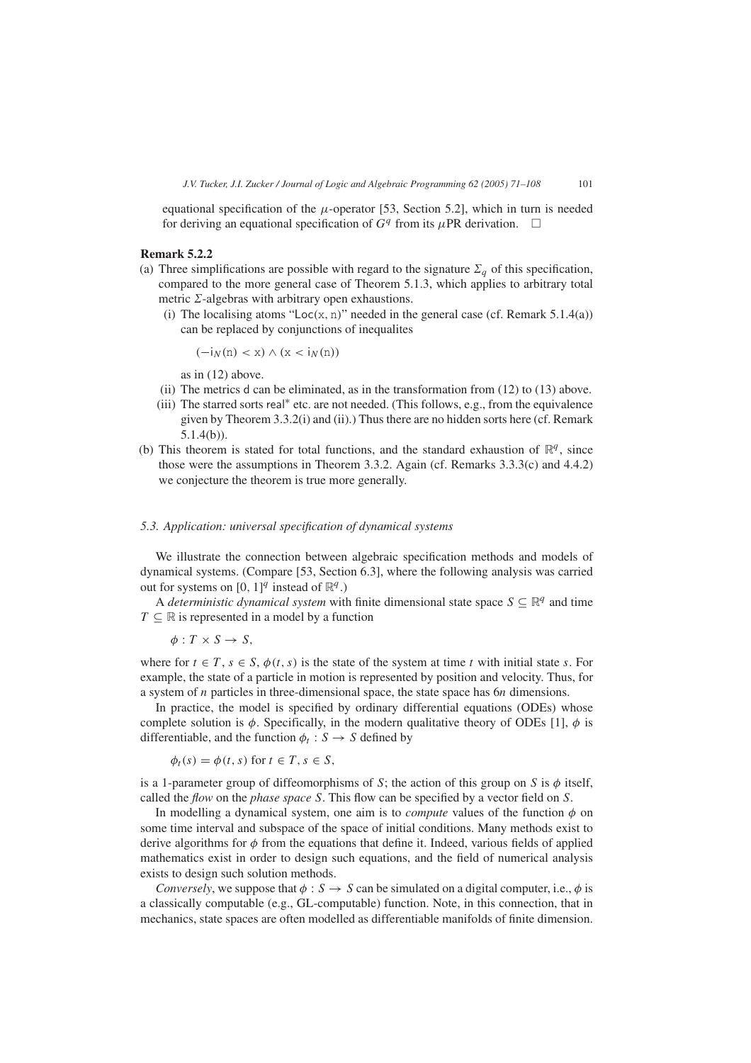equational specification of the $\mu$-operator [53, Section 5.2], which in turn is needed for deriving an equational specification of $G^q$ from its $\mu$PR derivation. $\square$

**Remark 5.2.2**

(a) Three simplifications are possible with regard to the signature $\Sigma_q$ of this specification, compared to the more general case of Theorem 5.1.3, which applies to arbitrary total metric $\Sigma$-algebras with arbitrary open exhaustions.

   (i) The localising atoms "$\mathtt{Loc(x, n)}$" needed in the general case (cf. Remark 5.1.4(a)) can be replaced by conjunctions of inequalites

   $$(-\mathtt{i}_N(\mathtt{n}) < \mathtt{x}) \wedge (\mathtt{x} < \mathtt{i}_N(\mathtt{n}))$$

   as in (12) above.

   (ii) The metrics $\mathsf{d}$ can be eliminated, as in the transformation from (12) to (13) above.

   (iii) The starred sorts $\mathsf{real}^*$ etc. are not needed. (This follows, e.g., from the equivalence given by Theorem 3.3.2(i) and (ii).) Thus there are no hidden sorts here (cf. Remark 5.1.4(b)).

(b) This theorem is stated for total functions, and the standard exhaustion of $\mathbb{R}^q$, since those were the assumptions in Theorem 3.3.2. Again (cf. Remarks 3.3.3(c) and 4.4.2) we conjecture the theorem is true more generally.

### *5.3. Application: universal specification of dynamical systems*

We illustrate the connection between algebraic specification methods and models of dynamical systems. (Compare [53, Section 6.3], where the following analysis was carried out for systems on $[0, 1]^q$ instead of $\mathbb{R}^q$.)

A *deterministic dynamical system* with finite dimensional state space $S \subseteq \mathbb{R}^q$ and time $T \subseteq \mathbb{R}$ is represented in a model by a function

$$\phi : T \times S \to S,$$

where for $t \in T$, $s \in S$, $\phi(t, s)$ is the state of the system at time $t$ with initial state $s$. For example, the state of a particle in motion is represented by position and velocity. Thus, for a system of $n$ particles in three-dimensional space, the state space has $6n$ dimensions.

In practice, the model is specified by ordinary differential equations (ODEs) whose complete solution is $\phi$. Specifically, in the modern qualitative theory of ODEs [1], $\phi$ is differentiable, and the function $\phi_t : S \to S$ defined by

$$\phi_t(s) = \phi(t, s) \text{ for } t \in T, s \in S,$$

is a 1-parameter group of diffeomorphisms of $S$; the action of this group on $S$ is $\phi$ itself, called the *flow* on the *phase space* $S$. This flow can be specified by a vector field on $S$.

In modelling a dynamical system, one aim is to *compute* values of the function $\phi$ on some time interval and subspace of the space of initial conditions. Many methods exist to derive algorithms for $\phi$ from the equations that define it. Indeed, various fields of applied mathematics exist in order to design such equations, and the field of numerical analysis exists to design such solution methods.

*Conversely*, we suppose that $\phi : S \to S$ can be simulated on a digital computer, i.e., $\phi$ is a classically computable (e.g., GL-computable) function. Note, in this connection, that in mechanics, state spaces are often modelled as differentiable manifolds of finite dimension.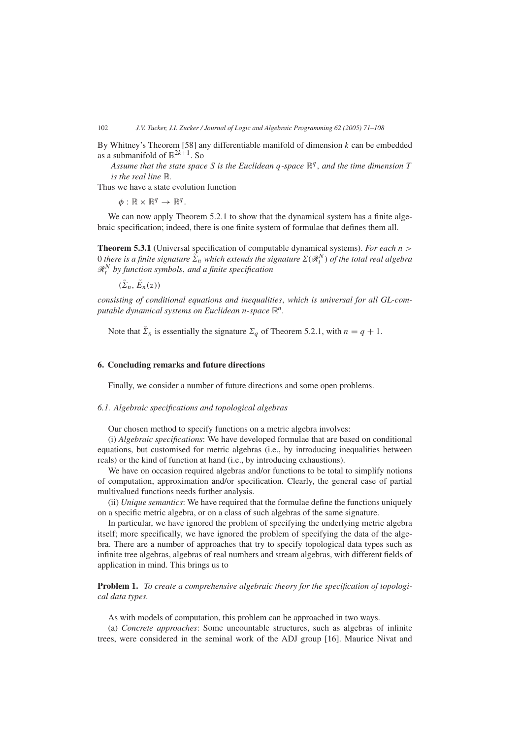By Whitney's Theorem [58] any differentiable manifold of dimension $k$ can be embedded as a submanifold of $\mathbb{R}^{2k+1}$. So

*Assume that the state space $S$ is the Euclidean $q$-space $\mathbb{R}^q$, and the time dimension $T$ is the real line $\mathbb{R}$.*

Thus we have a state evolution function

$$\phi : \mathbb{R} \times \mathbb{R}^q \to \mathbb{R}^q.$$

We can now apply Theorem 5.2.1 to show that the dynamical system has a finite algebraic specification; indeed, there is one finite system of formulae that defines them all.

**Theorem 5.3.1** (Universal specification of computable dynamical systems). *For each $n > 0$ there is a finite signature $\tilde{\Sigma}_n$ which extends the signature $\Sigma(\mathscr{R}_t^N)$ of the total real algebra $\mathscr{R}_t^N$ by function symbols, and a finite specification*

$$(\tilde{\Sigma}_n, \tilde{E}_n(\mathtt{z}))$$

*consisting of conditional equations and inequalities, which is universal for all GL-computable dynamical systems on Euclidean $n$-space $\mathbb{R}^n$.*

Note that $\tilde{\Sigma}_n$ is essentially the signature $\Sigma_q$ of Theorem 5.2.1, with $n = q + 1$.

## 6. Concluding remarks and future directions

Finally, we consider a number of future directions and some open problems.

### 6.1. Algebraic specifications and topological algebras

Our chosen method to specify functions on a metric algebra involves:

(i) *Algebraic specifications*: We have developed formulae that are based on conditional equations, but customised for metric algebras (i.e., by introducing inequalities between reals) or the kind of function at hand (i.e., by introducing exhaustions).

We have on occasion required algebras and/or functions to be total to simplify notions of computation, approximation and/or specification. Clearly, the general case of partial multivalued functions needs further analysis.

(ii) *Unique semantics*: We have required that the formulae define the functions uniquely on a specific metric algebra, or on a class of such algebras of the same signature.

In particular, we have ignored the problem of specifying the underlying metric algebra itself; more specifically, we have ignored the problem of specifying the data of the algebra. There are a number of approaches that try to specify topological data types such as infinite tree algebras, algebras of real numbers and stream algebras, with different fields of application in mind. This brings us to

**Problem 1.** *To create a comprehensive algebraic theory for the specification of topological data types.*

As with models of computation, this problem can be approached in two ways.

(a) *Concrete approaches*: Some uncountable structures, such as algebras of infinite trees, were considered in the seminal work of the ADJ group [16]. Maurice Nivat and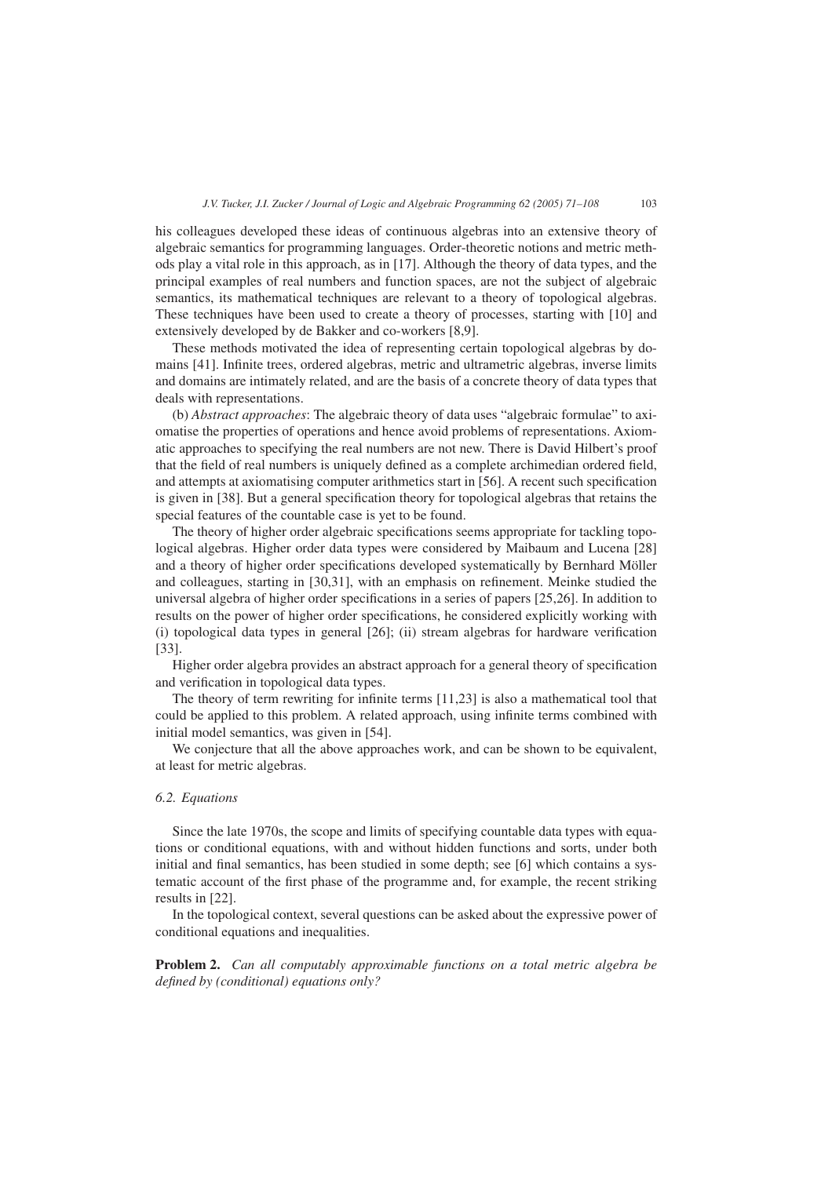his colleagues developed these ideas of continuous algebras into an extensive theory of algebraic semantics for programming languages. Order-theoretic notions and metric methods play a vital role in this approach, as in [17]. Although the theory of data types, and the principal examples of real numbers and function spaces, are not the subject of algebraic semantics, its mathematical techniques are relevant to a theory of topological algebras. These techniques have been used to create a theory of processes, starting with [10] and extensively developed by de Bakker and co-workers [8,9].

These methods motivated the idea of representing certain topological algebras by domains [41]. Infinite trees, ordered algebras, metric and ultrametric algebras, inverse limits and domains are intimately related, and are the basis of a concrete theory of data types that deals with representations.

(b) *Abstract approaches*: The algebraic theory of data uses "algebraic formulae" to axiomatise the properties of operations and hence avoid problems of representations. Axiomatic approaches to specifying the real numbers are not new. There is David Hilbert's proof that the field of real numbers is uniquely defined as a complete archimedean ordered field, and attempts at axiomatising computer arithmetics start in [56]. A recent such specification is given in [38]. But a general specification theory for topological algebras that retains the special features of the countable case is yet to be found.

The theory of higher order algebraic specifications seems appropriate for tackling topological algebras. Higher order data types were considered by Maibaum and Lucena [28] and a theory of higher order specifications developed systematically by Bernhard Möller and colleagues, starting in [30,31], with an emphasis on refinement. Meinke studied the universal algebra of higher order specifications in a series of papers [25,26]. In addition to results on the power of higher order specifications, he considered explicitly working with (i) topological data types in general [26]; (ii) stream algebras for hardware verification [33].

Higher order algebra provides an abstract approach for a general theory of specification and verification in topological data types.

The theory of term rewriting for infinite terms [11,23] is also a mathematical tool that could be applied to this problem. A related approach, using infinite terms combined with initial model semantics, was given in [54].

We conjecture that all the above approaches work, and can be shown to be equivalent, at least for metric algebras.

### 6.2. Equations

Since the late 1970s, the scope and limits of specifying countable data types with equations or conditional equations, with and without hidden functions and sorts, under both initial and final semantics, has been studied in some depth; see [6] which contains a systematic account of the first phase of the programme and, for example, the recent striking results in [22].

In the topological context, several questions can be asked about the expressive power of conditional equations and inequalities.

**Problem 2.** *Can all computably approximable functions on a total metric algebra be defined by (conditional) equations only?*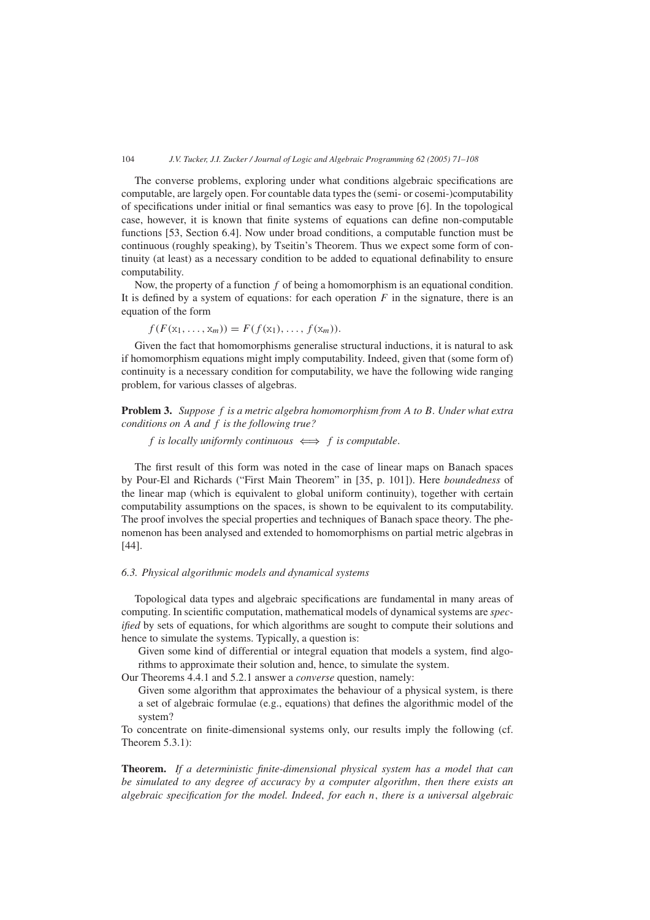The converse problems, exploring under what conditions algebraic specifications are computable, are largely open. For countable data types the (semi- or cosemi-)computability of specifications under initial or final semantics was easy to prove [6]. In the topological case, however, it is known that finite systems of equations can define non-computable functions [53, Section 6.4]. Now under broad conditions, a computable function must be continuous (roughly speaking), by Tseitin's Theorem. Thus we expect some form of continuity (at least) as a necessary condition to be added to equational definability to ensure computability.

Now, the property of a function $f$ of being a homomorphism is an equational condition. It is defined by a system of equations: for each operation $F$ in the signature, there is an equation of the form

$$f(F(x_1, \ldots, x_m)) = F(f(x_1), \ldots, f(x_m)).$$

Given the fact that homomorphisms generalise structural inductions, it is natural to ask if homomorphism equations might imply computability. Indeed, given that (some form of) continuity is a necessary condition for computability, we have the following wide ranging problem, for various classes of algebras.

**Problem 3.** *Suppose $f$ is a metric algebra homomorphism from $A$ to $B$. Under what extra conditions on $A$ and $f$ is the following true?*

*$f$ is locally uniformly continuous $\iff$ $f$ is computable.*

The first result of this form was noted in the case of linear maps on Banach spaces by Pour-El and Richards ("First Main Theorem" in [35, p. 101]). Here *boundedness* of the linear map (which is equivalent to global uniform continuity), together with certain computability assumptions on the spaces, is shown to be equivalent to its computability. The proof involves the special properties and techniques of Banach space theory. The phenomenon has been analysed and extended to homomorphisms on partial metric algebras in [44].

### 6.3. Physical algorithmic models and dynamical systems

Topological data types and algebraic specifications are fundamental in many areas of computing. In scientific computation, mathematical models of dynamical systems are *specified* by sets of equations, for which algorithms are sought to compute their solutions and hence to simulate the systems. Typically, a question is:

Given some kind of differential or integral equation that models a system, find algorithms to approximate their solution and, hence, to simulate the system.

Our Theorems 4.4.1 and 5.2.1 answer a *converse* question, namely:

Given some algorithm that approximates the behaviour of a physical system, is there a set of algebraic formulae (e.g., equations) that defines the algorithmic model of the system?

To concentrate on finite-dimensional systems only, our results imply the following (cf. Theorem 5.3.1):

**Theorem.** *If a deterministic finite-dimensional physical system has a model that can be simulated to any degree of accuracy by a computer algorithm, then there exists an algebraic specification for the model. Indeed, for each $n$, there is a universal algebraic*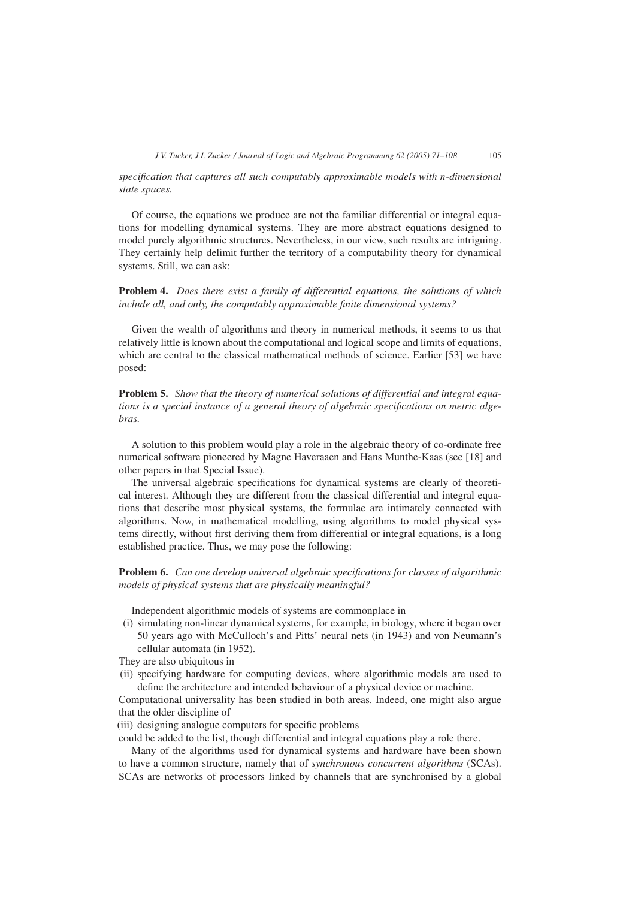*specification that captures all such computably approximable models with n-dimensional state spaces.*

Of course, the equations we produce are not the familiar differential or integral equations for modelling dynamical systems. They are more abstract equations designed to model purely algorithmic structures. Nevertheless, in our view, such results are intriguing. They certainly help delimit further the territory of a computability theory for dynamical systems. Still, we can ask:

**Problem 4.** *Does there exist a family of differential equations, the solutions of which include all, and only, the computably approximable finite dimensional systems?*

Given the wealth of algorithms and theory in numerical methods, it seems to us that relatively little is known about the computational and logical scope and limits of equations, which are central to the classical mathematical methods of science. Earlier [53] we have posed:

**Problem 5.** *Show that the theory of numerical solutions of differential and integral equations is a special instance of a general theory of algebraic specifications on metric algebras.*

A solution to this problem would play a role in the algebraic theory of co-ordinate free numerical software pioneered by Magne Haveraaen and Hans Munthe-Kaas (see [18] and other papers in that Special Issue).

The universal algebraic specifications for dynamical systems are clearly of theoretical interest. Although they are different from the classical differential and integral equations that describe most physical systems, the formulae are intimately connected with algorithms. Now, in mathematical modelling, using algorithms to model physical systems directly, without first deriving them from differential or integral equations, is a long established practice. Thus, we may pose the following:

**Problem 6.** *Can one develop universal algebraic specifications for classes of algorithmic models of physical systems that are physically meaningful?*

Independent algorithmic models of systems are commonplace in

(i) simulating non-linear dynamical systems, for example, in biology, where it began over 50 years ago with McCulloch's and Pitts' neural nets (in 1943) and von Neumann's cellular automata (in 1952).

They are also ubiquitous in

(ii) specifying hardware for computing devices, where algorithmic models are used to define the architecture and intended behaviour of a physical device or machine.

Computational universality has been studied in both areas. Indeed, one might also argue that the older discipline of

(iii) designing analogue computers for specific problems

could be added to the list, though differential and integral equations play a role there.

Many of the algorithms used for dynamical systems and hardware have been shown to have a common structure, namely that of *synchronous concurrent algorithms* (SCAs). SCAs are networks of processors linked by channels that are synchronised by a global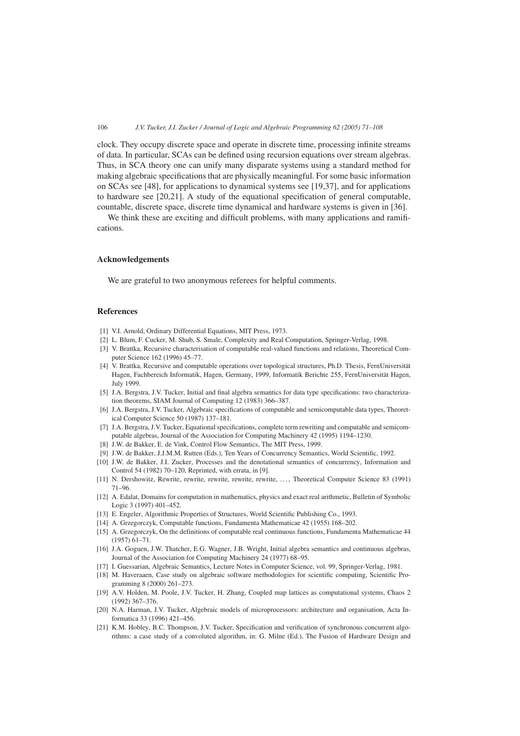clock. They occupy discrete space and operate in discrete time, processing infinite streams of data. In particular, SCAs can be defined using recursion equations over stream algebras. Thus, in SCA theory one can unify many disparate systems using a standard method for making algebraic specifications that are physically meaningful. For some basic information on SCAs see [48], for applications to dynamical systems see [19,37], and for applications to hardware see [20,21]. A study of the equational specification of general computable, countable, discrete space, discrete time dynamical and hardware systems is given in [36].

We think these are exciting and difficult problems, with many applications and ramifications.

## Acknowledgements

We are grateful to two anonymous referees for helpful comments.

## References

[1] V.I. Arnold, Ordinary Differential Equations, MIT Press, 1973.

[2] L. Blum, F. Cucker, M. Shub, S. Smale, Complexity and Real Computation, Springer-Verlag, 1998.

[3] V. Brattka, Recursive characterisation of computable real-valued functions and relations, Theoretical Computer Science 162 (1996) 45–77.

[4] V. Brattka, Recursive and computable operations over topological structures, Ph.D. Thesis, FernUniversität Hagen, Fachbereich Informatik, Hagen, Germany, 1999, Informatik Berichte 255, FernUniversität Hagen, July 1999.

[5] J.A. Bergstra, J.V. Tucker, Initial and final algebra semantics for data type specifications: two characterization theorems, SIAM Journal of Computing 12 (1983) 366–387.

[6] J.A. Bergstra, J.V. Tucker, Algebraic specifications of computable and semicomputable data types, Theoretical Computer Science 50 (1987) 137–181.

[7] J.A. Bergstra, J.V. Tucker, Equational specifications, complete term rewriting and computable and semicomputable algebras, Journal of the Association for Computing Machinery 42 (1995) 1194–1230.

[8] J.W. de Bakker, E. de Vink, Control Flow Semantics, The MIT Press, 1999.

[9] J.W. de Bakker, J.J.M.M. Rutten (Eds.), Ten Years of Concurrency Semantics, World Scientific, 1992.

[10] J.W. de Bakker, J.I. Zucker, Processes and the denotational semantics of concurrency, Information and Control 54 (1982) 70–120, Reprinted, with errata, in [9].

[11] N. Dershowitz, Rewrite, rewrite, rewrite, rewrite, rewrite, ..., Theoretical Computer Science 83 (1991) 71–96.

[12] A. Edalat, Domains for computation in mathematics, physics and exact real arithmetic, Bulletin of Symbolic Logic 3 (1997) 401–452.

[13] E. Engeler, Algorithmic Properties of Structures, World Scientific Publishing Co., 1993.

[14] A. Grzegorczyk, Computable functions, Fundamenta Mathematicae 42 (1955) 168–202.

[15] A. Grzegorczyk, On the definitions of computable real continuous functions, Fundamenta Mathematicae 44 (1957) 61–71.

[16] J.A. Goguen, J.W. Thatcher, E.G. Wagner, J.B. Wright, Initial algebra semantics and continuous algebras, Journal of the Association for Computing Machinery 24 (1977) 68–95.

[17] I. Guessarian, Algebraic Semantics, Lecture Notes in Computer Science, vol. 99, Springer-Verlag, 1981.

[18] M. Haveraaen, Case study on algebraic software methodologies for scientific computing, Scientific Programming 8 (2000) 261–273.

[19] A.V. Holden, M. Poole, J.V. Tucker, H. Zhang, Coupled map lattices as computational systems, Chaos 2 (1992) 367–376.

[20] N.A. Harman, J.V. Tucker, Algebraic models of microprocessors: architecture and organisation, Acta Informatica 33 (1996) 421–456.

[21] K.M. Hobley, B.C. Thompson, J.V. Tucker, Specification and verification of synchronous concurrent algorithms: a case study of a convoluted algorithm, in: G. Milne (Ed.), The Fusion of Hardware Design and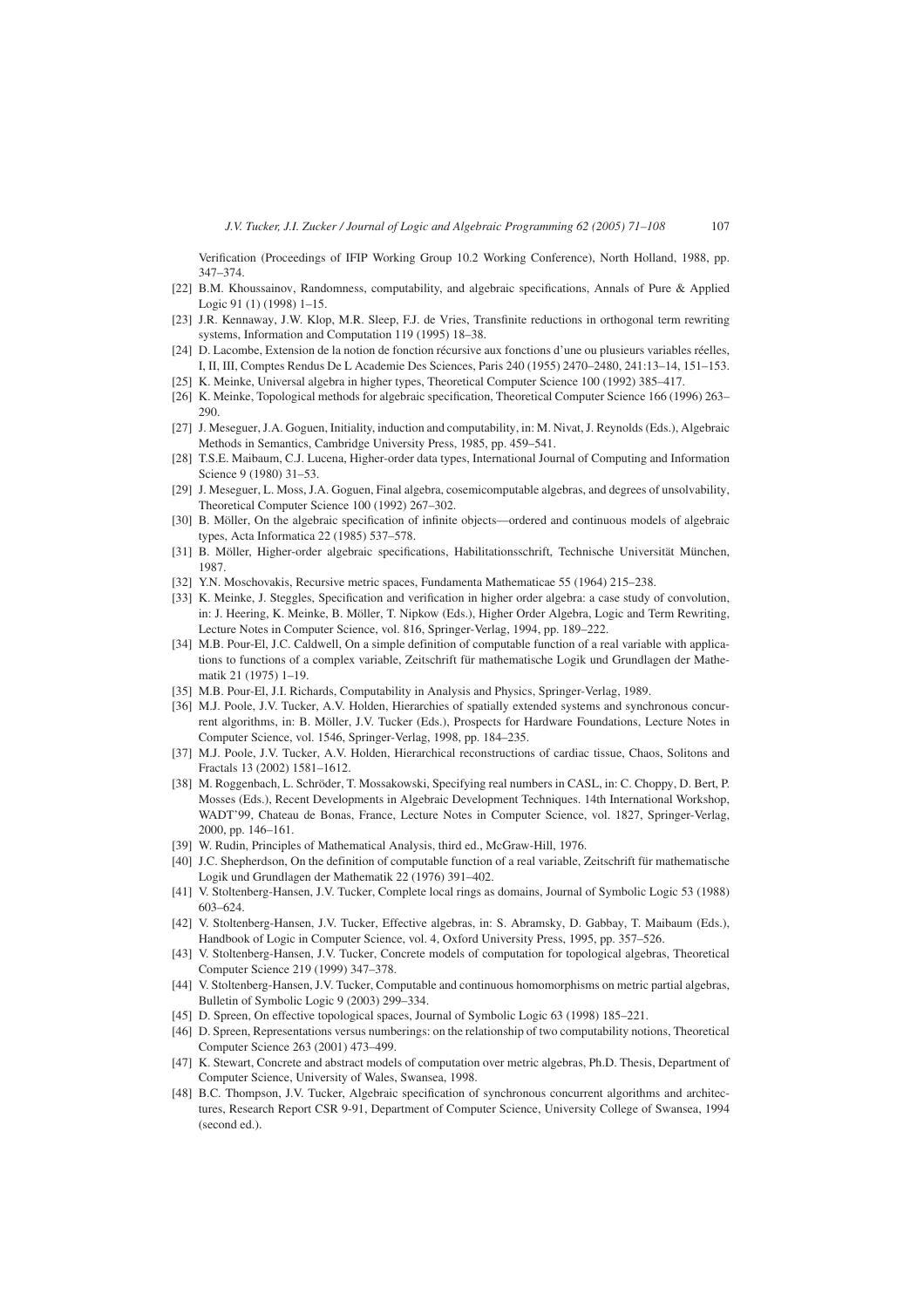Verification (Proceedings of IFIP Working Group 10.2 Working Conference), North Holland, 1988, pp. 347–374.

[22] B.M. Khoussainov, Randomness, computability, and algebraic specifications, Annals of Pure & Applied Logic 91 (1) (1998) 1–15.

[23] J.R. Kennaway, J.W. Klop, M.R. Sleep, F.J. de Vries, Transfinite reductions in orthogonal term rewriting systems, Information and Computation 119 (1995) 18–38.

[24] D. Lacombe, Extension de la notion de fonction récursive aux fonctions d'une ou plusieurs variables réelles, I, II, III, Comptes Rendus De L Academie Des Sciences, Paris 240 (1955) 2470–2480, 241:13–14, 151–153.

[25] K. Meinke, Universal algebra in higher types, Theoretical Computer Science 100 (1992) 385–417.

[26] K. Meinke, Topological methods for algebraic specification, Theoretical Computer Science 166 (1996) 263–290.

[27] J. Meseguer, J.A. Goguen, Initiality, induction and computability, in: M. Nivat, J. Reynolds (Eds.), Algebraic Methods in Semantics, Cambridge University Press, 1985, pp. 459–541.

[28] T.S.E. Maibaum, C.J. Lucena, Higher-order data types, International Journal of Computing and Information Science 9 (1980) 31–53.

[29] J. Meseguer, L. Moss, J.A. Goguen, Final algebra, cosemicomputable algebras, and degrees of unsolvability, Theoretical Computer Science 100 (1992) 267–302.

[30] B. Möller, On the algebraic specification of infinite objects—ordered and continuous models of algebraic types, Acta Informatica 22 (1985) 537–578.

[31] B. Möller, Higher-order algebraic specifications, Habilitationsschrift, Technische Universität München, 1987.

[32] Y.N. Moschovakis, Recursive metric spaces, Fundamenta Mathematicae 55 (1964) 215–238.

[33] K. Meinke, J. Steggles, Specification and verification in higher order algebra: a case study of convolution, in: J. Heering, K. Meinke, B. Möller, T. Nipkow (Eds.), Higher Order Algebra, Logic and Term Rewriting, Lecture Notes in Computer Science, vol. 816, Springer-Verlag, 1994, pp. 189–222.

[34] M.B. Pour-El, J.C. Caldwell, On a simple definition of computable function of a real variable with applications to functions of a complex variable, Zeitschrift für mathematische Logik und Grundlagen der Mathematik 21 (1975) 1–19.

[35] M.B. Pour-El, J.I. Richards, Computability in Analysis and Physics, Springer-Verlag, 1989.

[36] M.J. Poole, J.V. Tucker, A.V. Holden, Hierarchies of spatially extended systems and synchronous concurrent algorithms, in: B. Möller, J.V. Tucker (Eds.), Prospects for Hardware Foundations, Lecture Notes in Computer Science, vol. 1546, Springer-Verlag, 1998, pp. 184–235.

[37] M.J. Poole, J.V. Tucker, A.V. Holden, Hierarchical reconstructions of cardiac tissue, Chaos, Solitons and Fractals 13 (2002) 1581–1612.

[38] M. Roggenbach, L. Schröder, T. Mossakowski, Specifying real numbers in CASL, in: C. Choppy, D. Bert, P. Mosses (Eds.), Recent Developments in Algebraic Development Techniques. 14th International Workshop, WADT'99, Chateau de Bonas, France, Lecture Notes in Computer Science, vol. 1827, Springer-Verlag, 2000, pp. 146–161.

[39] W. Rudin, Principles of Mathematical Analysis, third ed., McGraw-Hill, 1976.

[40] J.C. Shepherdson, On the definition of computable function of a real variable, Zeitschrift für mathematische Logik und Grundlagen der Mathematik 22 (1976) 391–402.

[41] V. Stoltenberg-Hansen, J.V. Tucker, Complete local rings as domains, Journal of Symbolic Logic 53 (1988) 603–624.

[42] V. Stoltenberg-Hansen, J.V. Tucker, Effective algebras, in: S. Abramsky, D. Gabbay, T. Maibaum (Eds.), Handbook of Logic in Computer Science, vol. 4, Oxford University Press, 1995, pp. 357–526.

[43] V. Stoltenberg-Hansen, J.V. Tucker, Concrete models of computation for topological algebras, Theoretical Computer Science 219 (1999) 347–378.

[44] V. Stoltenberg-Hansen, J.V. Tucker, Computable and continuous homomorphisms on metric partial algebras, Bulletin of Symbolic Logic 9 (2003) 299–334.

[45] D. Spreen, On effective topological spaces, Journal of Symbolic Logic 63 (1998) 185–221.

[46] D. Spreen, Representations versus numberings: on the relationship of two computability notions, Theoretical Computer Science 263 (2001) 473–499.

[47] K. Stewart, Concrete and abstract models of computation over metric algebras, Ph.D. Thesis, Department of Computer Science, University of Wales, Swansea, 1998.

[48] B.C. Thompson, J.V. Tucker, Algebraic specification of synchronous concurrent algorithms and architectures, Research Report CSR 9-91, Department of Computer Science, University College of Swansea, 1994 (second ed.).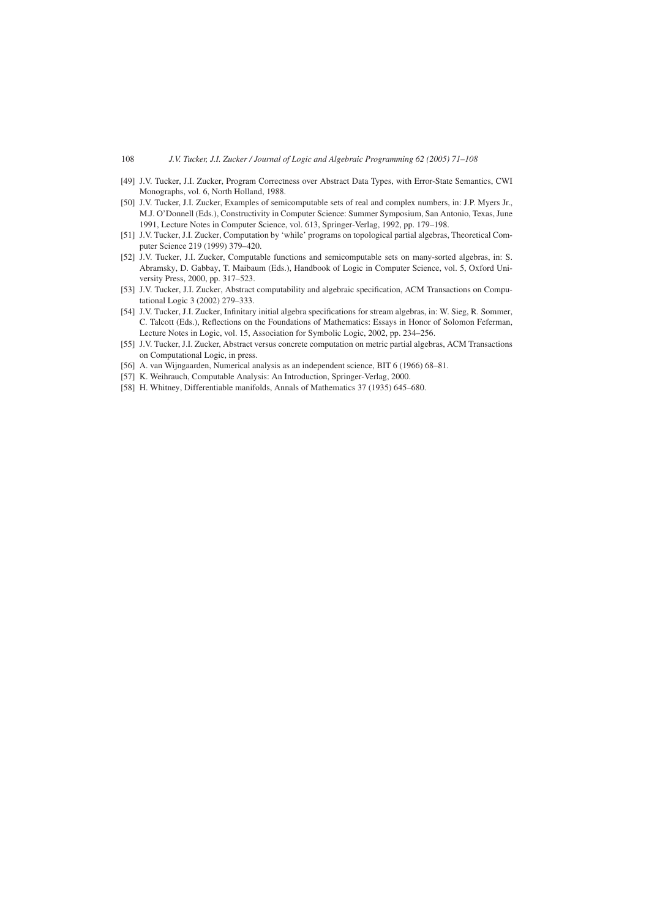[49] J.V. Tucker, J.I. Zucker, Program Correctness over Abstract Data Types, with Error-State Semantics, CWI Monographs, vol. 6, North Holland, 1988.

[50] J.V. Tucker, J.I. Zucker, Examples of semicomputable sets of real and complex numbers, in: J.P. Myers Jr., M.J. O'Donnell (Eds.), Constructivity in Computer Science: Summer Symposium, San Antonio, Texas, June 1991, Lecture Notes in Computer Science, vol. 613, Springer-Verlag, 1992, pp. 179–198.

[51] J.V. Tucker, J.I. Zucker, Computation by 'while' programs on topological partial algebras, Theoretical Computer Science 219 (1999) 379–420.

[52] J.V. Tucker, J.I. Zucker, Computable functions and semicomputable sets on many-sorted algebras, in: S. Abramsky, D. Gabbay, T. Maibaum (Eds.), Handbook of Logic in Computer Science, vol. 5, Oxford University Press, 2000, pp. 317–523.

[53] J.V. Tucker, J.I. Zucker, Abstract computability and algebraic specification, ACM Transactions on Computational Logic 3 (2002) 279–333.

[54] J.V. Tucker, J.I. Zucker, Infinitary initial algebra specifications for stream algebras, in: W. Sieg, R. Sommer, C. Talcott (Eds.), Reflections on the Foundations of Mathematics: Essays in Honor of Solomon Feferman, Lecture Notes in Logic, vol. 15, Association for Symbolic Logic, 2002, pp. 234–256.

[55] J.V. Tucker, J.I. Zucker, Abstract versus concrete computation on metric partial algebras, ACM Transactions on Computational Logic, in press.

[56] A. van Wijngaarden, Numerical analysis as an independent science, BIT 6 (1966) 68–81.

[57] K. Weihrauch, Computable Analysis: An Introduction, Springer-Verlag, 2000.

[58] H. Whitney, Differentiable manifolds, Annals of Mathematics 37 (1935) 645–680.